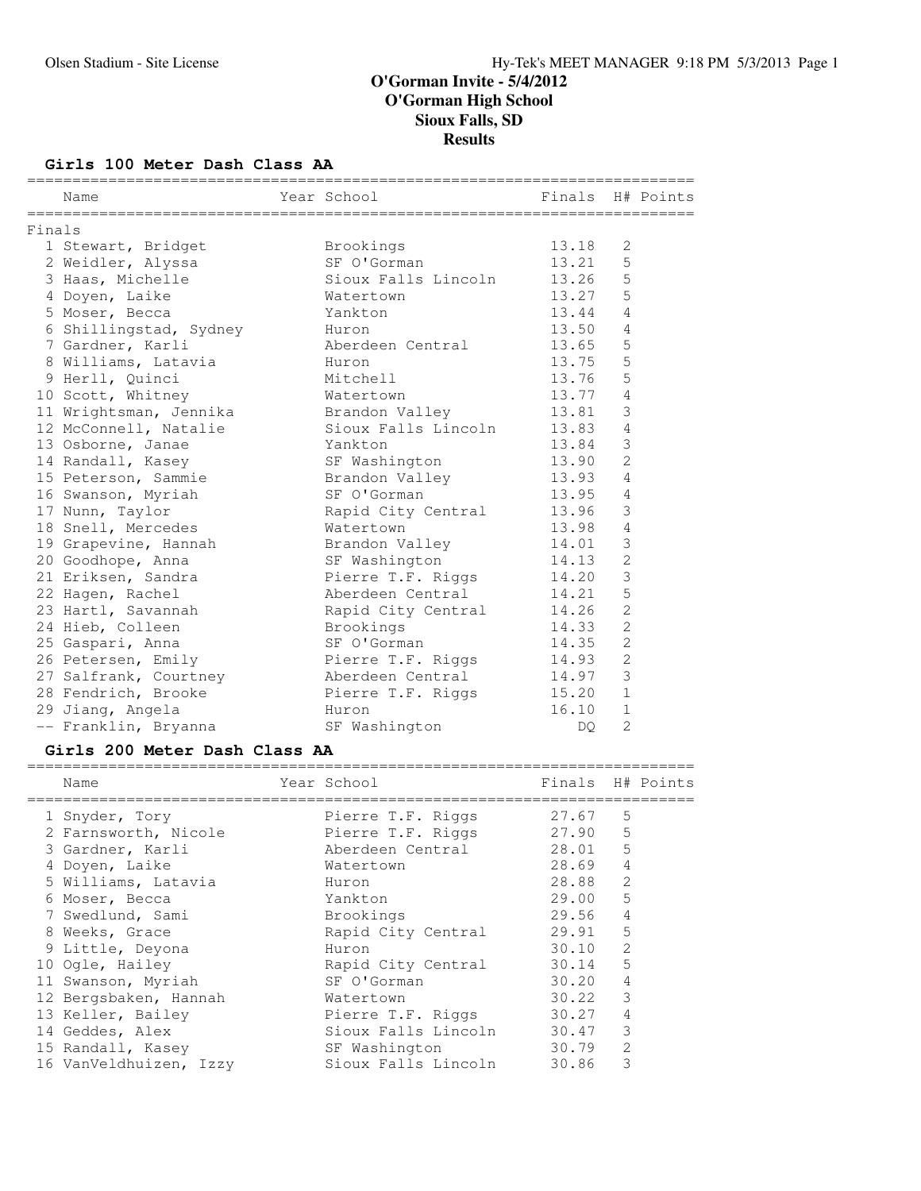# O'Gorman Invite - 5/4/2012
## O'Gorman High School
## Sioux Falls, SD
## Results

### Girls 100 Meter Dash Class AA

Finals

| Place | Name | Year | School | Finals | H# | Points |
|---|---|---|---|---|---|---|
| 1 | Stewart, Bridget | | Brookings | 13.18 | 2 | |
| 2 | Weidler, Alyssa | | SF O'Gorman | 13.21 | 5 | |
| 3 | Haas, Michelle | | Sioux Falls Lincoln | 13.26 | 5 | |
| 4 | Doyen, Laike | | Watertown | 13.27 | 5 | |
| 5 | Moser, Becca | | Yankton | 13.44 | 4 | |
| 6 | Shillingstad, Sydney | | Huron | 13.50 | 4 | |
| 7 | Gardner, Karli | | Aberdeen Central | 13.65 | 5 | |
| 8 | Williams, Latavia | | Huron | 13.75 | 5 | |
| 9 | Herll, Quinci | | Mitchell | 13.76 | 5 | |
| 10 | Scott, Whitney | | Watertown | 13.77 | 4 | |
| 11 | Wrightsman, Jennika | | Brandon Valley | 13.81 | 3 | |
| 12 | McConnell, Natalie | | Sioux Falls Lincoln | 13.83 | 4 | |
| 13 | Osborne, Janae | | Yankton | 13.84 | 3 | |
| 14 | Randall, Kasey | | SF Washington | 13.90 | 2 | |
| 15 | Peterson, Sammie | | Brandon Valley | 13.93 | 4 | |
| 16 | Swanson, Myriah | | SF O'Gorman | 13.95 | 4 | |
| 17 | Nunn, Taylor | | Rapid City Central | 13.96 | 3 | |
| 18 | Snell, Mercedes | | Watertown | 13.98 | 4 | |
| 19 | Grapevine, Hannah | | Brandon Valley | 14.01 | 3 | |
| 20 | Goodhope, Anna | | SF Washington | 14.13 | 2 | |
| 21 | Eriksen, Sandra | | Pierre T.F. Riggs | 14.20 | 3 | |
| 22 | Hagen, Rachel | | Aberdeen Central | 14.21 | 5 | |
| 23 | Hartl, Savannah | | Rapid City Central | 14.26 | 2 | |
| 24 | Hieb, Colleen | | Brookings | 14.33 | 2 | |
| 25 | Gaspari, Anna | | SF O'Gorman | 14.35 | 2 | |
| 26 | Petersen, Emily | | Pierre T.F. Riggs | 14.93 | 2 | |
| 27 | Salfrank, Courtney | | Aberdeen Central | 14.97 | 3 | |
| 28 | Fendrich, Brooke | | Pierre T.F. Riggs | 15.20 | 1 | |
| 29 | Jiang, Angela | | Huron | 16.10 | 1 | |
| -- | Franklin, Bryanna | | SF Washington | DQ | 2 | |

### Girls 200 Meter Dash Class AA

| Place | Name | Year | School | Finals | H# | Points |
|---|---|---|---|---|---|---|
| 1 | Snyder, Tory | | Pierre T.F. Riggs | 27.67 | 5 | |
| 2 | Farnsworth, Nicole | | Pierre T.F. Riggs | 27.90 | 5 | |
| 3 | Gardner, Karli | | Aberdeen Central | 28.01 | 5 | |
| 4 | Doyen, Laike | | Watertown | 28.69 | 4 | |
| 5 | Williams, Latavia | | Huron | 28.88 | 2 | |
| 6 | Moser, Becca | | Yankton | 29.00 | 5 | |
| 7 | Swedlund, Sami | | Brookings | 29.56 | 4 | |
| 8 | Weeks, Grace | | Rapid City Central | 29.91 | 5 | |
| 9 | Little, Deyona | | Huron | 30.10 | 2 | |
| 10 | Ogle, Hailey | | Rapid City Central | 30.14 | 5 | |
| 11 | Swanson, Myriah | | SF O'Gorman | 30.20 | 4 | |
| 12 | Bergsbaken, Hannah | | Watertown | 30.22 | 3 | |
| 13 | Keller, Bailey | | Pierre T.F. Riggs | 30.27 | 4 | |
| 14 | Geddes, Alex | | Sioux Falls Lincoln | 30.47 | 3 | |
| 15 | Randall, Kasey | | SF Washington | 30.79 | 2 | |
| 16 | VanVeldhuizen, Izzy | | Sioux Falls Lincoln | 30.86 | 3 | |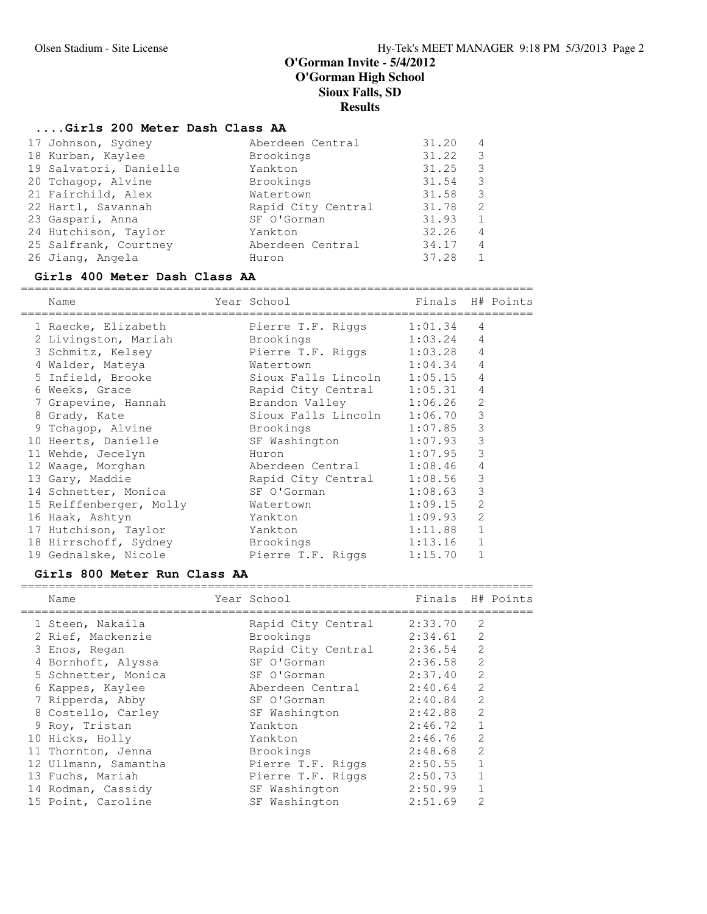# O'Gorman Invite - 5/4/2012
## O'Gorman High School
## Sioux Falls, SD
## Results

### ....Girls 200 Meter Dash Class AA

| Place | Name | Year | School | Finals | H# | Points |
|---|---|---|---|---|---|---|
| 17 | Johnson, Sydney | | Aberdeen Central | 31.20 | 4 | |
| 18 | Kurban, Kaylee | | Brookings | 31.22 | 3 | |
| 19 | Salvatori, Danielle | | Yankton | 31.25 | 3 | |
| 20 | Tchagop, Alvine | | Brookings | 31.54 | 3 | |
| 21 | Fairchild, Alex | | Watertown | 31.58 | 3 | |
| 22 | Hartl, Savannah | | Rapid City Central | 31.78 | 2 | |
| 23 | Gaspari, Anna | | SF O'Gorman | 31.93 | 1 | |
| 24 | Hutchison, Taylor | | Yankton | 32.26 | 4 | |
| 25 | Salfrank, Courtney | | Aberdeen Central | 34.17 | 4 | |
| 26 | Jiang, Angela | | Huron | 37.28 | 1 | |

### Girls 400 Meter Dash Class AA

| Place | Name | Year | School | Finals | H# | Points |
|---|---|---|---|---|---|---|
| 1 | Raecke, Elizabeth | | Pierre T.F. Riggs | 1:01.34 | 4 | |
| 2 | Livingston, Mariah | | Brookings | 1:03.24 | 4 | |
| 3 | Schmitz, Kelsey | | Pierre T.F. Riggs | 1:03.28 | 4 | |
| 4 | Walder, Mateya | | Watertown | 1:04.34 | 4 | |
| 5 | Infield, Brooke | | Sioux Falls Lincoln | 1:05.15 | 4 | |
| 6 | Weeks, Grace | | Rapid City Central | 1:05.31 | 4 | |
| 7 | Grapevine, Hannah | | Brandon Valley | 1:06.26 | 2 | |
| 8 | Grady, Kate | | Sioux Falls Lincoln | 1:06.70 | 3 | |
| 9 | Tchagop, Alvine | | Brookings | 1:07.85 | 3 | |
| 10 | Heerts, Danielle | | SF Washington | 1:07.93 | 3 | |
| 11 | Wehde, Jecelyn | | Huron | 1:07.95 | 3 | |
| 12 | Waage, Morghan | | Aberdeen Central | 1:08.46 | 4 | |
| 13 | Gary, Maddie | | Rapid City Central | 1:08.56 | 3 | |
| 14 | Schnetter, Monica | | SF O'Gorman | 1:08.63 | 3 | |
| 15 | Reiffenberger, Molly | | Watertown | 1:09.15 | 2 | |
| 16 | Haak, Ashtyn | | Yankton | 1:09.93 | 2 | |
| 17 | Hutchison, Taylor | | Yankton | 1:11.88 | 1 | |
| 18 | Hirrschoff, Sydney | | Brookings | 1:13.16 | 1 | |
| 19 | Gednalske, Nicole | | Pierre T.F. Riggs | 1:15.70 | 1 | |

### Girls 800 Meter Run Class AA

| Place | Name | Year | School | Finals | H# | Points |
|---|---|---|---|---|---|---|
| 1 | Steen, Nakaila | | Rapid City Central | 2:33.70 | 2 | |
| 2 | Rief, Mackenzie | | Brookings | 2:34.61 | 2 | |
| 3 | Enos, Regan | | Rapid City Central | 2:36.54 | 2 | |
| 4 | Bornhoft, Alyssa | | SF O'Gorman | 2:36.58 | 2 | |
| 5 | Schnetter, Monica | | SF O'Gorman | 2:37.40 | 2 | |
| 6 | Kappes, Kaylee | | Aberdeen Central | 2:40.64 | 2 | |
| 7 | Ripperda, Abby | | SF O'Gorman | 2:40.84 | 2 | |
| 8 | Costello, Carley | | SF Washington | 2:42.88 | 2 | |
| 9 | Roy, Tristan | | Yankton | 2:46.72 | 1 | |
| 10 | Hicks, Holly | | Yankton | 2:46.76 | 2 | |
| 11 | Thornton, Jenna | | Brookings | 2:48.68 | 2 | |
| 12 | Ullmann, Samantha | | Pierre T.F. Riggs | 2:50.55 | 1 | |
| 13 | Fuchs, Mariah | | Pierre T.F. Riggs | 2:50.73 | 1 | |
| 14 | Rodman, Cassidy | | SF Washington | 2:50.99 | 1 | |
| 15 | Point, Caroline | | SF Washington | 2:51.69 | 2 | |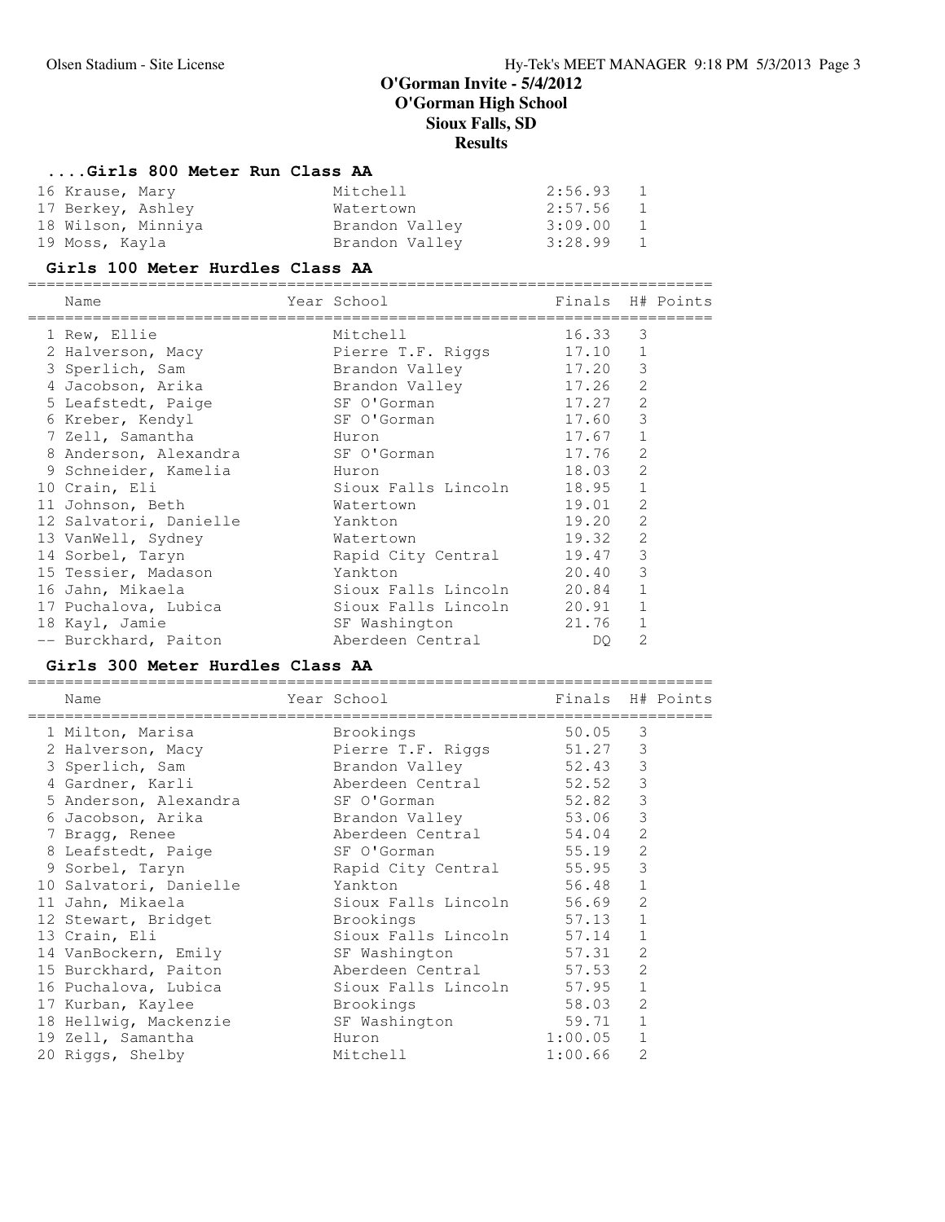# O'Gorman Invite - 5/4/2012
## O'Gorman High School
## Sioux Falls, SD
## Results

### ....Girls 800 Meter Run Class AA

| Name | School | Finals | H# |
|---|---|---|---|
| 16 Krause, Mary | Mitchell | 2:56.93 | 1 |
| 17 Berkey, Ashley | Watertown | 2:57.56 | 1 |
| 18 Wilson, Minniya | Brandon Valley | 3:09.00 | 1 |
| 19 Moss, Kayla | Brandon Valley | 3:28.99 | 1 |

### Girls 100 Meter Hurdles Class AA

| Name | Year School | Finals | H# | Points |
|---|---|---|---|---|
| 1 Rew, Ellie | Mitchell | 16.33 | 3 | |
| 2 Halverson, Macy | Pierre T.F. Riggs | 17.10 | 1 | |
| 3 Sperlich, Sam | Brandon Valley | 17.20 | 3 | |
| 4 Jacobson, Arika | Brandon Valley | 17.26 | 2 | |
| 5 Leafstedt, Paige | SF O'Gorman | 17.27 | 2 | |
| 6 Kreber, Kendyl | SF O'Gorman | 17.60 | 3 | |
| 7 Zell, Samantha | Huron | 17.67 | 1 | |
| 8 Anderson, Alexandra | SF O'Gorman | 17.76 | 2 | |
| 9 Schneider, Kamelia | Huron | 18.03 | 2 | |
| 10 Crain, Eli | Sioux Falls Lincoln | 18.95 | 1 | |
| 11 Johnson, Beth | Watertown | 19.01 | 2 | |
| 12 Salvatori, Danielle | Yankton | 19.20 | 2 | |
| 13 VanWell, Sydney | Watertown | 19.32 | 2 | |
| 14 Sorbel, Taryn | Rapid City Central | 19.47 | 3 | |
| 15 Tessier, Madason | Yankton | 20.40 | 3 | |
| 16 Jahn, Mikaela | Sioux Falls Lincoln | 20.84 | 1 | |
| 17 Puchalova, Lubica | Sioux Falls Lincoln | 20.91 | 1 | |
| 18 Kayl, Jamie | SF Washington | 21.76 | 1 | |
| -- Burckhard, Paiton | Aberdeen Central | DQ | 2 | |

### Girls 300 Meter Hurdles Class AA

| Name | Year School | Finals | H# | Points |
|---|---|---|---|---|
| 1 Milton, Marisa | Brookings | 50.05 | 3 | |
| 2 Halverson, Macy | Pierre T.F. Riggs | 51.27 | 3 | |
| 3 Sperlich, Sam | Brandon Valley | 52.43 | 3 | |
| 4 Gardner, Karli | Aberdeen Central | 52.52 | 3 | |
| 5 Anderson, Alexandra | SF O'Gorman | 52.82 | 3 | |
| 6 Jacobson, Arika | Brandon Valley | 53.06 | 3 | |
| 7 Bragg, Renee | Aberdeen Central | 54.04 | 2 | |
| 8 Leafstedt, Paige | SF O'Gorman | 55.19 | 2 | |
| 9 Sorbel, Taryn | Rapid City Central | 55.95 | 3 | |
| 10 Salvatori, Danielle | Yankton | 56.48 | 1 | |
| 11 Jahn, Mikaela | Sioux Falls Lincoln | 56.69 | 2 | |
| 12 Stewart, Bridget | Brookings | 57.13 | 1 | |
| 13 Crain, Eli | Sioux Falls Lincoln | 57.14 | 1 | |
| 14 VanBockern, Emily | SF Washington | 57.31 | 2 | |
| 15 Burckhard, Paiton | Aberdeen Central | 57.53 | 2 | |
| 16 Puchalova, Lubica | Sioux Falls Lincoln | 57.95 | 1 | |
| 17 Kurban, Kaylee | Brookings | 58.03 | 2 | |
| 18 Hellwig, Mackenzie | SF Washington | 59.71 | 1 | |
| 19 Zell, Samantha | Huron | 1:00.05 | 1 | |
| 20 Riggs, Shelby | Mitchell | 1:00.66 | 2 | |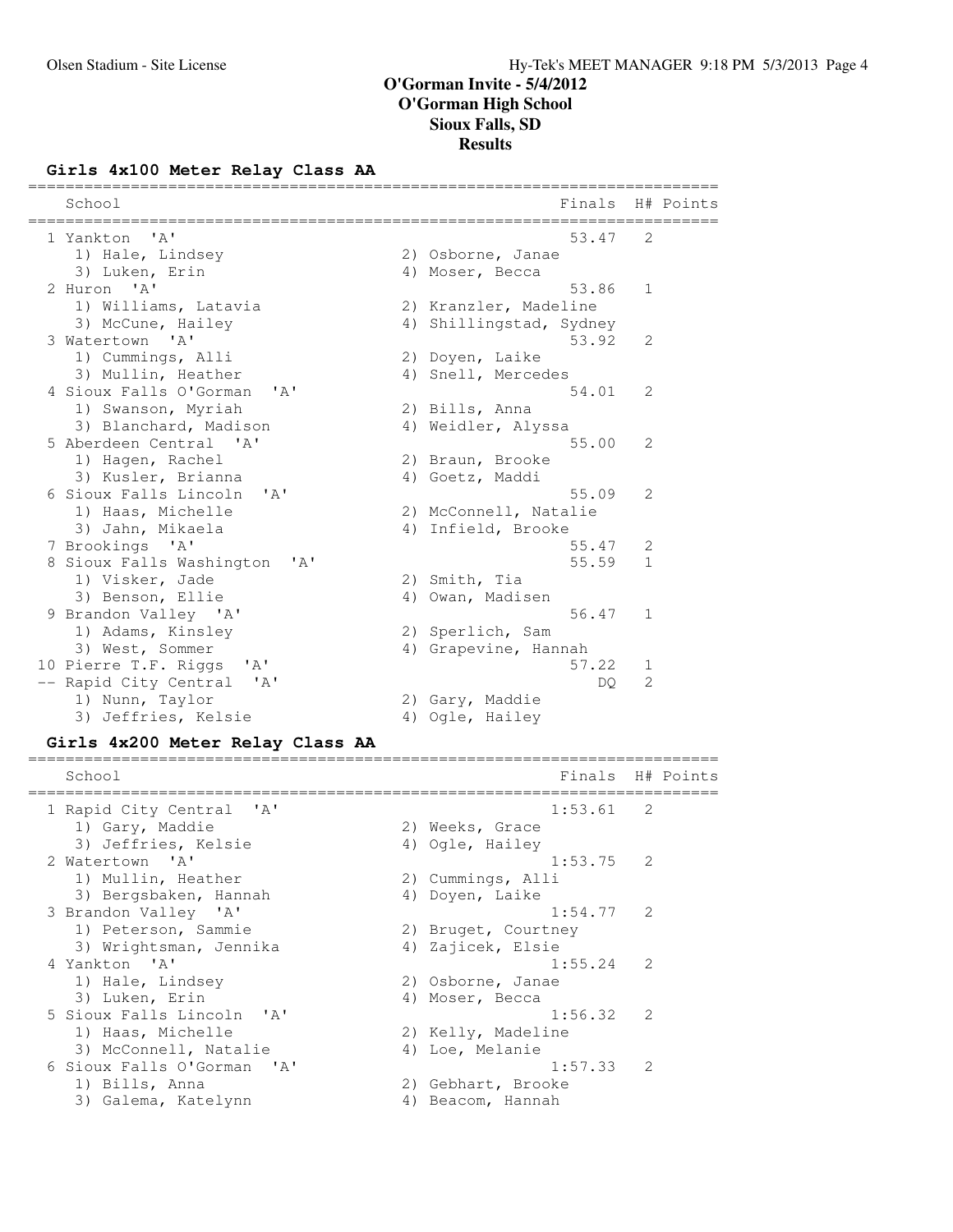# O'Gorman Invite - 5/4/2012
## O'Gorman High School
## Sioux Falls, SD
## Results

### Girls 4x100 Meter Relay Class AA

| | School | Finals | H# | Points |
|---|---|---|---|---|
| 1 | Yankton 'A' | 53.47 | 2 | |
| | 1) Hale, Lindsey; 2) Osborne, Janae; 3) Luken, Erin; 4) Moser, Becca | | | |
| 2 | Huron 'A' | 53.86 | 1 | |
| | 1) Williams, Latavia; 2) Kranzler, Madeline; 3) McCune, Hailey; 4) Shillingstad, Sydney | | | |
| 3 | Watertown 'A' | 53.92 | 2 | |
| | 1) Cummings, Alli; 2) Doyen, Laike; 3) Mullin, Heather; 4) Snell, Mercedes | | | |
| 4 | Sioux Falls O'Gorman 'A' | 54.01 | 2 | |
| | 1) Swanson, Myriah; 2) Bills, Anna; 3) Blanchard, Madison; 4) Weidler, Alyssa | | | |
| 5 | Aberdeen Central 'A' | 55.00 | 2 | |
| | 1) Hagen, Rachel; 2) Braun, Brooke; 3) Kusler, Brianna; 4) Goetz, Maddi | | | |
| 6 | Sioux Falls Lincoln 'A' | 55.09 | 2 | |
| | 1) Haas, Michelle; 2) McConnell, Natalie; 3) Jahn, Mikaela; 4) Infield, Brooke | | | |
| 7 | Brookings 'A' | 55.47 | 2 | |
| 8 | Sioux Falls Washington 'A' | 55.59 | 1 | |
| | 1) Visker, Jade; 2) Smith, Tia; 3) Benson, Ellie; 4) Owan, Madisen | | | |
| 9 | Brandon Valley 'A' | 56.47 | 1 | |
| | 1) Adams, Kinsley; 2) Sperlich, Sam; 3) West, Sommer; 4) Grapevine, Hannah | | | |
| 10 | Pierre T.F. Riggs 'A' | 57.22 | 1 | |
| -- | Rapid City Central 'A' | DQ | 2 | |
| | 1) Nunn, Taylor; 2) Gary, Maddie; 3) Jeffries, Kelsie; 4) Ogle, Hailey | | | |

### Girls 4x200 Meter Relay Class AA

| | School | Finals | H# | Points |
|---|---|---|---|---|
| 1 | Rapid City Central 'A' | 1:53.61 | 2 | |
| | 1) Gary, Maddie; 2) Weeks, Grace; 3) Jeffries, Kelsie; 4) Ogle, Hailey | | | |
| 2 | Watertown 'A' | 1:53.75 | 2 | |
| | 1) Mullin, Heather; 2) Cummings, Alli; 3) Bergsbaken, Hannah; 4) Doyen, Laike | | | |
| 3 | Brandon Valley 'A' | 1:54.77 | 2 | |
| | 1) Peterson, Sammie; 2) Bruget, Courtney; 3) Wrightsman, Jennika; 4) Zajicek, Elsie | | | |
| 4 | Yankton 'A' | 1:55.24 | 2 | |
| | 1) Hale, Lindsey; 2) Osborne, Janae; 3) Luken, Erin; 4) Moser, Becca | | | |
| 5 | Sioux Falls Lincoln 'A' | 1:56.32 | 2 | |
| | 1) Haas, Michelle; 2) Kelly, Madeline; 3) McConnell, Natalie; 4) Loe, Melanie | | | |
| 6 | Sioux Falls O'Gorman 'A' | 1:57.33 | 2 | |
| | 1) Bills, Anna; 2) Gebhart, Brooke; 3) Galema, Katelynn; 4) Beacom, Hannah | | | |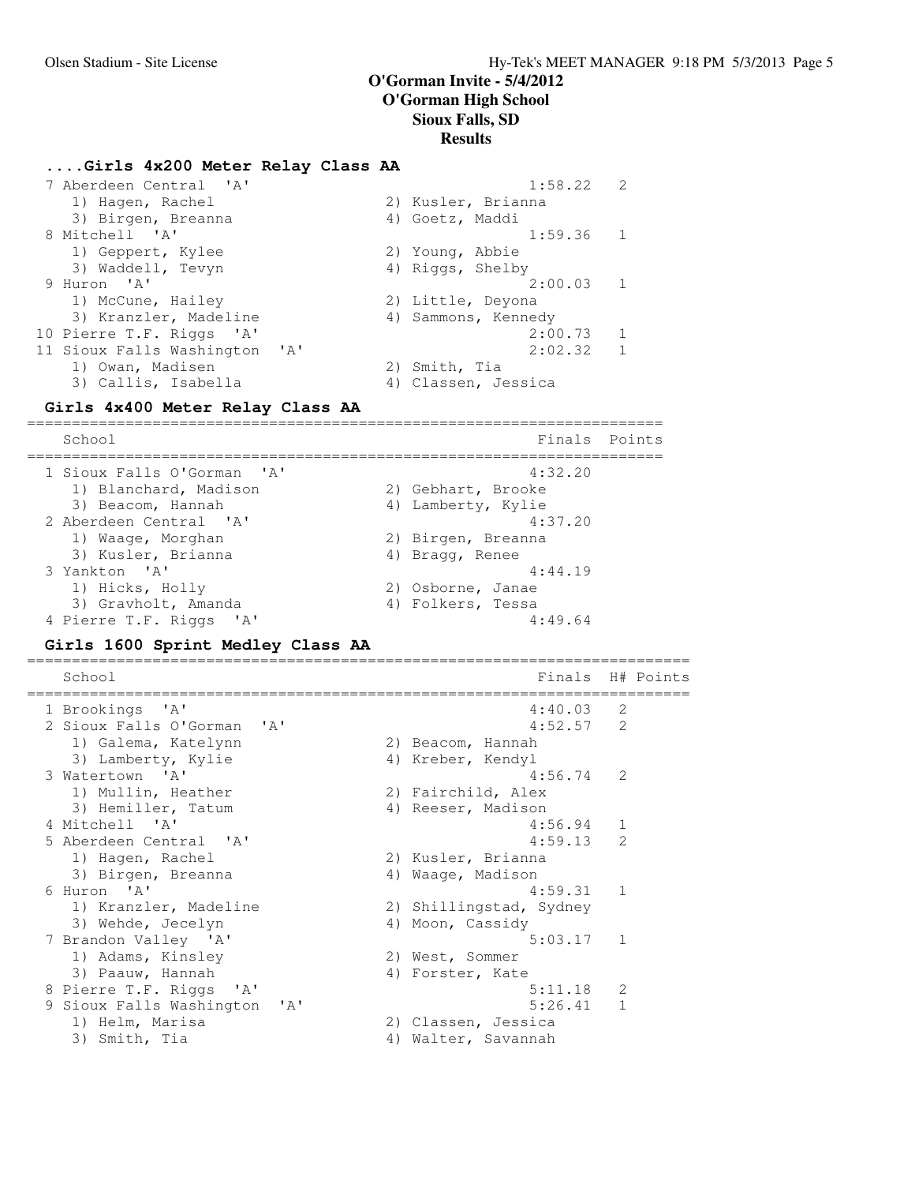# O'Gorman Invite - 5/4/2012
## O'Gorman High School
## Sioux Falls, SD
## Results

### ....Girls 4x200 Meter Relay Class AA

```
 7 Aberdeen Central  'A'                                1:58.22   2 
    1) Hagen, Rachel                   2) Kusler, Brianna                
    3) Birgen, Breanna                 4) Goetz, Maddi                   
 8 Mitchell  'A'                                        1:59.36   1 
    1) Geppert, Kylee                  2) Young, Abbie                   
    3) Waddell, Tevyn                  4) Riggs, Shelby                  
 9 Huron  'A'                                           2:00.03   1 
    1) McCune, Hailey                  2) Little, Deyona                 
    3) Kranzler, Madeline              4) Sammons, Kennedy               
10 Pierre T.F. Riggs  'A'                               2:00.73   1 
11 Sioux Falls Washington  'A'                          2:02.32   1 
    1) Owan, Madisen                   2) Smith, Tia                     
    3) Callis, Isabella                4) Classen, Jessica               
```

### Girls 4x400 Meter Relay Class AA

```
=======================================================================
    School                                               Finals  Points
=======================================================================
  1 Sioux Falls O'Gorman  'A'                           4:32.20
     1) Blanchard, Madison              2) Gebhart, Brooke
     3) Beacom, Hannah                  4) Lamberty, Kylie
  2 Aberdeen Central  'A'                               4:37.20
     1) Waage, Morghan                  2) Birgen, Breanna
     3) Kusler, Brianna                 4) Bragg, Renee
  3 Yankton  'A'                                        4:44.19
     1) Hicks, Holly                    2) Osborne, Janae
     3) Gravholt, Amanda                4) Folkers, Tessa
  4 Pierre T.F. Riggs  'A'                              4:49.64
```

### Girls 1600 Sprint Medley Class AA

```
==========================================================================
    School                                               Finals  H# Points
==========================================================================
  1 Brookings  'A'                                      4:40.03   2
  2 Sioux Falls O'Gorman  'A'                           4:52.57   2
     1) Galema, Katelynn                2) Beacom, Hannah
     3) Lamberty, Kylie                 4) Kreber, Kendyl
  3 Watertown  'A'                                      4:56.74   2
     1) Mullin, Heather                 2) Fairchild, Alex
     3) Hemiller, Tatum                 4) Reeser, Madison
  4 Mitchell  'A'                                       4:56.94   1
  5 Aberdeen Central  'A'                               4:59.13   2
     1) Hagen, Rachel                   2) Kusler, Brianna
     3) Birgen, Breanna                 4) Waage, Madison
  6 Huron  'A'                                          4:59.31   1
     1) Kranzler, Madeline              2) Shillingstad, Sydney
     3) Wehde, Jecelyn                  4) Moon, Cassidy
  7 Brandon Valley  'A'                                 5:03.17   1
     1) Adams, Kinsley                  2) West, Sommer
     3) Paauw, Hannah                   4) Forster, Kate
  8 Pierre T.F. Riggs  'A'                              5:11.18   2
  9 Sioux Falls Washington  'A'                         5:26.41   1
     1) Helm, Marisa                    2) Classen, Jessica
     3) Smith, Tia                      4) Walter, Savannah
```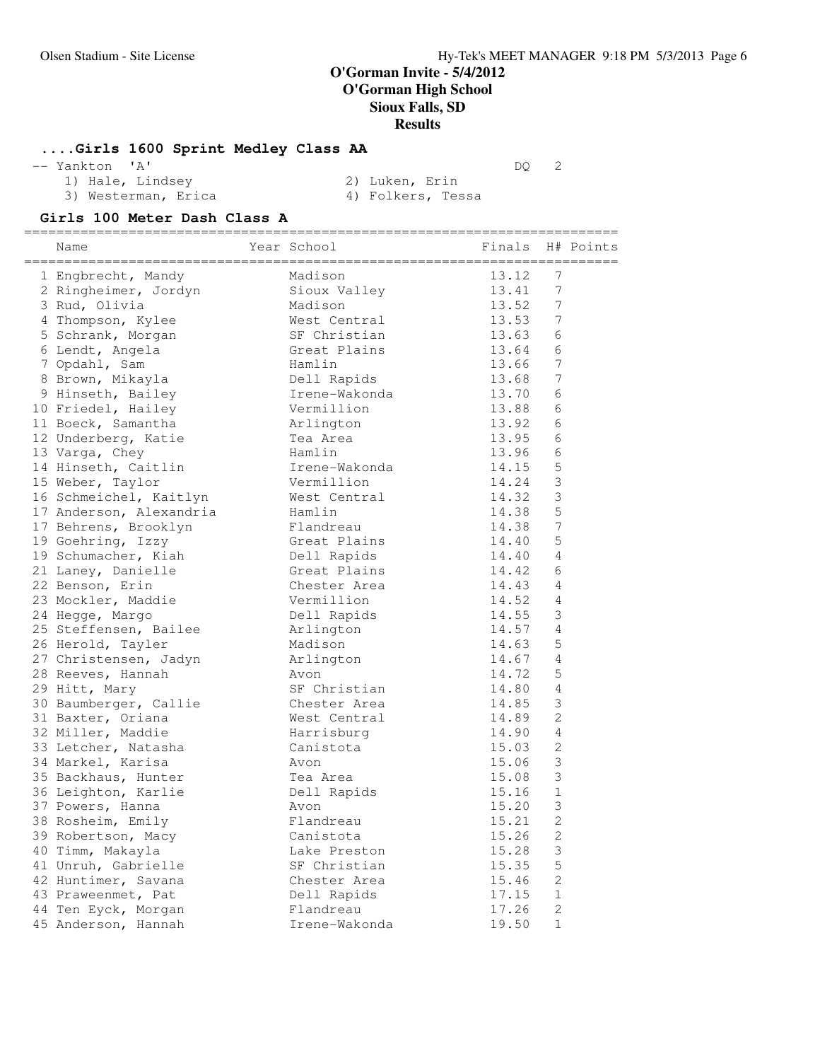# O'Gorman Invite - 5/4/2012
## O'Gorman High School
## Sioux Falls, SD
## Results

### ....Girls 1600 Sprint Medley Class AA

-- Yankton 'A' DQ 2
1) Hale, Lindsey 2) Luken, Erin
3) Westerman, Erica 4) Folkers, Tessa

### Girls 100 Meter Dash Class A

| Name | Year School | Finals | H# | Points |
|---|---|---|---|---|
| 1 Engbrecht, Mandy | Madison | 13.12 | 7 | |
| 2 Ringheimer, Jordyn | Sioux Valley | 13.41 | 7 | |
| 3 Rud, Olivia | Madison | 13.52 | 7 | |
| 4 Thompson, Kylee | West Central | 13.53 | 7 | |
| 5 Schrank, Morgan | SF Christian | 13.63 | 6 | |
| 6 Lendt, Angela | Great Plains | 13.64 | 6 | |
| 7 Opdahl, Sam | Hamlin | 13.66 | 7 | |
| 8 Brown, Mikayla | Dell Rapids | 13.68 | 7 | |
| 9 Hinseth, Bailey | Irene-Wakonda | 13.70 | 6 | |
| 10 Friedel, Hailey | Vermillion | 13.88 | 6 | |
| 11 Boeck, Samantha | Arlington | 13.92 | 6 | |
| 12 Underberg, Katie | Tea Area | 13.95 | 6 | |
| 13 Varga, Chey | Hamlin | 13.96 | 6 | |
| 14 Hinseth, Caitlin | Irene-Wakonda | 14.15 | 5 | |
| 15 Weber, Taylor | Vermillion | 14.24 | 3 | |
| 16 Schmeichel, Kaitlyn | West Central | 14.32 | 3 | |
| 17 Anderson, Alexandria | Hamlin | 14.38 | 5 | |
| 17 Behrens, Brooklyn | Flandreau | 14.38 | 7 | |
| 19 Goehring, Izzy | Great Plains | 14.40 | 5 | |
| 19 Schumacher, Kiah | Dell Rapids | 14.40 | 4 | |
| 21 Laney, Danielle | Great Plains | 14.42 | 6 | |
| 22 Benson, Erin | Chester Area | 14.43 | 4 | |
| 23 Mockler, Maddie | Vermillion | 14.52 | 4 | |
| 24 Hegge, Margo | Dell Rapids | 14.55 | 3 | |
| 25 Steffensen, Bailee | Arlington | 14.57 | 4 | |
| 26 Herold, Tayler | Madison | 14.63 | 5 | |
| 27 Christensen, Jadyn | Arlington | 14.67 | 4 | |
| 28 Reeves, Hannah | Avon | 14.72 | 5 | |
| 29 Hitt, Mary | SF Christian | 14.80 | 4 | |
| 30 Baumberger, Callie | Chester Area | 14.85 | 3 | |
| 31 Baxter, Oriana | West Central | 14.89 | 2 | |
| 32 Miller, Maddie | Harrisburg | 14.90 | 4 | |
| 33 Letcher, Natasha | Canistota | 15.03 | 2 | |
| 34 Markel, Karisa | Avon | 15.06 | 3 | |
| 35 Backhaus, Hunter | Tea Area | 15.08 | 3 | |
| 36 Leighton, Karlie | Dell Rapids | 15.16 | 1 | |
| 37 Powers, Hanna | Avon | 15.20 | 3 | |
| 38 Rosheim, Emily | Flandreau | 15.21 | 2 | |
| 39 Robertson, Macy | Canistota | 15.26 | 2 | |
| 40 Timm, Makayla | Lake Preston | 15.28 | 3 | |
| 41 Unruh, Gabrielle | SF Christian | 15.35 | 5 | |
| 42 Huntimer, Savana | Chester Area | 15.46 | 2 | |
| 43 Praweenmet, Pat | Dell Rapids | 17.15 | 1 | |
| 44 Ten Eyck, Morgan | Flandreau | 17.26 | 2 | |
| 45 Anderson, Hannah | Irene-Wakonda | 19.50 | 1 | |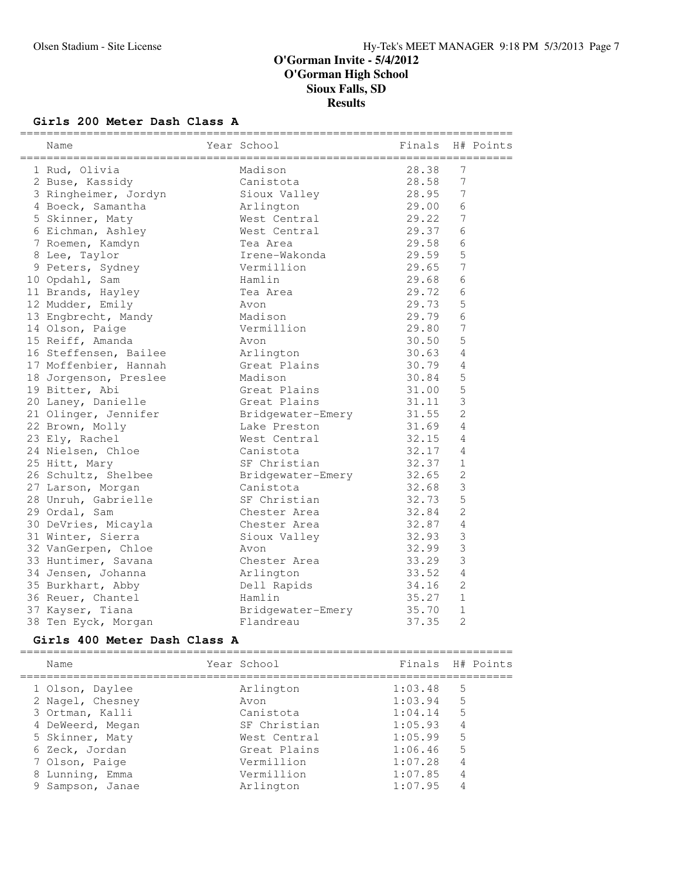# O'Gorman Invite - 5/4/2012
## O'Gorman High School
## Sioux Falls, SD
## Results

### Girls 200 Meter Dash Class A

| | Name | Year | School | Finals | H# | Points |
|---|---|---|---|---|---|---|
| 1 | Rud, Olivia | | Madison | 28.38 | 7 | |
| 2 | Buse, Kassidy | | Canistota | 28.58 | 7 | |
| 3 | Ringheimer, Jordyn | | Sioux Valley | 28.95 | 7 | |
| 4 | Boeck, Samantha | | Arlington | 29.00 | 6 | |
| 5 | Skinner, Maty | | West Central | 29.22 | 7 | |
| 6 | Eichman, Ashley | | West Central | 29.37 | 6 | |
| 7 | Roemen, Kamdyn | | Tea Area | 29.58 | 6 | |
| 8 | Lee, Taylor | | Irene-Wakonda | 29.59 | 5 | |
| 9 | Peters, Sydney | | Vermillion | 29.65 | 7 | |
| 10 | Opdahl, Sam | | Hamlin | 29.68 | 6 | |
| 11 | Brands, Hayley | | Tea Area | 29.72 | 6 | |
| 12 | Mudder, Emily | | Avon | 29.73 | 5 | |
| 13 | Engbrecht, Mandy | | Madison | 29.79 | 6 | |
| 14 | Olson, Paige | | Vermillion | 29.80 | 7 | |
| 15 | Reiff, Amanda | | Avon | 30.50 | 5 | |
| 16 | Steffensen, Bailee | | Arlington | 30.63 | 4 | |
| 17 | Moffenbier, Hannah | | Great Plains | 30.79 | 4 | |
| 18 | Jorgenson, Preslee | | Madison | 30.84 | 5 | |
| 19 | Bitter, Abi | | Great Plains | 31.00 | 5 | |
| 20 | Laney, Danielle | | Great Plains | 31.11 | 3 | |
| 21 | Olinger, Jennifer | | Bridgewater-Emery | 31.55 | 2 | |
| 22 | Brown, Molly | | Lake Preston | 31.69 | 4 | |
| 23 | Ely, Rachel | | West Central | 32.15 | 4 | |
| 24 | Nielsen, Chloe | | Canistota | 32.17 | 4 | |
| 25 | Hitt, Mary | | SF Christian | 32.37 | 1 | |
| 26 | Schultz, Shelbee | | Bridgewater-Emery | 32.65 | 2 | |
| 27 | Larson, Morgan | | Canistota | 32.68 | 3 | |
| 28 | Unruh, Gabrielle | | SF Christian | 32.73 | 5 | |
| 29 | Ordal, Sam | | Chester Area | 32.84 | 2 | |
| 30 | DeVries, Micayla | | Chester Area | 32.87 | 4 | |
| 31 | Winter, Sierra | | Sioux Valley | 32.93 | 3 | |
| 32 | VanGerpen, Chloe | | Avon | 32.99 | 3 | |
| 33 | Huntimer, Savana | | Chester Area | 33.29 | 3 | |
| 34 | Jensen, Johanna | | Arlington | 33.52 | 4 | |
| 35 | Burkhart, Abby | | Dell Rapids | 34.16 | 2 | |
| 36 | Reuer, Chantel | | Hamlin | 35.27 | 1 | |
| 37 | Kayser, Tiana | | Bridgewater-Emery | 35.70 | 1 | |
| 38 | Ten Eyck, Morgan | | Flandreau | 37.35 | 2 | |

### Girls 400 Meter Dash Class A

| | Name | Year | School | Finals | H# | Points |
|---|---|---|---|---|---|---|
| 1 | Olson, Daylee | | Arlington | 1:03.48 | 5 | |
| 2 | Nagel, Chesney | | Avon | 1:03.94 | 5 | |
| 3 | Ortman, Kalli | | Canistota | 1:04.14 | 5 | |
| 4 | DeWeerd, Megan | | SF Christian | 1:05.93 | 4 | |
| 5 | Skinner, Maty | | West Central | 1:05.99 | 5 | |
| 6 | Zeck, Jordan | | Great Plains | 1:06.46 | 5 | |
| 7 | Olson, Paige | | Vermillion | 1:07.28 | 4 | |
| 8 | Lunning, Emma | | Vermillion | 1:07.85 | 4 | |
| 9 | Sampson, Janae | | Arlington | 1:07.95 | 4 | |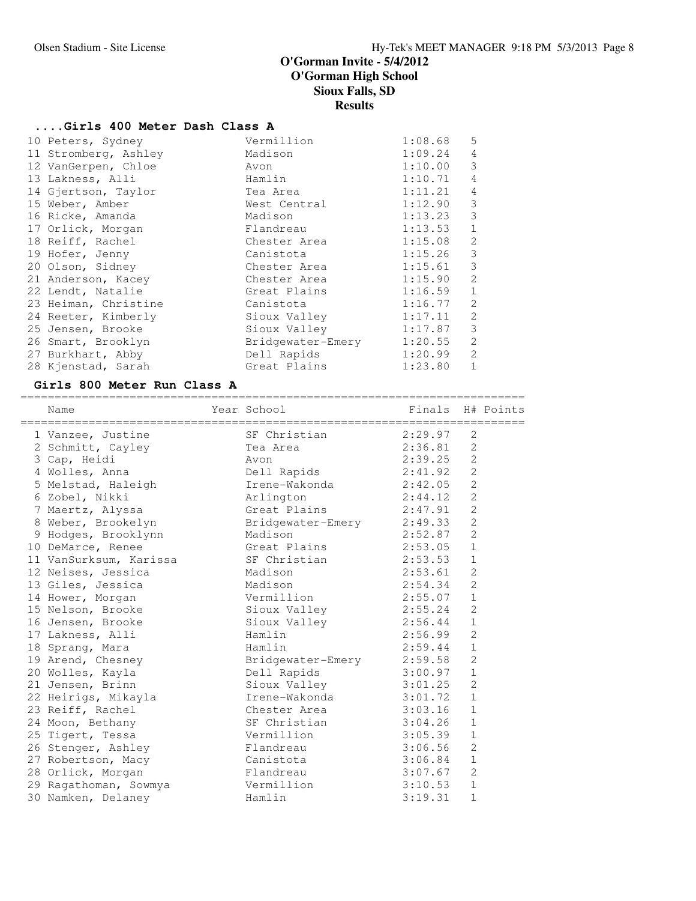# O'Gorman Invite - 5/4/2012
## O'Gorman High School
## Sioux Falls, SD
## Results

### ....Girls 400 Meter Dash Class A

| Place | Name | School | Finals | H# |
|---|---|---|---|---|
| 10 | Peters, Sydney | Vermillion | 1:08.68 | 5 |
| 11 | Stromberg, Ashley | Madison | 1:09.24 | 4 |
| 12 | VanGerpen, Chloe | Avon | 1:10.00 | 3 |
| 13 | Lakness, Alli | Hamlin | 1:10.71 | 4 |
| 14 | Gjertson, Taylor | Tea Area | 1:11.21 | 4 |
| 15 | Weber, Amber | West Central | 1:12.90 | 3 |
| 16 | Ricke, Amanda | Madison | 1:13.23 | 3 |
| 17 | Orlick, Morgan | Flandreau | 1:13.53 | 1 |
| 18 | Reiff, Rachel | Chester Area | 1:15.08 | 2 |
| 19 | Hofer, Jenny | Canistota | 1:15.26 | 3 |
| 20 | Olson, Sidney | Chester Area | 1:15.61 | 3 |
| 21 | Anderson, Kacey | Chester Area | 1:15.90 | 2 |
| 22 | Lendt, Natalie | Great Plains | 1:16.59 | 1 |
| 23 | Heiman, Christine | Canistota | 1:16.77 | 2 |
| 24 | Reeter, Kimberly | Sioux Valley | 1:17.11 | 2 |
| 25 | Jensen, Brooke | Sioux Valley | 1:17.87 | 3 |
| 26 | Smart, Brooklyn | Bridgewater-Emery | 1:20.55 | 2 |
| 27 | Burkhart, Abby | Dell Rapids | 1:20.99 | 2 |
| 28 | Kjenstad, Sarah | Great Plains | 1:23.80 | 1 |

### Girls 800 Meter Run Class A

| Place | Name | Year | School | Finals | H# | Points |
|---|---|---|---|---|---|---|
| 1 | Vanzee, Justine | | SF Christian | 2:29.97 | 2 | |
| 2 | Schmitt, Cayley | | Tea Area | 2:36.81 | 2 | |
| 3 | Cap, Heidi | | Avon | 2:39.25 | 2 | |
| 4 | Wolles, Anna | | Dell Rapids | 2:41.92 | 2 | |
| 5 | Melstad, Haleigh | | Irene-Wakonda | 2:42.05 | 2 | |
| 6 | Zobel, Nikki | | Arlington | 2:44.12 | 2 | |
| 7 | Maertz, Alyssa | | Great Plains | 2:47.91 | 2 | |
| 8 | Weber, Brookelyn | | Bridgewater-Emery | 2:49.33 | 2 | |
| 9 | Hodges, Brooklynn | | Madison | 2:52.87 | 2 | |
| 10 | DeMarce, Renee | | Great Plains | 2:53.05 | 1 | |
| 11 | VanSurksum, Karissa | | SF Christian | 2:53.53 | 1 | |
| 12 | Neises, Jessica | | Madison | 2:53.61 | 2 | |
| 13 | Giles, Jessica | | Madison | 2:54.34 | 2 | |
| 14 | Hower, Morgan | | Vermillion | 2:55.07 | 1 | |
| 15 | Nelson, Brooke | | Sioux Valley | 2:55.24 | 2 | |
| 16 | Jensen, Brooke | | Sioux Valley | 2:56.44 | 1 | |
| 17 | Lakness, Alli | | Hamlin | 2:56.99 | 2 | |
| 18 | Sprang, Mara | | Hamlin | 2:59.44 | 1 | |
| 19 | Arend, Chesney | | Bridgewater-Emery | 2:59.58 | 2 | |
| 20 | Wolles, Kayla | | Dell Rapids | 3:00.97 | 1 | |
| 21 | Jensen, Brinn | | Sioux Valley | 3:01.25 | 2 | |
| 22 | Heirigs, Mikayla | | Irene-Wakonda | 3:01.72 | 1 | |
| 23 | Reiff, Rachel | | Chester Area | 3:03.16 | 1 | |
| 24 | Moon, Bethany | | SF Christian | 3:04.26 | 1 | |
| 25 | Tigert, Tessa | | Vermillion | 3:05.39 | 1 | |
| 26 | Stenger, Ashley | | Flandreau | 3:06.56 | 2 | |
| 27 | Robertson, Macy | | Canistota | 3:06.84 | 1 | |
| 28 | Orlick, Morgan | | Flandreau | 3:07.67 | 2 | |
| 29 | Ragathoman, Sowmya | | Vermillion | 3:10.53 | 1 | |
| 30 | Namken, Delaney | | Hamlin | 3:19.31 | 1 | |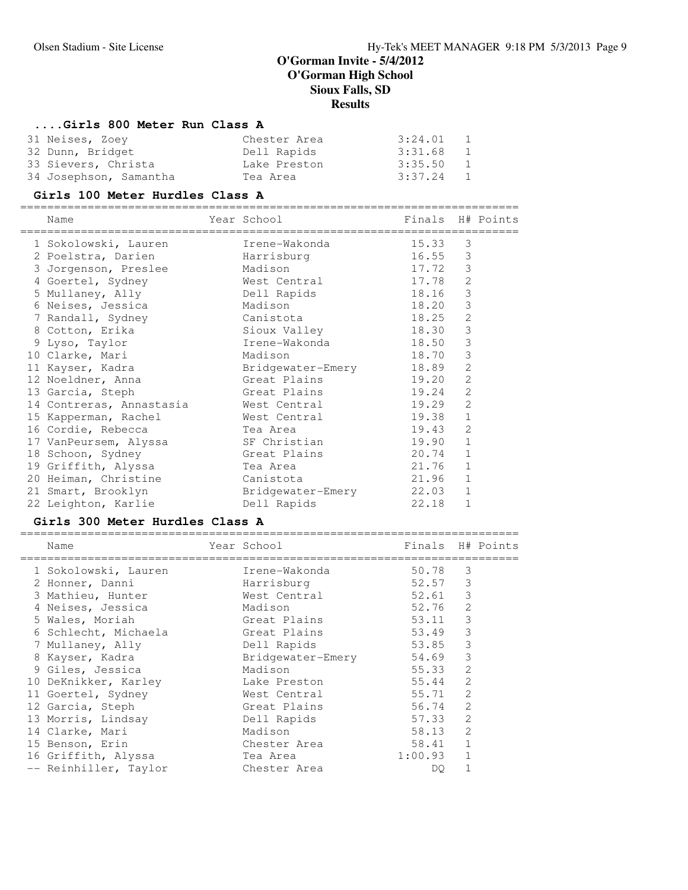# O'Gorman Invite - 5/4/2012
# O'Gorman High School
# Sioux Falls, SD
# Results

### ....Girls 800 Meter Run Class A

| Place | Name | Year | School | Finals | H# | Points |
|---|---|---|---|---|---|---|
| 31 | Neises, Zoey | | Chester Area | 3:24.01 | 1 | |
| 32 | Dunn, Bridget | | Dell Rapids | 3:31.68 | 1 | |
| 33 | Sievers, Christa | | Lake Preston | 3:35.50 | 1 | |
| 34 | Josephson, Samantha | | Tea Area | 3:37.24 | 1 | |

### Girls 100 Meter Hurdles Class A

| Place | Name | Year | School | Finals | H# | Points |
|---|---|---|---|---|---|---|
| 1 | Sokolowski, Lauren | | Irene-Wakonda | 15.33 | 3 | |
| 2 | Poelstra, Darien | | Harrisburg | 16.55 | 3 | |
| 3 | Jorgenson, Preslee | | Madison | 17.72 | 3 | |
| 4 | Goertel, Sydney | | West Central | 17.78 | 2 | |
| 5 | Mullaney, Ally | | Dell Rapids | 18.16 | 3 | |
| 6 | Neises, Jessica | | Madison | 18.20 | 3 | |
| 7 | Randall, Sydney | | Canistota | 18.25 | 2 | |
| 8 | Cotton, Erika | | Sioux Valley | 18.30 | 3 | |
| 9 | Lyso, Taylor | | Irene-Wakonda | 18.50 | 3 | |
| 10 | Clarke, Mari | | Madison | 18.70 | 3 | |
| 11 | Kayser, Kadra | | Bridgewater-Emery | 18.89 | 2 | |
| 12 | Noeldner, Anna | | Great Plains | 19.20 | 2 | |
| 13 | Garcia, Steph | | Great Plains | 19.24 | 2 | |
| 14 | Contreras, Annastasia | | West Central | 19.29 | 2 | |
| 15 | Kapperman, Rachel | | West Central | 19.38 | 1 | |
| 16 | Cordie, Rebecca | | Tea Area | 19.43 | 2 | |
| 17 | VanPeursem, Alyssa | | SF Christian | 19.90 | 1 | |
| 18 | Schoon, Sydney | | Great Plains | 20.74 | 1 | |
| 19 | Griffith, Alyssa | | Tea Area | 21.76 | 1 | |
| 20 | Heiman, Christine | | Canistota | 21.96 | 1 | |
| 21 | Smart, Brooklyn | | Bridgewater-Emery | 22.03 | 1 | |
| 22 | Leighton, Karlie | | Dell Rapids | 22.18 | 1 | |

### Girls 300 Meter Hurdles Class A

| Place | Name | Year | School | Finals | H# | Points |
|---|---|---|---|---|---|---|
| 1 | Sokolowski, Lauren | | Irene-Wakonda | 50.78 | 3 | |
| 2 | Honner, Danni | | Harrisburg | 52.57 | 3 | |
| 3 | Mathieu, Hunter | | West Central | 52.61 | 3 | |
| 4 | Neises, Jessica | | Madison | 52.76 | 2 | |
| 5 | Wales, Moriah | | Great Plains | 53.11 | 3 | |
| 6 | Schlecht, Michaela | | Great Plains | 53.49 | 3 | |
| 7 | Mullaney, Ally | | Dell Rapids | 53.85 | 3 | |
| 8 | Kayser, Kadra | | Bridgewater-Emery | 54.69 | 3 | |
| 9 | Giles, Jessica | | Madison | 55.33 | 2 | |
| 10 | DeKnikker, Karley | | Lake Preston | 55.44 | 2 | |
| 11 | Goertel, Sydney | | West Central | 55.71 | 2 | |
| 12 | Garcia, Steph | | Great Plains | 56.74 | 2 | |
| 13 | Morris, Lindsay | | Dell Rapids | 57.33 | 2 | |
| 14 | Clarke, Mari | | Madison | 58.13 | 2 | |
| 15 | Benson, Erin | | Chester Area | 58.41 | 1 | |
| 16 | Griffith, Alyssa | | Tea Area | 1:00.93 | 1 | |
| -- | Reinhiller, Taylor | | Chester Area | DQ | 1 | |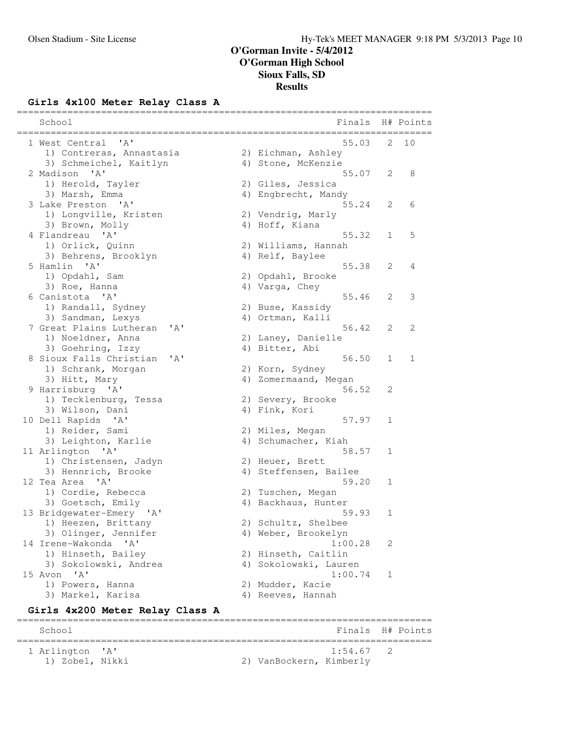# O'Gorman Invite - 5/4/2012
## O'Gorman High School
## Sioux Falls, SD
## Results

### Girls 4x100 Meter Relay Class A

| Place | School | Finals | H# | Points |
|---|---|---|---|---|
| 1 | West Central 'A' | 55.03 | 2 | 10 |
| | 1) Contreras, Annastasia; 2) Eichman, Ashley; 3) Schmeichel, Kaitlyn; 4) Stone, McKenzie | | | |
| 2 | Madison 'A' | 55.07 | 2 | 8 |
| | 1) Herold, Tayler; 2) Giles, Jessica; 3) Marsh, Emma; 4) Engbrecht, Mandy | | | |
| 3 | Lake Preston 'A' | 55.24 | 2 | 6 |
| | 1) Longville, Kristen; 2) Vendrig, Marly; 3) Brown, Molly; 4) Hoff, Kiana | | | |
| 4 | Flandreau 'A' | 55.32 | 1 | 5 |
| | 1) Orlick, Quinn; 2) Williams, Hannah; 3) Behrens, Brooklyn; 4) Relf, Baylee | | | |
| 5 | Hamlin 'A' | 55.38 | 2 | 4 |
| | 1) Opdahl, Sam; 2) Opdahl, Brooke; 3) Roe, Hanna; 4) Varga, Chey | | | |
| 6 | Canistota 'A' | 55.46 | 2 | 3 |
| | 1) Randall, Sydney; 2) Buse, Kassidy; 3) Sandman, Lexys; 4) Ortman, Kalli | | | |
| 7 | Great Plains Lutheran 'A' | 56.42 | 2 | 2 |
| | 1) Noeldner, Anna; 2) Laney, Danielle; 3) Goehring, Izzy; 4) Bitter, Abi | | | |
| 8 | Sioux Falls Christian 'A' | 56.50 | 1 | 1 |
| | 1) Schrank, Morgan; 2) Korn, Sydney; 3) Hitt, Mary; 4) Zomermaand, Megan | | | |
| 9 | Harrisburg 'A' | 56.52 | 2 | |
| | 1) Tecklenburg, Tessa; 2) Severy, Brooke; 3) Wilson, Dani; 4) Fink, Kori | | | |
| 10 | Dell Rapids 'A' | 57.97 | 1 | |
| | 1) Reider, Sami; 2) Miles, Megan; 3) Leighton, Karlie; 4) Schumacher, Kiah | | | |
| 11 | Arlington 'A' | 58.57 | 1 | |
| | 1) Christensen, Jadyn; 2) Heuer, Brett; 3) Hennrich, Brooke; 4) Steffensen, Bailee | | | |
| 12 | Tea Area 'A' | 59.20 | 1 | |
| | 1) Cordie, Rebecca; 2) Tuschen, Megan; 3) Goetsch, Emily; 4) Backhaus, Hunter | | | |
| 13 | Bridgewater-Emery 'A' | 59.93 | 1 | |
| | 1) Heezen, Brittany; 2) Schultz, Shelbee; 3) Olinger, Jennifer; 4) Weber, Brookelyn | | | |
| 14 | Irene-Wakonda 'A' | 1:00.28 | 2 | |
| | 1) Hinseth, Bailey; 2) Hinseth, Caitlin; 3) Sokolowski, Andrea; 4) Sokolowski, Lauren | | | |
| 15 | Avon 'A' | 1:00.74 | 1 | |
| | 1) Powers, Hanna; 2) Mudder, Kacie; 3) Markel, Karisa; 4) Reeves, Hannah | | | |

### Girls 4x200 Meter Relay Class A

| Place | School | Finals | H# | Points |
|---|---|---|---|---|
| 1 | Arlington 'A' | 1:54.67 | 2 | |
| | 1) Zobel, Nikki; 2) VanBockern, Kimberly | | | |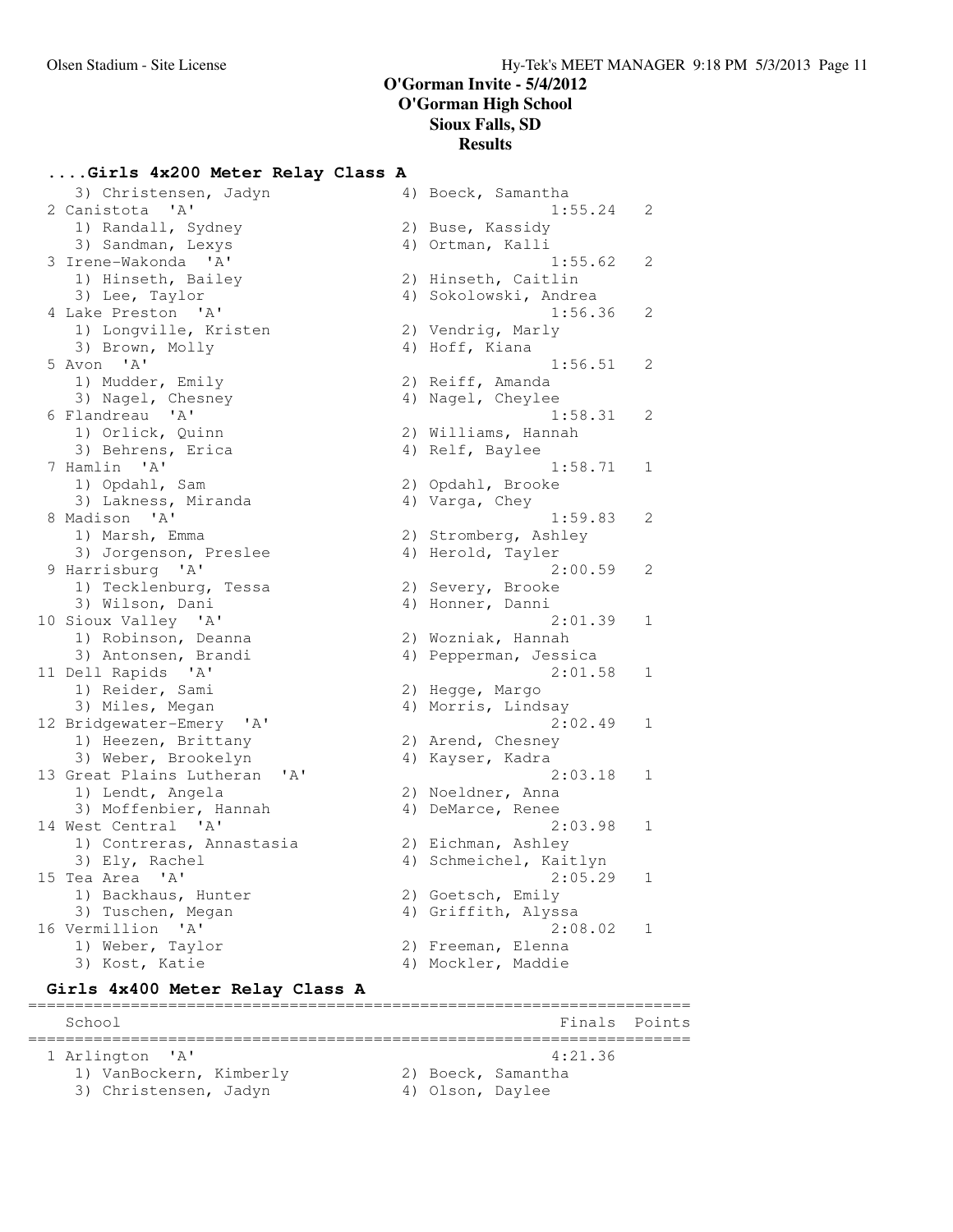# O'Gorman Invite - 5/4/2012
## O'Gorman High School
## Sioux Falls, SD
## Results

### ....Girls 4x200 Meter Relay Class A

```
   3) Christensen, Jadyn              4) Boeck, Samantha
 2 Canistota  'A'                                 1:55.24   2
   1) Randall, Sydney                 2) Buse, Kassidy
   3) Sandman, Lexys                  4) Ortman, Kalli
 3 Irene-Wakonda  'A'                             1:55.62   2
   1) Hinseth, Bailey                 2) Hinseth, Caitlin
   3) Lee, Taylor                     4) Sokolowski, Andrea
 4 Lake Preston  'A'                              1:56.36   2
   1) Longville, Kristen              2) Vendrig, Marly
   3) Brown, Molly                    4) Hoff, Kiana
 5 Avon  'A'                                      1:56.51   2
   1) Mudder, Emily                   2) Reiff, Amanda
   3) Nagel, Chesney                  4) Nagel, Cheylee
 6 Flandreau  'A'                                 1:58.31   2
   1) Orlick, Quinn                   2) Williams, Hannah
   3) Behrens, Erica                  4) Relf, Baylee
 7 Hamlin  'A'                                    1:58.71   1
   1) Opdahl, Sam                     2) Opdahl, Brooke
   3) Lakness, Miranda                4) Varga, Chey
 8 Madison  'A'                                   1:59.83   2
   1) Marsh, Emma                     2) Stromberg, Ashley
   3) Jorgenson, Preslee              4) Herold, Tayler
 9 Harrisburg  'A'                                2:00.59   2
   1) Tecklenburg, Tessa              2) Severy, Brooke
   3) Wilson, Dani                    4) Honner, Danni
10 Sioux Valley  'A'                              2:01.39   1
   1) Robinson, Deanna                2) Wozniak, Hannah
   3) Antonsen, Brandi                4) Pepperman, Jessica
11 Dell Rapids  'A'                               2:01.58   1
   1) Reider, Sami                    2) Hegge, Margo
   3) Miles, Megan                    4) Morris, Lindsay
12 Bridgewater-Emery  'A'                         2:02.49   1
   1) Heezen, Brittany                2) Arend, Chesney
   3) Weber, Brookelyn                4) Kayser, Kadra
13 Great Plains Lutheran  'A'                     2:03.18   1
   1) Lendt, Angela                   2) Noeldner, Anna
   3) Moffenbier, Hannah              4) DeMarce, Renee
14 West Central  'A'                              2:03.98   1
   1) Contreras, Annastasia           2) Eichman, Ashley
   3) Ely, Rachel                     4) Schmeichel, Kaitlyn
15 Tea Area  'A'                                  2:05.29   1
   1) Backhaus, Hunter                2) Goetsch, Emily
   3) Tuschen, Megan                  4) Griffith, Alyssa
16 Vermillion  'A'                                2:08.02   1
   1) Weber, Taylor                   2) Freeman, Elenna
   3) Kost, Katie                     4) Mockler, Maddie
```

### Girls 4x400 Meter Relay Class A

```
===================================================================
    School                                            Finals  Points
===================================================================
  1 Arlington  'A'                                   4:21.36
     1) VanBockern, Kimberly           2) Boeck, Samantha
     3) Christensen, Jadyn             4) Olson, Daylee
```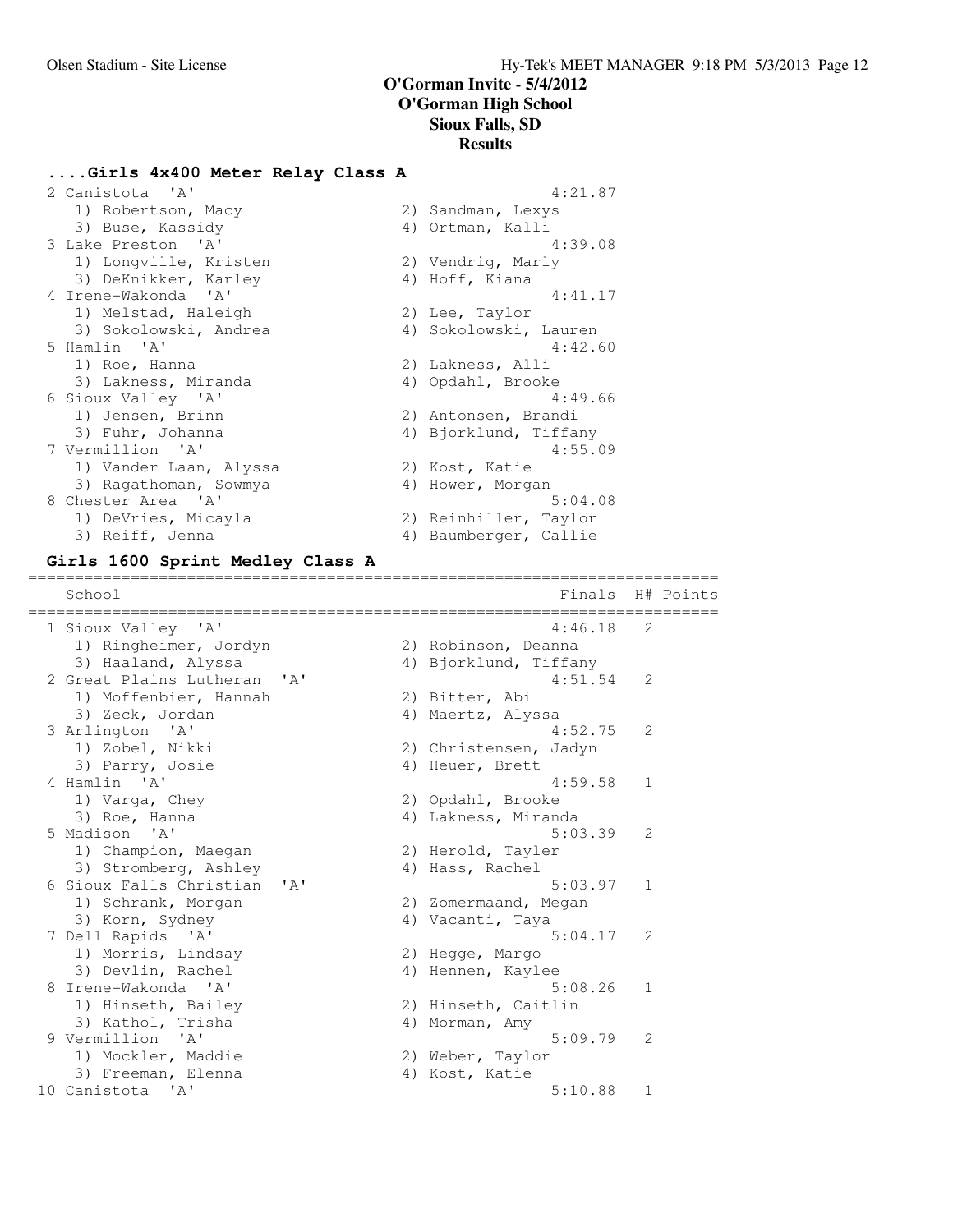# O'Gorman Invite - 5/4/2012
## O'Gorman High School
## Sioux Falls, SD
## Results

### ....Girls 4x400 Meter Relay Class A

| Place | School | Finals |
|---|---|---|
| 2 | Canistota 'A' | 4:21.87 |
| | 1) Robertson, Macy; 2) Sandman, Lexys; 3) Buse, Kassidy; 4) Ortman, Kalli | |
| 3 | Lake Preston 'A' | 4:39.08 |
| | 1) Longville, Kristen; 2) Vendrig, Marly; 3) DeKnikker, Karley; 4) Hoff, Kiana | |
| 4 | Irene-Wakonda 'A' | 4:41.17 |
| | 1) Melstad, Haleigh; 2) Lee, Taylor; 3) Sokolowski, Andrea; 4) Sokolowski, Lauren | |
| 5 | Hamlin 'A' | 4:42.60 |
| | 1) Roe, Hanna; 2) Lakness, Alli; 3) Lakness, Miranda; 4) Opdahl, Brooke | |
| 6 | Sioux Valley 'A' | 4:49.66 |
| | 1) Jensen, Brinn; 2) Antonsen, Brandi; 3) Fuhr, Johanna; 4) Bjorklund, Tiffany | |
| 7 | Vermillion 'A' | 4:55.09 |
| | 1) Vander Laan, Alyssa; 2) Kost, Katie; 3) Ragathoman, Sowmya; 4) Hower, Morgan | |
| 8 | Chester Area 'A' | 5:04.08 |
| | 1) DeVries, Micayla; 2) Reinhiller, Taylor; 3) Reiff, Jenna; 4) Baumberger, Callie | |

### Girls 1600 Sprint Medley Class A

| Place | School | Finals | H# | Points |
|---|---|---|---|---|
| 1 | Sioux Valley 'A' | 4:46.18 | 2 | |
| | 1) Ringheimer, Jordyn; 2) Robinson, Deanna; 3) Haaland, Alyssa; 4) Bjorklund, Tiffany | | | |
| 2 | Great Plains Lutheran 'A' | 4:51.54 | 2 | |
| | 1) Moffenbier, Hannah; 2) Bitter, Abi; 3) Zeck, Jordan; 4) Maertz, Alyssa | | | |
| 3 | Arlington 'A' | 4:52.75 | 2 | |
| | 1) Zobel, Nikki; 2) Christensen, Jadyn; 3) Parry, Josie; 4) Heuer, Brett | | | |
| 4 | Hamlin 'A' | 4:59.58 | 1 | |
| | 1) Varga, Chey; 2) Opdahl, Brooke; 3) Roe, Hanna; 4) Lakness, Miranda | | | |
| 5 | Madison 'A' | 5:03.39 | 2 | |
| | 1) Champion, Maegan; 2) Herold, Tayler; 3) Stromberg, Ashley; 4) Hass, Rachel | | | |
| 6 | Sioux Falls Christian 'A' | 5:03.97 | 1 | |
| | 1) Schrank, Morgan; 2) Zomermaand, Megan; 3) Korn, Sydney; 4) Vacanti, Taya | | | |
| 7 | Dell Rapids 'A' | 5:04.17 | 2 | |
| | 1) Morris, Lindsay; 2) Hegge, Margo; 3) Devlin, Rachel; 4) Hennen, Kaylee | | | |
| 8 | Irene-Wakonda 'A' | 5:08.26 | 1 | |
| | 1) Hinseth, Bailey; 2) Hinseth, Caitlin; 3) Kathol, Trisha; 4) Morman, Amy | | | |
| 9 | Vermillion 'A' | 5:09.79 | 2 | |
| | 1) Mockler, Maddie; 2) Weber, Taylor; 3) Freeman, Elenna; 4) Kost, Katie | | | |
| 10 | Canistota 'A' | 5:10.88 | 1 | |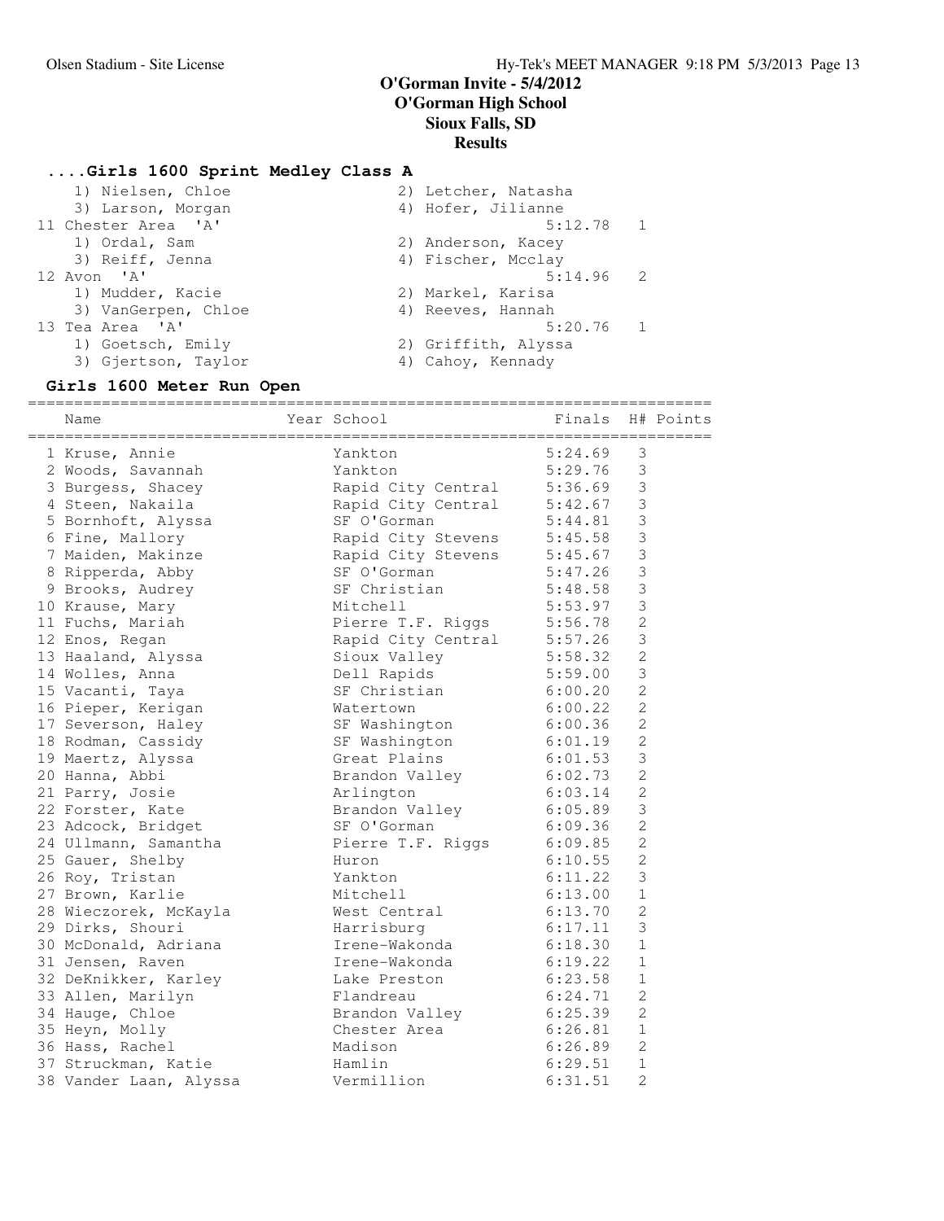# O'Gorman Invite - 5/4/2012
## O'Gorman High School
## Sioux Falls, SD
## Results

### ....Girls 1600 Sprint Medley Class A

| | | |
|---|---|---|
| 1) Nielsen, Chloe | 2) Letcher, Natasha | |
| 3) Larson, Morgan | 4) Hofer, Jilianne | |
| 11 Chester Area 'A' | 5:12.78 | 1 |
| 1) Ordal, Sam | 2) Anderson, Kacey | |
| 3) Reiff, Jenna | 4) Fischer, Mcclay | |
| 12 Avon 'A' | 5:14.96 | 2 |
| 1) Mudder, Kacie | 2) Markel, Karisa | |
| 3) VanGerpen, Chloe | 4) Reeves, Hannah | |
| 13 Tea Area 'A' | 5:20.76 | 1 |
| 1) Goetsch, Emily | 2) Griffith, Alyssa | |
| 3) Gjertson, Taylor | 4) Cahoy, Kennady | |

### Girls 1600 Meter Run Open

| Name | Year | School | Finals | H# | Points |
|---|---|---|---|---|---|
| 1 Kruse, Annie | | Yankton | 5:24.69 | 3 | |
| 2 Woods, Savannah | | Yankton | 5:29.76 | 3 | |
| 3 Burgess, Shacey | | Rapid City Central | 5:36.69 | 3 | |
| 4 Steen, Nakaila | | Rapid City Central | 5:42.67 | 3 | |
| 5 Bornhoft, Alyssa | | SF O'Gorman | 5:44.81 | 3 | |
| 6 Fine, Mallory | | Rapid City Stevens | 5:45.58 | 3 | |
| 7 Maiden, Makinze | | Rapid City Stevens | 5:45.67 | 3 | |
| 8 Ripperda, Abby | | SF O'Gorman | 5:47.26 | 3 | |
| 9 Brooks, Audrey | | SF Christian | 5:48.58 | 3 | |
| 10 Krause, Mary | | Mitchell | 5:53.97 | 3 | |
| 11 Fuchs, Mariah | | Pierre T.F. Riggs | 5:56.78 | 2 | |
| 12 Enos, Regan | | Rapid City Central | 5:57.26 | 3 | |
| 13 Haaland, Alyssa | | Sioux Valley | 5:58.32 | 2 | |
| 14 Wolles, Anna | | Dell Rapids | 5:59.00 | 3 | |
| 15 Vacanti, Taya | | SF Christian | 6:00.20 | 2 | |
| 16 Pieper, Kerigan | | Watertown | 6:00.22 | 2 | |
| 17 Severson, Haley | | SF Washington | 6:00.36 | 2 | |
| 18 Rodman, Cassidy | | SF Washington | 6:01.19 | 2 | |
| 19 Maertz, Alyssa | | Great Plains | 6:01.53 | 3 | |
| 20 Hanna, Abbi | | Brandon Valley | 6:02.73 | 2 | |
| 21 Parry, Josie | | Arlington | 6:03.14 | 2 | |
| 22 Forster, Kate | | Brandon Valley | 6:05.89 | 3 | |
| 23 Adcock, Bridget | | SF O'Gorman | 6:09.36 | 2 | |
| 24 Ullmann, Samantha | | Pierre T.F. Riggs | 6:09.85 | 2 | |
| 25 Gauer, Shelby | | Huron | 6:10.55 | 2 | |
| 26 Roy, Tristan | | Yankton | 6:11.22 | 3 | |
| 27 Brown, Karlie | | Mitchell | 6:13.00 | 1 | |
| 28 Wieczorek, McKayla | | West Central | 6:13.70 | 2 | |
| 29 Dirks, Shouri | | Harrisburg | 6:17.11 | 3 | |
| 30 McDonald, Adriana | | Irene-Wakonda | 6:18.30 | 1 | |
| 31 Jensen, Raven | | Irene-Wakonda | 6:19.22 | 1 | |
| 32 DeKnikker, Karley | | Lake Preston | 6:23.58 | 1 | |
| 33 Allen, Marilyn | | Flandreau | 6:24.71 | 2 | |
| 34 Hauge, Chloe | | Brandon Valley | 6:25.39 | 2 | |
| 35 Heyn, Molly | | Chester Area | 6:26.81 | 1 | |
| 36 Hass, Rachel | | Madison | 6:26.89 | 2 | |
| 37 Struckman, Katie | | Hamlin | 6:29.51 | 1 | |
| 38 Vander Laan, Alyssa | | Vermillion | 6:31.51 | 2 | |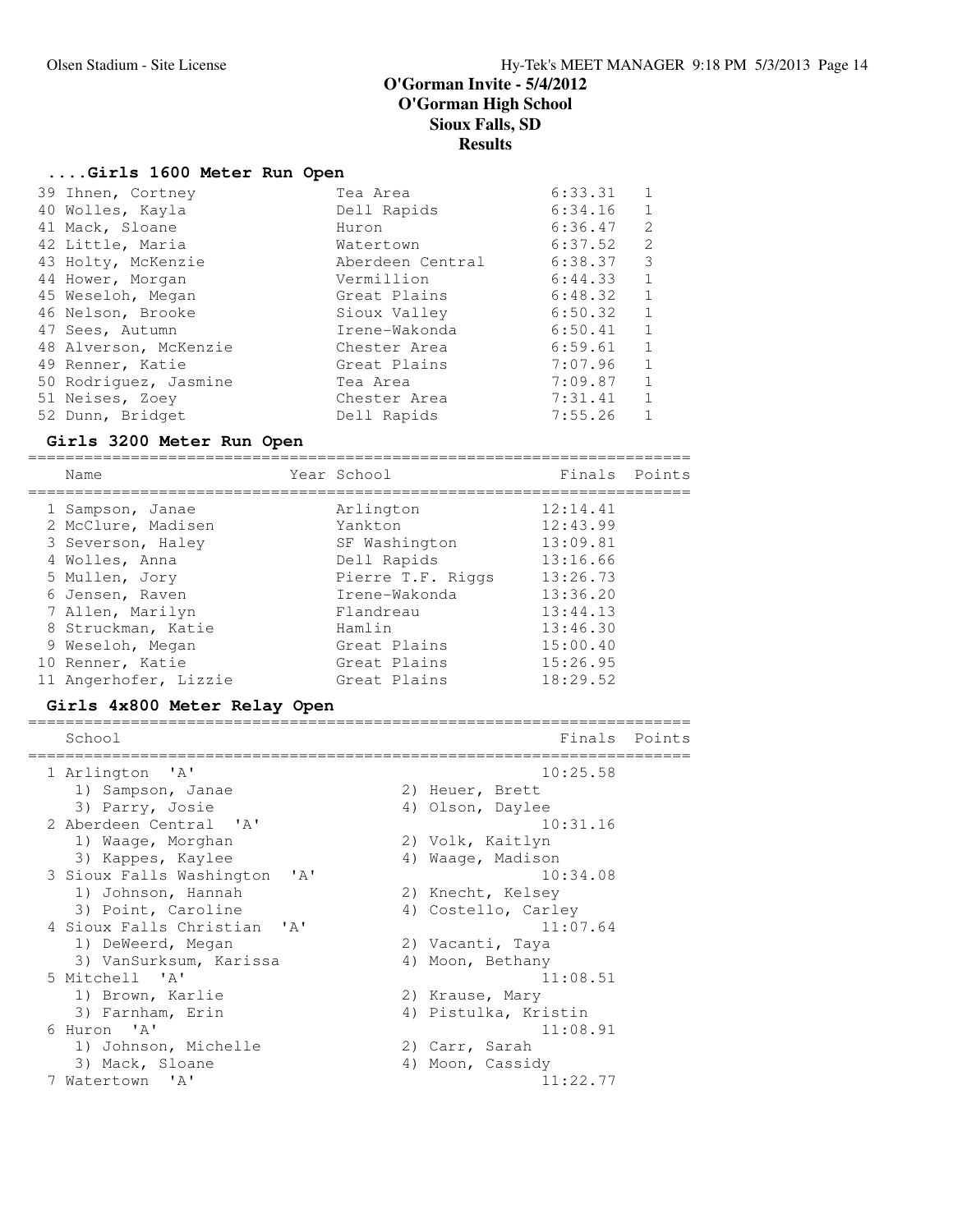# O'Gorman Invite - 5/4/2012
# O'Gorman High School
# Sioux Falls, SD
# Results

### ....Girls 1600 Meter Run Open

| Place | Name | School | Finals | Heat |
|---|---|---|---|---|
| 39 | Ihnen, Cortney | Tea Area | 6:33.31 | 1 |
| 40 | Wolles, Kayla | Dell Rapids | 6:34.16 | 1 |
| 41 | Mack, Sloane | Huron | 6:36.47 | 2 |
| 42 | Little, Maria | Watertown | 6:37.52 | 2 |
| 43 | Holty, McKenzie | Aberdeen Central | 6:38.37 | 3 |
| 44 | Hower, Morgan | Vermillion | 6:44.33 | 1 |
| 45 | Weseloh, Megan | Great Plains | 6:48.32 | 1 |
| 46 | Nelson, Brooke | Sioux Valley | 6:50.32 | 1 |
| 47 | Sees, Autumn | Irene-Wakonda | 6:50.41 | 1 |
| 48 | Alverson, McKenzie | Chester Area | 6:59.61 | 1 |
| 49 | Renner, Katie | Great Plains | 7:07.96 | 1 |
| 50 | Rodriguez, Jasmine | Tea Area | 7:09.87 | 1 |
| 51 | Neises, Zoey | Chester Area | 7:31.41 | 1 |
| 52 | Dunn, Bridget | Dell Rapids | 7:55.26 | 1 |

### Girls 3200 Meter Run Open

| Place | Name | Year | School | Finals | Points |
|---|---|---|---|---|---|
| 1 | Sampson, Janae | | Arlington | 12:14.41 | |
| 2 | McClure, Madisen | | Yankton | 12:43.99 | |
| 3 | Severson, Haley | | SF Washington | 13:09.81 | |
| 4 | Wolles, Anna | | Dell Rapids | 13:16.66 | |
| 5 | Mullen, Jory | | Pierre T.F. Riggs | 13:26.73 | |
| 6 | Jensen, Raven | | Irene-Wakonda | 13:36.20 | |
| 7 | Allen, Marilyn | | Flandreau | 13:44.13 | |
| 8 | Struckman, Katie | | Hamlin | 13:46.30 | |
| 9 | Weseloh, Megan | | Great Plains | 15:00.40 | |
| 10 | Renner, Katie | | Great Plains | 15:26.95 | |
| 11 | Angerhofer, Lizzie | | Great Plains | 18:29.52 | |

### Girls 4x800 Meter Relay Open

| Place | School | Finals | Points |
|---|---|---|---|
| 1 | Arlington 'A' | 10:25.58 | |
| | 1) Sampson, Janae; 2) Heuer, Brett; 3) Parry, Josie; 4) Olson, Daylee | | |
| 2 | Aberdeen Central 'A' | 10:31.16 | |
| | 1) Waage, Morghan; 2) Volk, Kaitlyn; 3) Kappes, Kaylee; 4) Waage, Madison | | |
| 3 | Sioux Falls Washington 'A' | 10:34.08 | |
| | 1) Johnson, Hannah; 2) Knecht, Kelsey; 3) Point, Caroline; 4) Costello, Carley | | |
| 4 | Sioux Falls Christian 'A' | 11:07.64 | |
| | 1) DeWeerd, Megan; 2) Vacanti, Taya; 3) VanSurksum, Karissa; 4) Moon, Bethany | | |
| 5 | Mitchell 'A' | 11:08.51 | |
| | 1) Brown, Karlie; 2) Krause, Mary; 3) Farnham, Erin; 4) Pistulka, Kristin | | |
| 6 | Huron 'A' | 11:08.91 | |
| | 1) Johnson, Michelle; 2) Carr, Sarah; 3) Mack, Sloane; 4) Moon, Cassidy | | |
| 7 | Watertown 'A' | 11:22.77 | |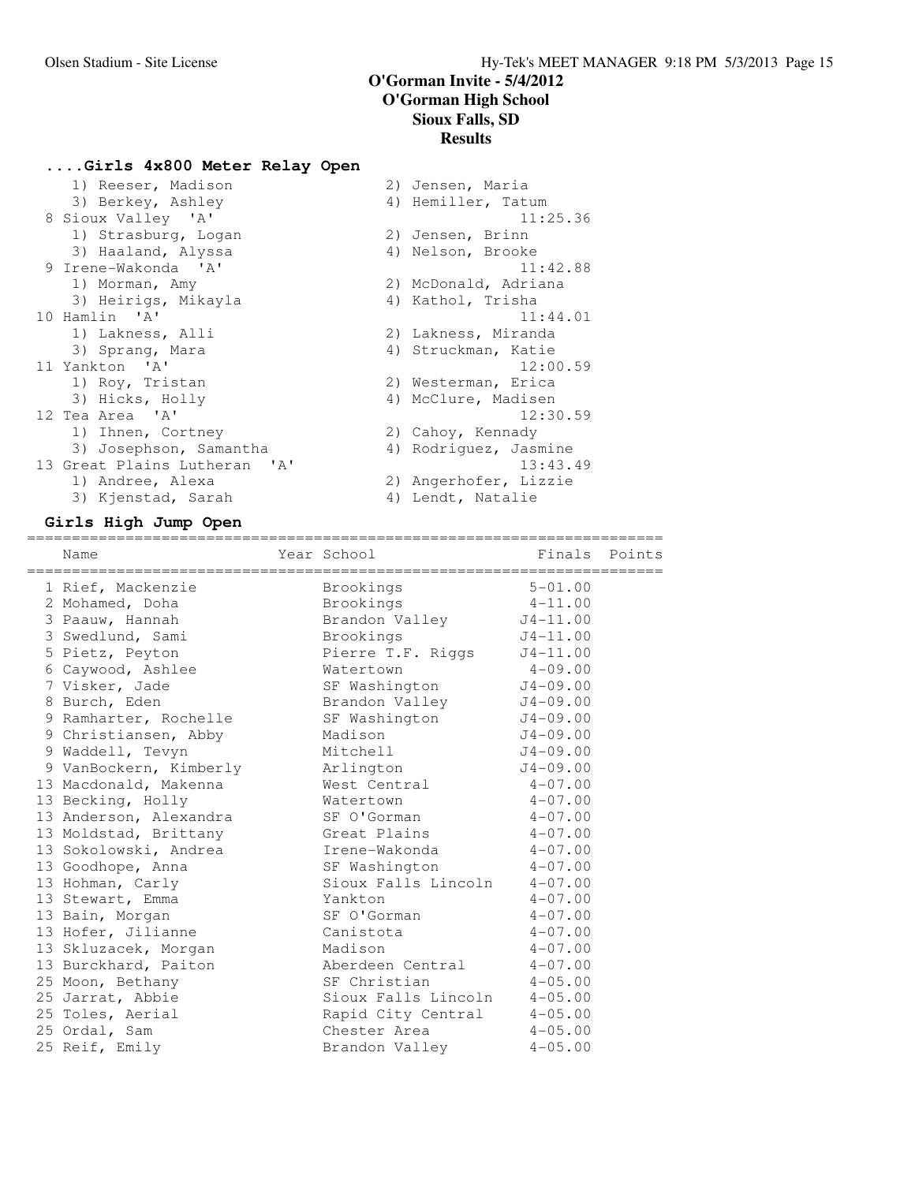# O'Gorman Invite - 5/4/2012
## O'Gorman High School
## Sioux Falls, SD
## Results

### ....Girls 4x800 Meter Relay Open

| Place | Team | Finals |
|---|---|---|
| | 1) Reeser, Madison; 2) Jensen, Maria; 3) Berkey, Ashley; 4) Hemiller, Tatum | |
| 8 | Sioux Valley 'A' | 11:25.36 |
| | 1) Strasburg, Logan; 2) Jensen, Brinn; 3) Haaland, Alyssa; 4) Nelson, Brooke | |
| 9 | Irene-Wakonda 'A' | 11:42.88 |
| | 1) Morman, Amy; 2) McDonald, Adriana; 3) Heirigs, Mikayla; 4) Kathol, Trisha | |
| 10 | Hamlin 'A' | 11:44.01 |
| | 1) Lakness, Alli; 2) Lakness, Miranda; 3) Sprang, Mara; 4) Struckman, Katie | |
| 11 | Yankton 'A' | 12:00.59 |
| | 1) Roy, Tristan; 2) Westerman, Erica; 3) Hicks, Holly; 4) McClure, Madisen | |
| 12 | Tea Area 'A' | 12:30.59 |
| | 1) Ihnen, Cortney; 2) Cahoy, Kennady; 3) Josephson, Samantha; 4) Rodriguez, Jasmine | |
| 13 | Great Plains Lutheran 'A' | 13:43.49 |
| | 1) Andree, Alexa; 2) Angerhofer, Lizzie; 3) Kjenstad, Sarah; 4) Lendt, Natalie | |

### Girls High Jump Open

| Place | Name | Year | School | Finals | Points |
|---|---|---|---|---|---|
| 1 | Rief, Mackenzie | | Brookings | 5-01.00 | |
| 2 | Mohamed, Doha | | Brookings | 4-11.00 | |
| 3 | Paauw, Hannah | | Brandon Valley | J4-11.00 | |
| 3 | Swedlund, Sami | | Brookings | J4-11.00 | |
| 5 | Pietz, Peyton | | Pierre T.F. Riggs | J4-11.00 | |
| 6 | Caywood, Ashlee | | Watertown | 4-09.00 | |
| 7 | Visker, Jade | | SF Washington | J4-09.00 | |
| 8 | Burch, Eden | | Brandon Valley | J4-09.00 | |
| 9 | Ramharter, Rochelle | | SF Washington | J4-09.00 | |
| 9 | Christiansen, Abby | | Madison | J4-09.00 | |
| 9 | Waddell, Tevyn | | Mitchell | J4-09.00 | |
| 9 | VanBockern, Kimberly | | Arlington | J4-09.00 | |
| 13 | Macdonald, Makenna | | West Central | 4-07.00 | |
| 13 | Becking, Holly | | Watertown | 4-07.00 | |
| 13 | Anderson, Alexandra | | SF O'Gorman | 4-07.00 | |
| 13 | Moldstad, Brittany | | Great Plains | 4-07.00 | |
| 13 | Sokolowski, Andrea | | Irene-Wakonda | 4-07.00 | |
| 13 | Goodhope, Anna | | SF Washington | 4-07.00 | |
| 13 | Hohman, Carly | | Sioux Falls Lincoln | 4-07.00 | |
| 13 | Stewart, Emma | | Yankton | 4-07.00 | |
| 13 | Bain, Morgan | | SF O'Gorman | 4-07.00 | |
| 13 | Hofer, Jilianne | | Canistota | 4-07.00 | |
| 13 | Skluzacek, Morgan | | Madison | 4-07.00 | |
| 13 | Burckhard, Paiton | | Aberdeen Central | 4-07.00 | |
| 25 | Moon, Bethany | | SF Christian | 4-05.00 | |
| 25 | Jarrat, Abbie | | Sioux Falls Lincoln | 4-05.00 | |
| 25 | Toles, Aerial | | Rapid City Central | 4-05.00 | |
| 25 | Ordal, Sam | | Chester Area | 4-05.00 | |
| 25 | Reif, Emily | | Brandon Valley | 4-05.00 | |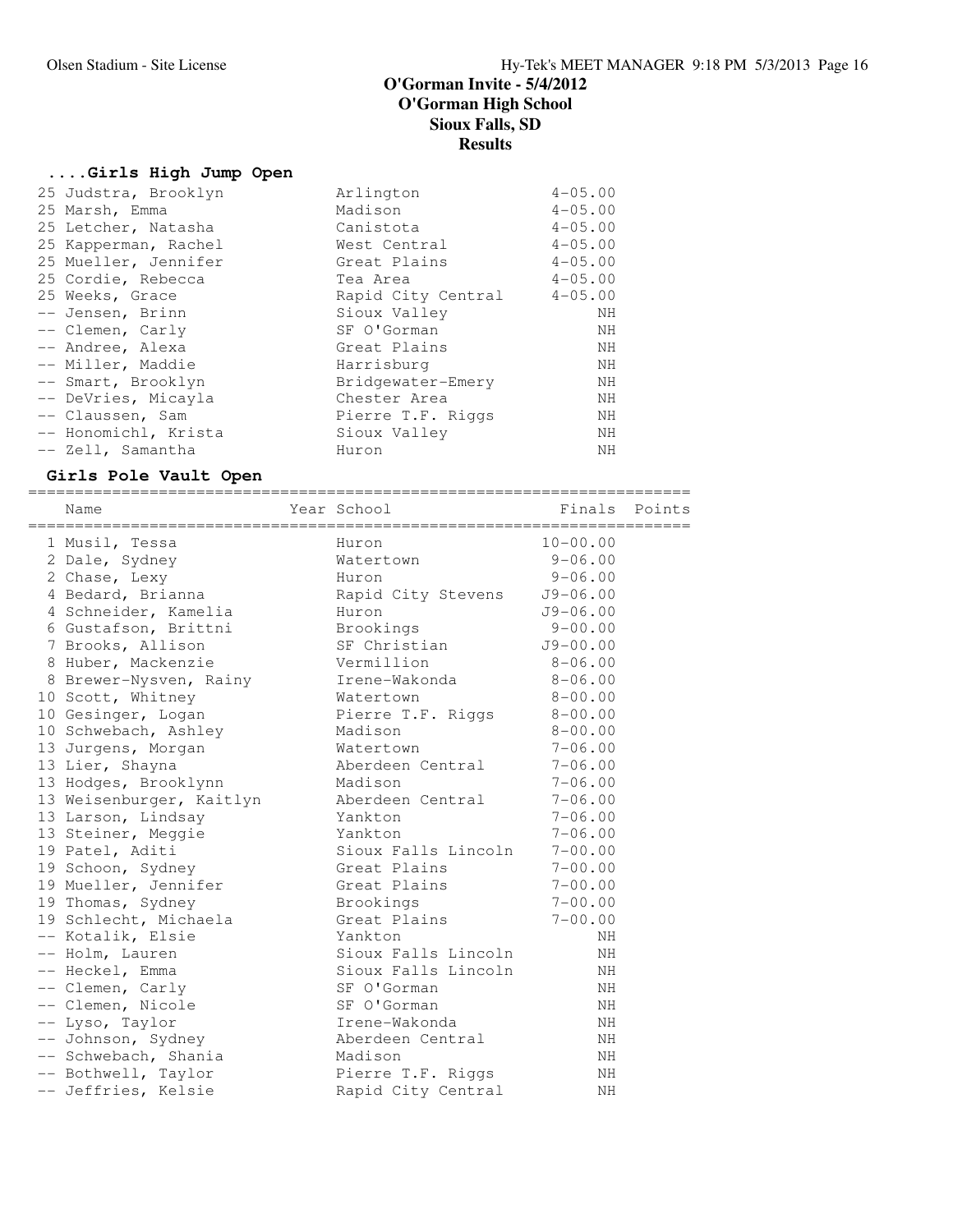# O'Gorman Invite - 5/4/2012
## O'Gorman High School
## Sioux Falls, SD
## Results

### ....Girls High Jump Open

| Place | Name | School | Finals |
|---|---|---|---|
| 25 | Judstra, Brooklyn | Arlington | 4-05.00 |
| 25 | Marsh, Emma | Madison | 4-05.00 |
| 25 | Letcher, Natasha | Canistota | 4-05.00 |
| 25 | Kapperman, Rachel | West Central | 4-05.00 |
| 25 | Mueller, Jennifer | Great Plains | 4-05.00 |
| 25 | Cordie, Rebecca | Tea Area | 4-05.00 |
| 25 | Weeks, Grace | Rapid City Central | 4-05.00 |
| -- | Jensen, Brinn | Sioux Valley | NH |
| -- | Clemen, Carly | SF O'Gorman | NH |
| -- | Andree, Alexa | Great Plains | NH |
| -- | Miller, Maddie | Harrisburg | NH |
| -- | Smart, Brooklyn | Bridgewater-Emery | NH |
| -- | DeVries, Micayla | Chester Area | NH |
| -- | Claussen, Sam | Pierre T.F. Riggs | NH |
| -- | Honomichl, Krista | Sioux Valley | NH |
| -- | Zell, Samantha | Huron | NH |

### Girls Pole Vault Open

| Place | Name | Year | School | Finals | Points |
|---|---|---|---|---|---|
| 1 | Musil, Tessa | | Huron | 10-00.00 | |
| 2 | Dale, Sydney | | Watertown | 9-06.00 | |
| 2 | Chase, Lexy | | Huron | 9-06.00 | |
| 4 | Bedard, Brianna | | Rapid City Stevens | J9-06.00 | |
| 4 | Schneider, Kamelia | | Huron | J9-06.00 | |
| 6 | Gustafson, Brittni | | Brookings | 9-00.00 | |
| 7 | Brooks, Allison | | SF Christian | J9-00.00 | |
| 8 | Huber, Mackenzie | | Vermillion | 8-06.00 | |
| 8 | Brewer-Nysven, Rainy | | Irene-Wakonda | 8-06.00 | |
| 10 | Scott, Whitney | | Watertown | 8-00.00 | |
| 10 | Gesinger, Logan | | Pierre T.F. Riggs | 8-00.00 | |
| 10 | Schwebach, Ashley | | Madison | 8-00.00 | |
| 13 | Jurgens, Morgan | | Watertown | 7-06.00 | |
| 13 | Lier, Shayna | | Aberdeen Central | 7-06.00 | |
| 13 | Hodges, Brooklynn | | Madison | 7-06.00 | |
| 13 | Weisenburger, Kaitlyn | | Aberdeen Central | 7-06.00 | |
| 13 | Larson, Lindsay | | Yankton | 7-06.00 | |
| 13 | Steiner, Meggie | | Yankton | 7-06.00 | |
| 19 | Patel, Aditi | | Sioux Falls Lincoln | 7-00.00 | |
| 19 | Schoon, Sydney | | Great Plains | 7-00.00 | |
| 19 | Mueller, Jennifer | | Great Plains | 7-00.00 | |
| 19 | Thomas, Sydney | | Brookings | 7-00.00 | |
| 19 | Schlecht, Michaela | | Great Plains | 7-00.00 | |
| -- | Kotalik, Elsie | | Yankton | NH | |
| -- | Holm, Lauren | | Sioux Falls Lincoln | NH | |
| -- | Heckel, Emma | | Sioux Falls Lincoln | NH | |
| -- | Clemen, Carly | | SF O'Gorman | NH | |
| -- | Clemen, Nicole | | SF O'Gorman | NH | |
| -- | Lyso, Taylor | | Irene-Wakonda | NH | |
| -- | Johnson, Sydney | | Aberdeen Central | NH | |
| -- | Schwebach, Shania | | Madison | NH | |
| -- | Bothwell, Taylor | | Pierre T.F. Riggs | NH | |
| -- | Jeffries, Kelsie | | Rapid City Central | NH | |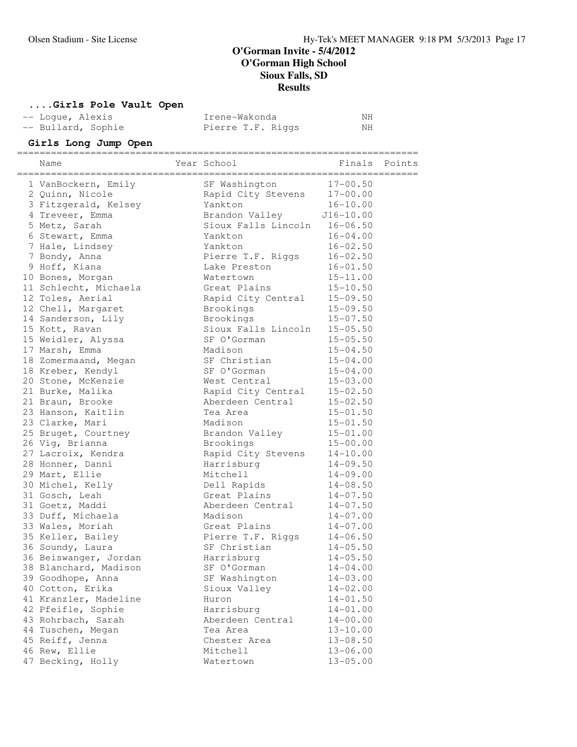# O'Gorman Invite - 5/4/2012
## O'Gorman High School
## Sioux Falls, SD
## Results

### ....Girls Pole Vault Open

| | Name | School | Finals |
|---|---|---|---|
| -- | Logue, Alexis | Irene-Wakonda | NH |
| -- | Bullard, Sophie | Pierre T.F. Riggs | NH |

### Girls Long Jump Open

| | Name | Year | School | Finals | Points |
|---|---|---|---|---|---|
| 1 | VanBockern, Emily | | SF Washington | 17-00.50 | |
| 2 | Quinn, Nicole | | Rapid City Stevens | 17-00.00 | |
| 3 | Fitzgerald, Kelsey | | Yankton | 16-10.00 | |
| 4 | Treveer, Emma | | Brandon Valley | J16-10.00 | |
| 5 | Metz, Sarah | | Sioux Falls Lincoln | 16-06.50 | |
| 6 | Stewart, Emma | | Yankton | 16-04.00 | |
| 7 | Hale, Lindsey | | Yankton | 16-02.50 | |
| 7 | Bondy, Anna | | Pierre T.F. Riggs | 16-02.50 | |
| 9 | Hoff, Kiana | | Lake Preston | 16-01.50 | |
| 10 | Bones, Morgan | | Watertown | 15-11.00 | |
| 11 | Schlecht, Michaela | | Great Plains | 15-10.50 | |
| 12 | Toles, Aerial | | Rapid City Central | 15-09.50 | |
| 12 | Chell, Margaret | | Brookings | 15-09.50 | |
| 14 | Sanderson, Lily | | Brookings | 15-07.50 | |
| 15 | Kott, Ravan | | Sioux Falls Lincoln | 15-05.50 | |
| 15 | Weidler, Alyssa | | SF O'Gorman | 15-05.50 | |
| 17 | Marsh, Emma | | Madison | 15-04.50 | |
| 18 | Zomermaand, Megan | | SF Christian | 15-04.00 | |
| 18 | Kreber, Kendyl | | SF O'Gorman | 15-04.00 | |
| 20 | Stone, McKenzie | | West Central | 15-03.00 | |
| 21 | Burke, Malika | | Rapid City Central | 15-02.50 | |
| 21 | Braun, Brooke | | Aberdeen Central | 15-02.50 | |
| 23 | Hanson, Kaitlin | | Tea Area | 15-01.50 | |
| 23 | Clarke, Mari | | Madison | 15-01.50 | |
| 25 | Bruget, Courtney | | Brandon Valley | 15-01.00 | |
| 26 | Vig, Brianna | | Brookings | 15-00.00 | |
| 27 | Lacroix, Kendra | | Rapid City Stevens | 14-10.00 | |
| 28 | Honner, Danni | | Harrisburg | 14-09.50 | |
| 29 | Mart, Ellie | | Mitchell | 14-09.00 | |
| 30 | Michel, Kelly | | Dell Rapids | 14-08.50 | |
| 31 | Gosch, Leah | | Great Plains | 14-07.50 | |
| 31 | Goetz, Maddi | | Aberdeen Central | 14-07.50 | |
| 33 | Duff, Michaela | | Madison | 14-07.00 | |
| 33 | Wales, Moriah | | Great Plains | 14-07.00 | |
| 35 | Keller, Bailey | | Pierre T.F. Riggs | 14-06.50 | |
| 36 | Soundy, Laura | | SF Christian | 14-05.50 | |
| 36 | Beiswanger, Jordan | | Harrisburg | 14-05.50 | |
| 38 | Blanchard, Madison | | SF O'Gorman | 14-04.00 | |
| 39 | Goodhope, Anna | | SF Washington | 14-03.00 | |
| 40 | Cotton, Erika | | Sioux Valley | 14-02.00 | |
| 41 | Kranzler, Madeline | | Huron | 14-01.50 | |
| 42 | Pfeifle, Sophie | | Harrisburg | 14-01.00 | |
| 43 | Rohrbach, Sarah | | Aberdeen Central | 14-00.00 | |
| 44 | Tuschen, Megan | | Tea Area | 13-10.00 | |
| 45 | Reiff, Jenna | | Chester Area | 13-08.50 | |
| 46 | Rew, Ellie | | Mitchell | 13-06.00 | |
| 47 | Becking, Holly | | Watertown | 13-05.00 | |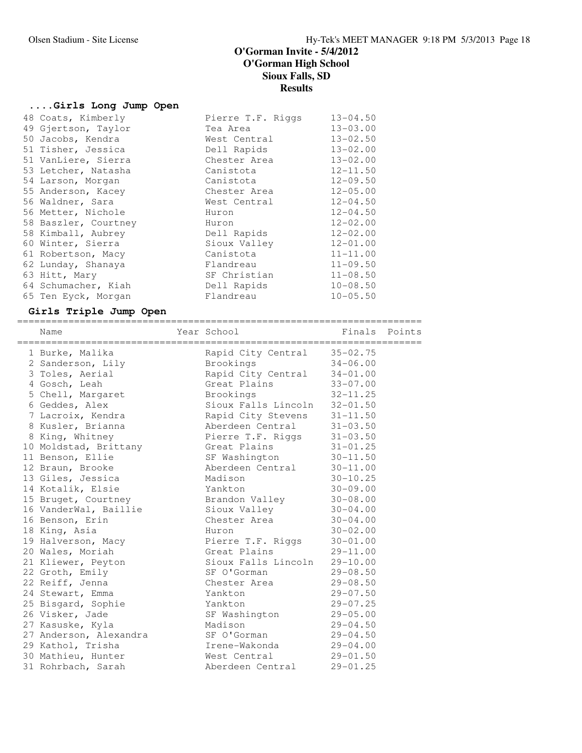# O'Gorman Invite - 5/4/2012
## O'Gorman High School
## Sioux Falls, SD
## Results

### ....Girls Long Jump Open

| Place | Name | School | Finals |
|---|---|---|---|
| 48 | Coats, Kimberly | Pierre T.F. Riggs | 13-04.50 |
| 49 | Gjertson, Taylor | Tea Area | 13-03.00 |
| 50 | Jacobs, Kendra | West Central | 13-02.50 |
| 51 | Tisher, Jessica | Dell Rapids | 13-02.00 |
| 51 | VanLiere, Sierra | Chester Area | 13-02.00 |
| 53 | Letcher, Natasha | Canistota | 12-11.50 |
| 54 | Larson, Morgan | Canistota | 12-09.50 |
| 55 | Anderson, Kacey | Chester Area | 12-05.00 |
| 56 | Waldner, Sara | West Central | 12-04.50 |
| 56 | Metter, Nichole | Huron | 12-04.50 |
| 58 | Baszler, Courtney | Huron | 12-02.00 |
| 58 | Kimball, Aubrey | Dell Rapids | 12-02.00 |
| 60 | Winter, Sierra | Sioux Valley | 12-01.00 |
| 61 | Robertson, Macy | Canistota | 11-11.00 |
| 62 | Lunday, Shanaya | Flandreau | 11-09.50 |
| 63 | Hitt, Mary | SF Christian | 11-08.50 |
| 64 | Schumacher, Kiah | Dell Rapids | 10-08.50 |
| 65 | Ten Eyck, Morgan | Flandreau | 10-05.50 |

### Girls Triple Jump Open

| Place | Name | Year School | Finals | Points |
|---|---|---|---|---|
| 1 | Burke, Malika | Rapid City Central | 35-02.75 | |
| 2 | Sanderson, Lily | Brookings | 34-06.00 | |
| 3 | Toles, Aerial | Rapid City Central | 34-01.00 | |
| 4 | Gosch, Leah | Great Plains | 33-07.00 | |
| 5 | Chell, Margaret | Brookings | 32-11.25 | |
| 6 | Geddes, Alex | Sioux Falls Lincoln | 32-01.50 | |
| 7 | Lacroix, Kendra | Rapid City Stevens | 31-11.50 | |
| 8 | Kusler, Brianna | Aberdeen Central | 31-03.50 | |
| 8 | King, Whitney | Pierre T.F. Riggs | 31-03.50 | |
| 10 | Moldstad, Brittany | Great Plains | 31-01.25 | |
| 11 | Benson, Ellie | SF Washington | 30-11.50 | |
| 12 | Braun, Brooke | Aberdeen Central | 30-11.00 | |
| 13 | Giles, Jessica | Madison | 30-10.25 | |
| 14 | Kotalik, Elsie | Yankton | 30-09.00 | |
| 15 | Bruget, Courtney | Brandon Valley | 30-08.00 | |
| 16 | VanderWal, Baillie | Sioux Valley | 30-04.00 | |
| 16 | Benson, Erin | Chester Area | 30-04.00 | |
| 18 | King, Asia | Huron | 30-02.00 | |
| 19 | Halverson, Macy | Pierre T.F. Riggs | 30-01.00 | |
| 20 | Wales, Moriah | Great Plains | 29-11.00 | |
| 21 | Kliewer, Peyton | Sioux Falls Lincoln | 29-10.00 | |
| 22 | Groth, Emily | SF O'Gorman | 29-08.50 | |
| 22 | Reiff, Jenna | Chester Area | 29-08.50 | |
| 24 | Stewart, Emma | Yankton | 29-07.50 | |
| 25 | Bisgard, Sophie | Yankton | 29-07.25 | |
| 26 | Visker, Jade | SF Washington | 29-05.00 | |
| 27 | Kasuske, Kyla | Madison | 29-04.50 | |
| 27 | Anderson, Alexandra | SF O'Gorman | 29-04.50 | |
| 29 | Kathol, Trisha | Irene-Wakonda | 29-04.00 | |
| 30 | Mathieu, Hunter | West Central | 29-01.50 | |
| 31 | Rohrbach, Sarah | Aberdeen Central | 29-01.25 | |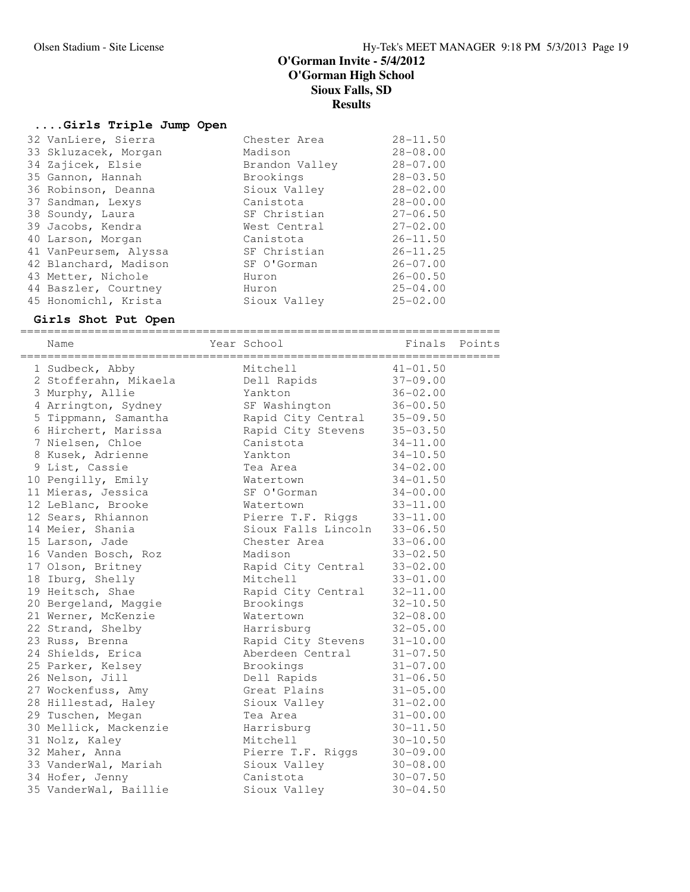# O'Gorman Invite - 5/4/2012
## O'Gorman High School
## Sioux Falls, SD
## Results

### ....Girls Triple Jump Open

| Place | Name | School | Finals |
|---|---|---|---|
| 32 | VanLiere, Sierra | Chester Area | 28-11.50 |
| 33 | Skluzacek, Morgan | Madison | 28-08.00 |
| 34 | Zajicek, Elsie | Brandon Valley | 28-07.00 |
| 35 | Gannon, Hannah | Brookings | 28-03.50 |
| 36 | Robinson, Deanna | Sioux Valley | 28-02.00 |
| 37 | Sandman, Lexys | Canistota | 28-00.00 |
| 38 | Soundy, Laura | SF Christian | 27-06.50 |
| 39 | Jacobs, Kendra | West Central | 27-02.00 |
| 40 | Larson, Morgan | Canistota | 26-11.50 |
| 41 | VanPeursem, Alyssa | SF Christian | 26-11.25 |
| 42 | Blanchard, Madison | SF O'Gorman | 26-07.00 |
| 43 | Metter, Nichole | Huron | 26-00.50 |
| 44 | Baszler, Courtney | Huron | 25-04.00 |
| 45 | Honomichl, Krista | Sioux Valley | 25-02.00 |

### Girls Shot Put Open

| Place | Name | Year | School | Finals | Points |
|---|---|---|---|---|---|
| 1 | Sudbeck, Abby | | Mitchell | 41-01.50 | |
| 2 | Stofferahn, Mikaela | | Dell Rapids | 37-09.00 | |
| 3 | Murphy, Allie | | Yankton | 36-02.00 | |
| 4 | Arrington, Sydney | | SF Washington | 36-00.50 | |
| 5 | Tippmann, Samantha | | Rapid City Central | 35-09.50 | |
| 6 | Hirchert, Marissa | | Rapid City Stevens | 35-03.50 | |
| 7 | Nielsen, Chloe | | Canistota | 34-11.00 | |
| 8 | Kusek, Adrienne | | Yankton | 34-10.50 | |
| 9 | List, Cassie | | Tea Area | 34-02.00 | |
| 10 | Pengilly, Emily | | Watertown | 34-01.50 | |
| 11 | Mieras, Jessica | | SF O'Gorman | 34-00.00 | |
| 12 | LeBlanc, Brooke | | Watertown | 33-11.00 | |
| 12 | Sears, Rhiannon | | Pierre T.F. Riggs | 33-11.00 | |
| 14 | Meier, Shania | | Sioux Falls Lincoln | 33-06.50 | |
| 15 | Larson, Jade | | Chester Area | 33-06.00 | |
| 16 | Vanden Bosch, Roz | | Madison | 33-02.50 | |
| 17 | Olson, Britney | | Rapid City Central | 33-02.00 | |
| 18 | Iburg, Shelly | | Mitchell | 33-01.00 | |
| 19 | Heitsch, Shae | | Rapid City Central | 32-11.00 | |
| 20 | Bergeland, Maggie | | Brookings | 32-10.50 | |
| 21 | Werner, McKenzie | | Watertown | 32-08.00 | |
| 22 | Strand, Shelby | | Harrisburg | 32-05.00 | |
| 23 | Russ, Brenna | | Rapid City Stevens | 31-10.00 | |
| 24 | Shields, Erica | | Aberdeen Central | 31-07.50 | |
| 25 | Parker, Kelsey | | Brookings | 31-07.00 | |
| 26 | Nelson, Jill | | Dell Rapids | 31-06.50 | |
| 27 | Wockenfuss, Amy | | Great Plains | 31-05.00 | |
| 28 | Hillestad, Haley | | Sioux Valley | 31-02.00 | |
| 29 | Tuschen, Megan | | Tea Area | 31-00.00 | |
| 30 | Mellick, Mackenzie | | Harrisburg | 30-11.50 | |
| 31 | Nolz, Kaley | | Mitchell | 30-10.50 | |
| 32 | Maher, Anna | | Pierre T.F. Riggs | 30-09.00 | |
| 33 | VanderWal, Mariah | | Sioux Valley | 30-08.00 | |
| 34 | Hofer, Jenny | | Canistota | 30-07.50 | |
| 35 | VanderWal, Baillie | | Sioux Valley | 30-04.50 | |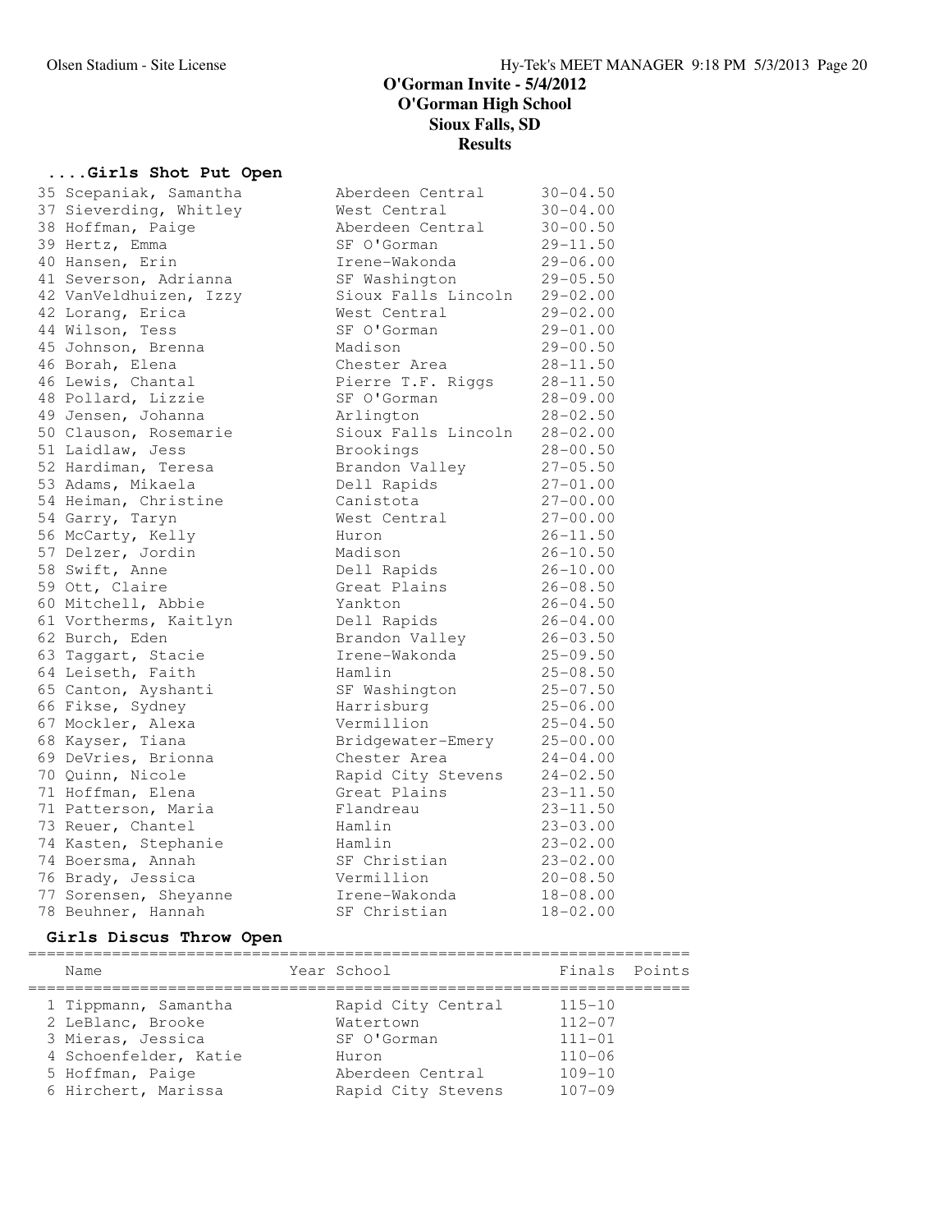# O'Gorman Invite - 5/4/2012
## O'Gorman High School
## Sioux Falls, SD
## Results

### ....Girls Shot Put Open

| Place | Name | School | Finals |
|---|---|---|---|
| 35 | Scepaniak, Samantha | Aberdeen Central | 30-04.50 |
| 37 | Sieverding, Whitley | West Central | 30-04.00 |
| 38 | Hoffman, Paige | Aberdeen Central | 30-00.50 |
| 39 | Hertz, Emma | SF O'Gorman | 29-11.50 |
| 40 | Hansen, Erin | Irene-Wakonda | 29-06.00 |
| 41 | Severson, Adrianna | SF Washington | 29-05.50 |
| 42 | VanVeldhuizen, Izzy | Sioux Falls Lincoln | 29-02.00 |
| 42 | Lorang, Erica | West Central | 29-02.00 |
| 44 | Wilson, Tess | SF O'Gorman | 29-01.00 |
| 45 | Johnson, Brenna | Madison | 29-00.50 |
| 46 | Borah, Elena | Chester Area | 28-11.50 |
| 46 | Lewis, Chantal | Pierre T.F. Riggs | 28-11.50 |
| 48 | Pollard, Lizzie | SF O'Gorman | 28-09.00 |
| 49 | Jensen, Johanna | Arlington | 28-02.50 |
| 50 | Clauson, Rosemarie | Sioux Falls Lincoln | 28-02.00 |
| 51 | Laidlaw, Jess | Brookings | 28-00.50 |
| 52 | Hardiman, Teresa | Brandon Valley | 27-05.50 |
| 53 | Adams, Mikaela | Dell Rapids | 27-01.00 |
| 54 | Heiman, Christine | Canistota | 27-00.00 |
| 54 | Garry, Taryn | West Central | 27-00.00 |
| 56 | McCarty, Kelly | Huron | 26-11.50 |
| 57 | Delzer, Jordin | Madison | 26-10.50 |
| 58 | Swift, Anne | Dell Rapids | 26-10.00 |
| 59 | Ott, Claire | Great Plains | 26-08.50 |
| 60 | Mitchell, Abbie | Yankton | 26-04.50 |
| 61 | Vortherms, Kaitlyn | Dell Rapids | 26-04.00 |
| 62 | Burch, Eden | Brandon Valley | 26-03.50 |
| 63 | Taggart, Stacie | Irene-Wakonda | 25-09.50 |
| 64 | Leiseth, Faith | Hamlin | 25-08.50 |
| 65 | Canton, Ayshanti | SF Washington | 25-07.50 |
| 66 | Fikse, Sydney | Harrisburg | 25-06.00 |
| 67 | Mockler, Alexa | Vermillion | 25-04.50 |
| 68 | Kayser, Tiana | Bridgewater-Emery | 25-00.00 |
| 69 | DeVries, Brionna | Chester Area | 24-04.00 |
| 70 | Quinn, Nicole | Rapid City Stevens | 24-02.50 |
| 71 | Hoffman, Elena | Great Plains | 23-11.50 |
| 71 | Patterson, Maria | Flandreau | 23-11.50 |
| 73 | Reuer, Chantel | Hamlin | 23-03.00 |
| 74 | Kasten, Stephanie | Hamlin | 23-02.00 |
| 74 | Boersma, Annah | SF Christian | 23-02.00 |
| 76 | Brady, Jessica | Vermillion | 20-08.50 |
| 77 | Sorensen, Sheyanne | Irene-Wakonda | 18-08.00 |
| 78 | Beuhner, Hannah | SF Christian | 18-02.00 |

### Girls Discus Throw Open

| | Name | Year | School | Finals | Points |
|---|---|---|---|---|---|
| 1 | Tippmann, Samantha | | Rapid City Central | 115-10 | |
| 2 | LeBlanc, Brooke | | Watertown | 112-07 | |
| 3 | Mieras, Jessica | | SF O'Gorman | 111-01 | |
| 4 | Schoenfelder, Katie | | Huron | 110-06 | |
| 5 | Hoffman, Paige | | Aberdeen Central | 109-10 | |
| 6 | Hirchert, Marissa | | Rapid City Stevens | 107-09 | |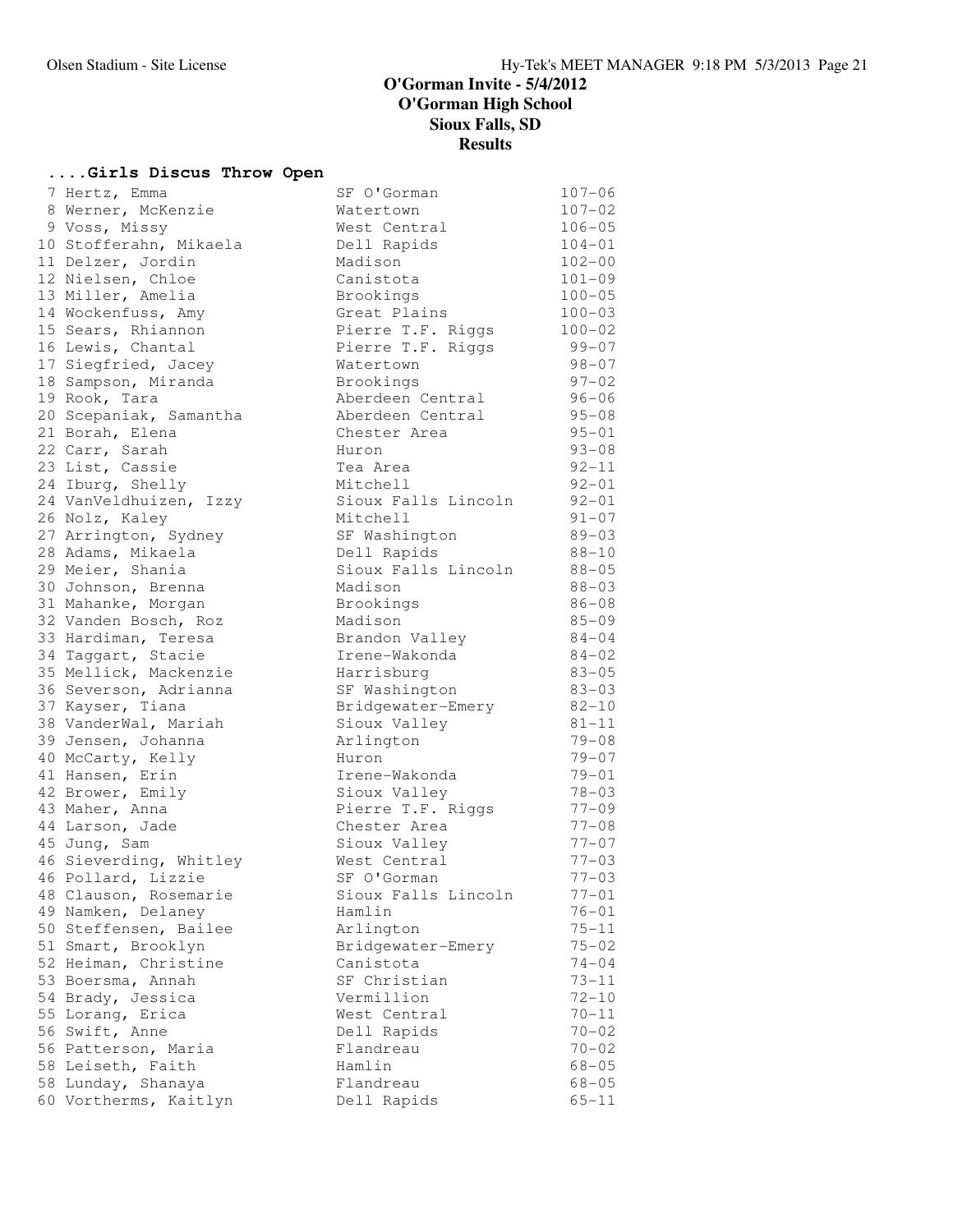# O'Gorman Invite - 5/4/2012
## O'Gorman High School
## Sioux Falls, SD
## Results

### ....Girls Discus Throw Open

| Place | Name | School | Mark |
|---|---|---|---|
| 7 | Hertz, Emma | SF O'Gorman | 107-06 |
| 8 | Werner, McKenzie | Watertown | 107-02 |
| 9 | Voss, Missy | West Central | 106-05 |
| 10 | Stofferahn, Mikaela | Dell Rapids | 104-01 |
| 11 | Delzer, Jordin | Madison | 102-00 |
| 12 | Nielsen, Chloe | Canistota | 101-09 |
| 13 | Miller, Amelia | Brookings | 100-05 |
| 14 | Wockenfuss, Amy | Great Plains | 100-03 |
| 15 | Sears, Rhiannon | Pierre T.F. Riggs | 100-02 |
| 16 | Lewis, Chantal | Pierre T.F. Riggs | 99-07 |
| 17 | Siegfried, Jacey | Watertown | 98-07 |
| 18 | Sampson, Miranda | Brookings | 97-02 |
| 19 | Rook, Tara | Aberdeen Central | 96-06 |
| 20 | Scepaniak, Samantha | Aberdeen Central | 95-08 |
| 21 | Borah, Elena | Chester Area | 95-01 |
| 22 | Carr, Sarah | Huron | 93-08 |
| 23 | List, Cassie | Tea Area | 92-11 |
| 24 | Iburg, Shelly | Mitchell | 92-01 |
| 24 | VanVeldhuizen, Izzy | Sioux Falls Lincoln | 92-01 |
| 26 | Nolz, Kaley | Mitchell | 91-07 |
| 27 | Arrington, Sydney | SF Washington | 89-03 |
| 28 | Adams, Mikaela | Dell Rapids | 88-10 |
| 29 | Meier, Shania | Sioux Falls Lincoln | 88-05 |
| 30 | Johnson, Brenna | Madison | 88-03 |
| 31 | Mahanke, Morgan | Brookings | 86-08 |
| 32 | Vanden Bosch, Roz | Madison | 85-09 |
| 33 | Hardiman, Teresa | Brandon Valley | 84-04 |
| 34 | Taggart, Stacie | Irene-Wakonda | 84-02 |
| 35 | Mellick, Mackenzie | Harrisburg | 83-05 |
| 36 | Severson, Adrianna | SF Washington | 83-03 |
| 37 | Kayser, Tiana | Bridgewater-Emery | 82-10 |
| 38 | VanderWal, Mariah | Sioux Valley | 81-11 |
| 39 | Jensen, Johanna | Arlington | 79-08 |
| 40 | McCarty, Kelly | Huron | 79-07 |
| 41 | Hansen, Erin | Irene-Wakonda | 79-01 |
| 42 | Brower, Emily | Sioux Valley | 78-03 |
| 43 | Maher, Anna | Pierre T.F. Riggs | 77-09 |
| 44 | Larson, Jade | Chester Area | 77-08 |
| 45 | Jung, Sam | Sioux Valley | 77-07 |
| 46 | Sieverding, Whitley | West Central | 77-03 |
| 46 | Pollard, Lizzie | SF O'Gorman | 77-03 |
| 48 | Clauson, Rosemarie | Sioux Falls Lincoln | 77-01 |
| 49 | Namken, Delaney | Hamlin | 76-01 |
| 50 | Steffensen, Bailee | Arlington | 75-11 |
| 51 | Smart, Brooklyn | Bridgewater-Emery | 75-02 |
| 52 | Heiman, Christine | Canistota | 74-04 |
| 53 | Boersma, Annah | SF Christian | 73-11 |
| 54 | Brady, Jessica | Vermillion | 72-10 |
| 55 | Lorang, Erica | West Central | 70-11 |
| 56 | Swift, Anne | Dell Rapids | 70-02 |
| 56 | Patterson, Maria | Flandreau | 70-02 |
| 58 | Leiseth, Faith | Hamlin | 68-05 |
| 58 | Lunday, Shanaya | Flandreau | 68-05 |
| 60 | Vortherms, Kaitlyn | Dell Rapids | 65-11 |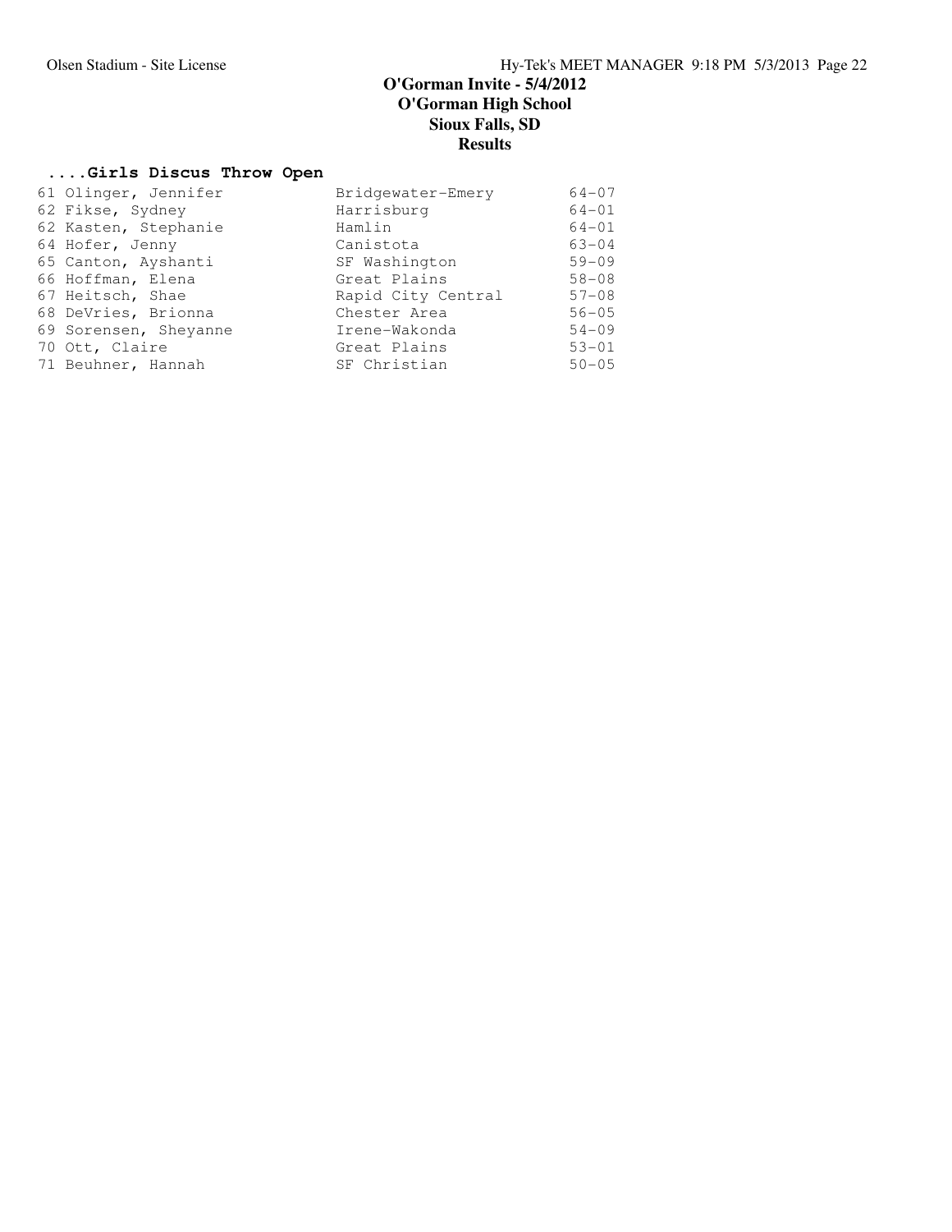# O'Gorman Invite - 5/4/2012
## O'Gorman High School
## Sioux Falls, SD
## Results

### ....Girls Discus Throw Open

| | Name | School | Mark |
|---|---|---|---|
| 61 | Olinger, Jennifer | Bridgewater-Emery | 64-07 |
| 62 | Fikse, Sydney | Harrisburg | 64-01 |
| 62 | Kasten, Stephanie | Hamlin | 64-01 |
| 64 | Hofer, Jenny | Canistota | 63-04 |
| 65 | Canton, Ayshanti | SF Washington | 59-09 |
| 66 | Hoffman, Elena | Great Plains | 58-08 |
| 67 | Heitsch, Shae | Rapid City Central | 57-08 |
| 68 | DeVries, Brionna | Chester Area | 56-05 |
| 69 | Sorensen, Sheyanne | Irene-Wakonda | 54-09 |
| 70 | Ott, Claire | Great Plains | 53-01 |
| 71 | Beuhner, Hannah | SF Christian | 50-05 |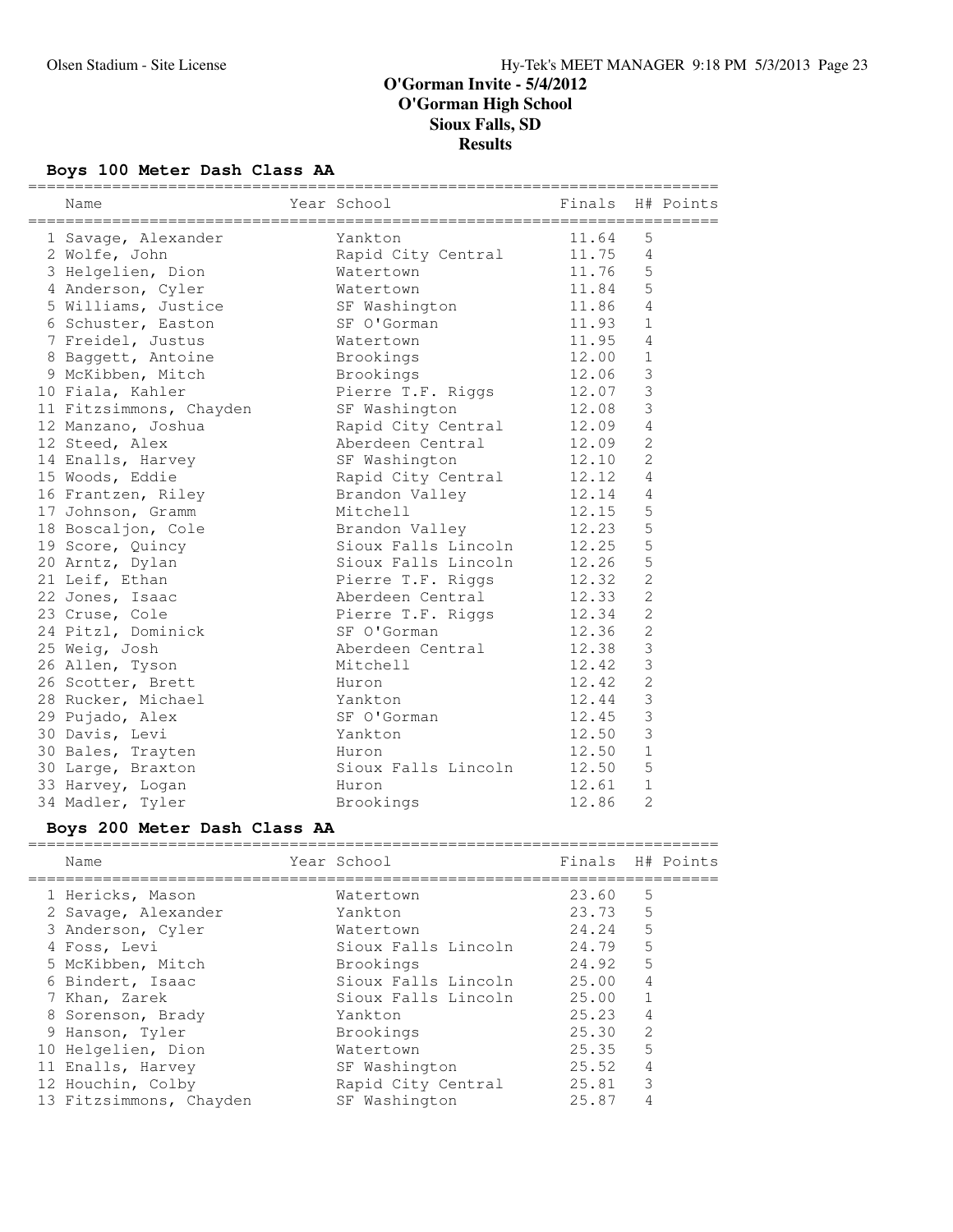# O'Gorman Invite - 5/4/2012
## O'Gorman High School
## Sioux Falls, SD
## Results

### Boys 100 Meter Dash Class AA

| Place | Name | Year | School | Finals | H# | Points |
|---|---|---|---|---|---|---|
| 1 | Savage, Alexander | | Yankton | 11.64 | 5 | |
| 2 | Wolfe, John | | Rapid City Central | 11.75 | 4 | |
| 3 | Helgelien, Dion | | Watertown | 11.76 | 5 | |
| 4 | Anderson, Cyler | | Watertown | 11.84 | 5 | |
| 5 | Williams, Justice | | SF Washington | 11.86 | 4 | |
| 6 | Schuster, Easton | | SF O'Gorman | 11.93 | 1 | |
| 7 | Freidel, Justus | | Watertown | 11.95 | 4 | |
| 8 | Baggett, Antoine | | Brookings | 12.00 | 1 | |
| 9 | McKibben, Mitch | | Brookings | 12.06 | 3 | |
| 10 | Fiala, Kahler | | Pierre T.F. Riggs | 12.07 | 3 | |
| 11 | Fitzsimmons, Chayden | | SF Washington | 12.08 | 3 | |
| 12 | Manzano, Joshua | | Rapid City Central | 12.09 | 4 | |
| 12 | Steed, Alex | | Aberdeen Central | 12.09 | 2 | |
| 14 | Enalls, Harvey | | SF Washington | 12.10 | 2 | |
| 15 | Woods, Eddie | | Rapid City Central | 12.12 | 4 | |
| 16 | Frantzen, Riley | | Brandon Valley | 12.14 | 4 | |
| 17 | Johnson, Gramm | | Mitchell | 12.15 | 5 | |
| 18 | Boscaljon, Cole | | Brandon Valley | 12.23 | 5 | |
| 19 | Score, Quincy | | Sioux Falls Lincoln | 12.25 | 5 | |
| 20 | Arntz, Dylan | | Sioux Falls Lincoln | 12.26 | 5 | |
| 21 | Leif, Ethan | | Pierre T.F. Riggs | 12.32 | 2 | |
| 22 | Jones, Isaac | | Aberdeen Central | 12.33 | 2 | |
| 23 | Cruse, Cole | | Pierre T.F. Riggs | 12.34 | 2 | |
| 24 | Pitzl, Dominick | | SF O'Gorman | 12.36 | 2 | |
| 25 | Weig, Josh | | Aberdeen Central | 12.38 | 3 | |
| 26 | Allen, Tyson | | Mitchell | 12.42 | 3 | |
| 26 | Scotter, Brett | | Huron | 12.42 | 2 | |
| 28 | Rucker, Michael | | Yankton | 12.44 | 3 | |
| 29 | Pujado, Alex | | SF O'Gorman | 12.45 | 3 | |
| 30 | Davis, Levi | | Yankton | 12.50 | 3 | |
| 30 | Bales, Trayten | | Huron | 12.50 | 1 | |
| 30 | Large, Braxton | | Sioux Falls Lincoln | 12.50 | 5 | |
| 33 | Harvey, Logan | | Huron | 12.61 | 1 | |
| 34 | Madler, Tyler | | Brookings | 12.86 | 2 | |

### Boys 200 Meter Dash Class AA

| Place | Name | Year | School | Finals | H# | Points |
|---|---|---|---|---|---|---|
| 1 | Hericks, Mason | | Watertown | 23.60 | 5 | |
| 2 | Savage, Alexander | | Yankton | 23.73 | 5 | |
| 3 | Anderson, Cyler | | Watertown | 24.24 | 5 | |
| 4 | Foss, Levi | | Sioux Falls Lincoln | 24.79 | 5 | |
| 5 | McKibben, Mitch | | Brookings | 24.92 | 5 | |
| 6 | Bindert, Isaac | | Sioux Falls Lincoln | 25.00 | 4 | |
| 7 | Khan, Zarek | | Sioux Falls Lincoln | 25.00 | 1 | |
| 8 | Sorenson, Brady | | Yankton | 25.23 | 4 | |
| 9 | Hanson, Tyler | | Brookings | 25.30 | 2 | |
| 10 | Helgelien, Dion | | Watertown | 25.35 | 5 | |
| 11 | Enalls, Harvey | | SF Washington | 25.52 | 4 | |
| 12 | Houchin, Colby | | Rapid City Central | 25.81 | 3 | |
| 13 | Fitzsimmons, Chayden | | SF Washington | 25.87 | 4 | |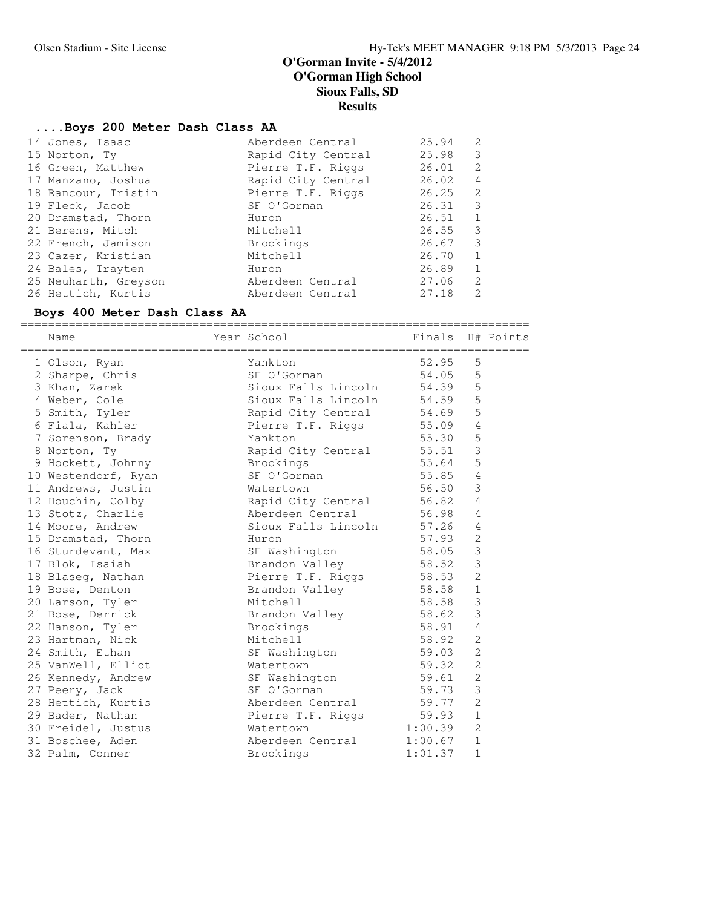# O'Gorman Invite - 5/4/2012
## O'Gorman High School
## Sioux Falls, SD
## Results

### ....Boys 200 Meter Dash Class AA

| Place | Name | Year School | Finals | H# |
|---|---|---|---|---|
| 14 | Jones, Isaac | Aberdeen Central | 25.94 | 2 |
| 15 | Norton, Ty | Rapid City Central | 25.98 | 3 |
| 16 | Green, Matthew | Pierre T.F. Riggs | 26.01 | 2 |
| 17 | Manzano, Joshua | Rapid City Central | 26.02 | 4 |
| 18 | Rancour, Tristin | Pierre T.F. Riggs | 26.25 | 2 |
| 19 | Fleck, Jacob | SF O'Gorman | 26.31 | 3 |
| 20 | Dramstad, Thorn | Huron | 26.51 | 1 |
| 21 | Berens, Mitch | Mitchell | 26.55 | 3 |
| 22 | French, Jamison | Brookings | 26.67 | 3 |
| 23 | Cazer, Kristian | Mitchell | 26.70 | 1 |
| 24 | Bales, Trayten | Huron | 26.89 | 1 |
| 25 | Neuharth, Greyson | Aberdeen Central | 27.06 | 2 |
| 26 | Hettich, Kurtis | Aberdeen Central | 27.18 | 2 |

### Boys 400 Meter Dash Class AA

| Place | Name | Year School | Finals | H# | Points |
|---|---|---|---|---|---|
| 1 | Olson, Ryan | Yankton | 52.95 | 5 | |
| 2 | Sharpe, Chris | SF O'Gorman | 54.05 | 5 | |
| 3 | Khan, Zarek | Sioux Falls Lincoln | 54.39 | 5 | |
| 4 | Weber, Cole | Sioux Falls Lincoln | 54.59 | 5 | |
| 5 | Smith, Tyler | Rapid City Central | 54.69 | 5 | |
| 6 | Fiala, Kahler | Pierre T.F. Riggs | 55.09 | 4 | |
| 7 | Sorenson, Brady | Yankton | 55.30 | 5 | |
| 8 | Norton, Ty | Rapid City Central | 55.51 | 3 | |
| 9 | Hockett, Johnny | Brookings | 55.64 | 5 | |
| 10 | Westendorf, Ryan | SF O'Gorman | 55.85 | 4 | |
| 11 | Andrews, Justin | Watertown | 56.50 | 3 | |
| 12 | Houchin, Colby | Rapid City Central | 56.82 | 4 | |
| 13 | Stotz, Charlie | Aberdeen Central | 56.98 | 4 | |
| 14 | Moore, Andrew | Sioux Falls Lincoln | 57.26 | 4 | |
| 15 | Dramstad, Thorn | Huron | 57.93 | 2 | |
| 16 | Sturdevant, Max | SF Washington | 58.05 | 3 | |
| 17 | Blok, Isaiah | Brandon Valley | 58.52 | 3 | |
| 18 | Blaseg, Nathan | Pierre T.F. Riggs | 58.53 | 2 | |
| 19 | Bose, Denton | Brandon Valley | 58.58 | 1 | |
| 20 | Larson, Tyler | Mitchell | 58.58 | 3 | |
| 21 | Bose, Derrick | Brandon Valley | 58.62 | 3 | |
| 22 | Hanson, Tyler | Brookings | 58.91 | 4 | |
| 23 | Hartman, Nick | Mitchell | 58.92 | 2 | |
| 24 | Smith, Ethan | SF Washington | 59.03 | 2 | |
| 25 | VanWell, Elliot | Watertown | 59.32 | 2 | |
| 26 | Kennedy, Andrew | SF Washington | 59.61 | 2 | |
| 27 | Peery, Jack | SF O'Gorman | 59.73 | 3 | |
| 28 | Hettich, Kurtis | Aberdeen Central | 59.77 | 2 | |
| 29 | Bader, Nathan | Pierre T.F. Riggs | 59.93 | 1 | |
| 30 | Freidel, Justus | Watertown | 1:00.39 | 2 | |
| 31 | Boschee, Aden | Aberdeen Central | 1:00.67 | 1 | |
| 32 | Palm, Conner | Brookings | 1:01.37 | 1 | |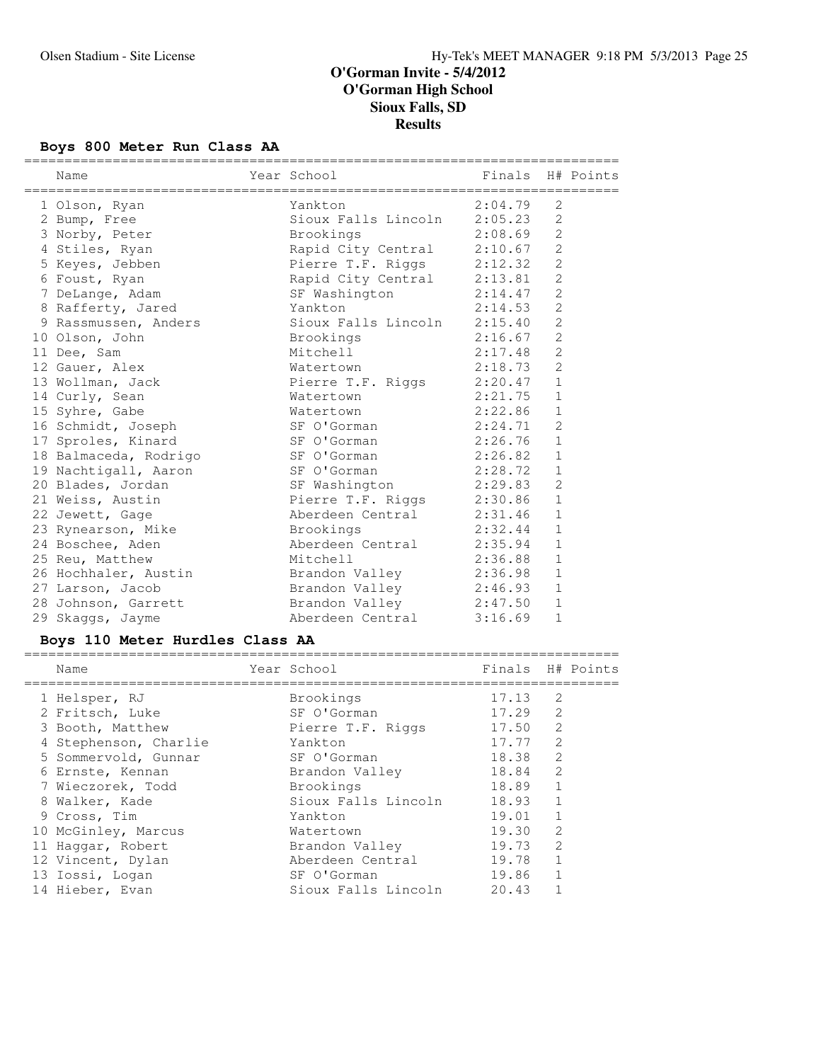# O'Gorman Invite - 5/4/2012
## O'Gorman High School
## Sioux Falls, SD
## Results

### Boys 800 Meter Run Class AA

| | Name | Year | School | Finals | H# | Points |
|---|---|---|---|---|---|---|
| 1 | Olson, Ryan | | Yankton | 2:04.79 | 2 | |
| 2 | Bump, Free | | Sioux Falls Lincoln | 2:05.23 | 2 | |
| 3 | Norby, Peter | | Brookings | 2:08.69 | 2 | |
| 4 | Stiles, Ryan | | Rapid City Central | 2:10.67 | 2 | |
| 5 | Keyes, Jebben | | Pierre T.F. Riggs | 2:12.32 | 2 | |
| 6 | Foust, Ryan | | Rapid City Central | 2:13.81 | 2 | |
| 7 | DeLange, Adam | | SF Washington | 2:14.47 | 2 | |
| 8 | Rafferty, Jared | | Yankton | 2:14.53 | 2 | |
| 9 | Rassmussen, Anders | | Sioux Falls Lincoln | 2:15.40 | 2 | |
| 10 | Olson, John | | Brookings | 2:16.67 | 2 | |
| 11 | Dee, Sam | | Mitchell | 2:17.48 | 2 | |
| 12 | Gauer, Alex | | Watertown | 2:18.73 | 2 | |
| 13 | Wollman, Jack | | Pierre T.F. Riggs | 2:20.47 | 1 | |
| 14 | Curly, Sean | | Watertown | 2:21.75 | 1 | |
| 15 | Syhre, Gabe | | Watertown | 2:22.86 | 1 | |
| 16 | Schmidt, Joseph | | SF O'Gorman | 2:24.71 | 2 | |
| 17 | Sproles, Kinard | | SF O'Gorman | 2:26.76 | 1 | |
| 18 | Balmaceda, Rodrigo | | SF O'Gorman | 2:26.82 | 1 | |
| 19 | Nachtigall, Aaron | | SF O'Gorman | 2:28.72 | 1 | |
| 20 | Blades, Jordan | | SF Washington | 2:29.83 | 2 | |
| 21 | Weiss, Austin | | Pierre T.F. Riggs | 2:30.86 | 1 | |
| 22 | Jewett, Gage | | Aberdeen Central | 2:31.46 | 1 | |
| 23 | Rynearson, Mike | | Brookings | 2:32.44 | 1 | |
| 24 | Boschee, Aden | | Aberdeen Central | 2:35.94 | 1 | |
| 25 | Reu, Matthew | | Mitchell | 2:36.88 | 1 | |
| 26 | Hochhaler, Austin | | Brandon Valley | 2:36.98 | 1 | |
| 27 | Larson, Jacob | | Brandon Valley | 2:46.93 | 1 | |
| 28 | Johnson, Garrett | | Brandon Valley | 2:47.50 | 1 | |
| 29 | Skaggs, Jayme | | Aberdeen Central | 3:16.69 | 1 | |

### Boys 110 Meter Hurdles Class AA

| | Name | Year | School | Finals | H# | Points |
|---|---|---|---|---|---|---|
| 1 | Helsper, RJ | | Brookings | 17.13 | 2 | |
| 2 | Fritsch, Luke | | SF O'Gorman | 17.29 | 2 | |
| 3 | Booth, Matthew | | Pierre T.F. Riggs | 17.50 | 2 | |
| 4 | Stephenson, Charlie | | Yankton | 17.77 | 2 | |
| 5 | Sommervold, Gunnar | | SF O'Gorman | 18.38 | 2 | |
| 6 | Ernste, Kennan | | Brandon Valley | 18.84 | 2 | |
| 7 | Wieczorek, Todd | | Brookings | 18.89 | 1 | |
| 8 | Walker, Kade | | Sioux Falls Lincoln | 18.93 | 1 | |
| 9 | Cross, Tim | | Yankton | 19.01 | 1 | |
| 10 | McGinley, Marcus | | Watertown | 19.30 | 2 | |
| 11 | Haggar, Robert | | Brandon Valley | 19.73 | 2 | |
| 12 | Vincent, Dylan | | Aberdeen Central | 19.78 | 1 | |
| 13 | Iossi, Logan | | SF O'Gorman | 19.86 | 1 | |
| 14 | Hieber, Evan | | Sioux Falls Lincoln | 20.43 | 1 | |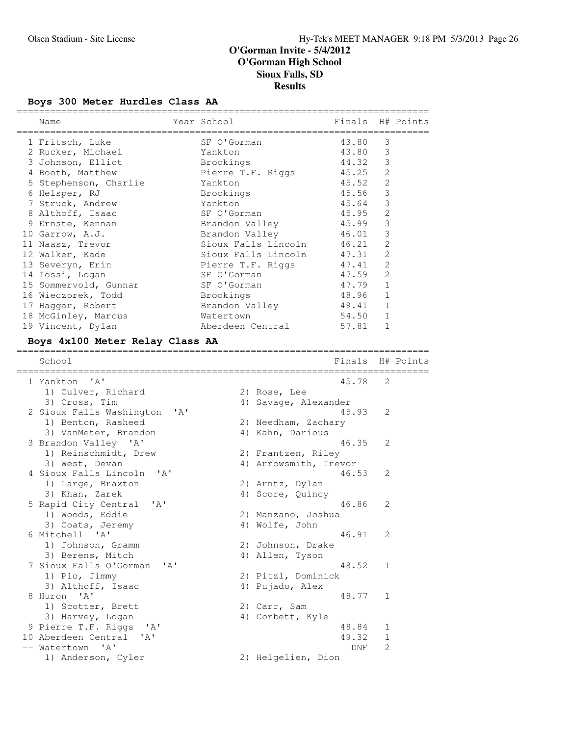# O'Gorman Invite - 5/4/2012
# O'Gorman High School
# Sioux Falls, SD
# Results

### Boys 300 Meter Hurdles Class AA

| | Name | Year | School | Finals | H# | Points |
|---|---|---|---|---|---|---|
| 1 | Fritsch, Luke | | SF O'Gorman | 43.80 | 3 | |
| 2 | Rucker, Michael | | Yankton | 43.80 | 3 | |
| 3 | Johnson, Elliot | | Brookings | 44.32 | 3 | |
| 4 | Booth, Matthew | | Pierre T.F. Riggs | 45.25 | 2 | |
| 5 | Stephenson, Charlie | | Yankton | 45.52 | 2 | |
| 6 | Helsper, RJ | | Brookings | 45.56 | 3 | |
| 7 | Struck, Andrew | | Yankton | 45.64 | 3 | |
| 8 | Althoff, Isaac | | SF O'Gorman | 45.95 | 2 | |
| 9 | Ernste, Kennan | | Brandon Valley | 45.99 | 3 | |
| 10 | Garrow, A.J. | | Brandon Valley | 46.01 | 3 | |
| 11 | Naasz, Trevor | | Sioux Falls Lincoln | 46.21 | 2 | |
| 12 | Walker, Kade | | Sioux Falls Lincoln | 47.31 | 2 | |
| 13 | Severyn, Erin | | Pierre T.F. Riggs | 47.41 | 2 | |
| 14 | Iossi, Logan | | SF O'Gorman | 47.59 | 2 | |
| 15 | Sommervold, Gunnar | | SF O'Gorman | 47.79 | 1 | |
| 16 | Wieczorek, Todd | | Brookings | 48.96 | 1 | |
| 17 | Haggar, Robert | | Brandon Valley | 49.41 | 1 | |
| 18 | McGinley, Marcus | | Watertown | 54.50 | 1 | |
| 19 | Vincent, Dylan | | Aberdeen Central | 57.81 | 1 | |

### Boys 4x100 Meter Relay Class AA

| | School | Finals | H# | Points |
|---|---|---|---|---|
| 1 | Yankton 'A' | 45.78 | 2 | |
| | 1) Culver, Richard 2) Rose, Lee 3) Cross, Tim 4) Savage, Alexander | | | |
| 2 | Sioux Falls Washington 'A' | 45.93 | 2 | |
| | 1) Benton, Rasheed 2) Needham, Zachary 3) VanMeter, Brandon 4) Kahn, Darious | | | |
| 3 | Brandon Valley 'A' | 46.35 | 2 | |
| | 1) Reinschmidt, Drew 2) Frantzen, Riley 3) West, Devan 4) Arrowsmith, Trevor | | | |
| 4 | Sioux Falls Lincoln 'A' | 46.53 | 2 | |
| | 1) Large, Braxton 2) Arntz, Dylan 3) Khan, Zarek 4) Score, Quincy | | | |
| 5 | Rapid City Central 'A' | 46.86 | 2 | |
| | 1) Woods, Eddie 2) Manzano, Joshua 3) Coats, Jeremy 4) Wolfe, John | | | |
| 6 | Mitchell 'A' | 46.91 | 2 | |
| | 1) Johnson, Gramm 2) Johnson, Drake 3) Berens, Mitch 4) Allen, Tyson | | | |
| 7 | Sioux Falls O'Gorman 'A' | 48.52 | 1 | |
| | 1) Pio, Jimmy 2) Pitzl, Dominick 3) Althoff, Isaac 4) Pujado, Alex | | | |
| 8 | Huron 'A' | 48.77 | 1 | |
| | 1) Scotter, Brett 2) Carr, Sam 3) Harvey, Logan 4) Corbett, Kyle | | | |
| 9 | Pierre T.F. Riggs 'A' | 48.84 | 1 | |
| 10 | Aberdeen Central 'A' | 49.32 | 1 | |
| -- | Watertown 'A' | DNF | 2 | |
| | 1) Anderson, Cyler 2) Helgelien, Dion | | | |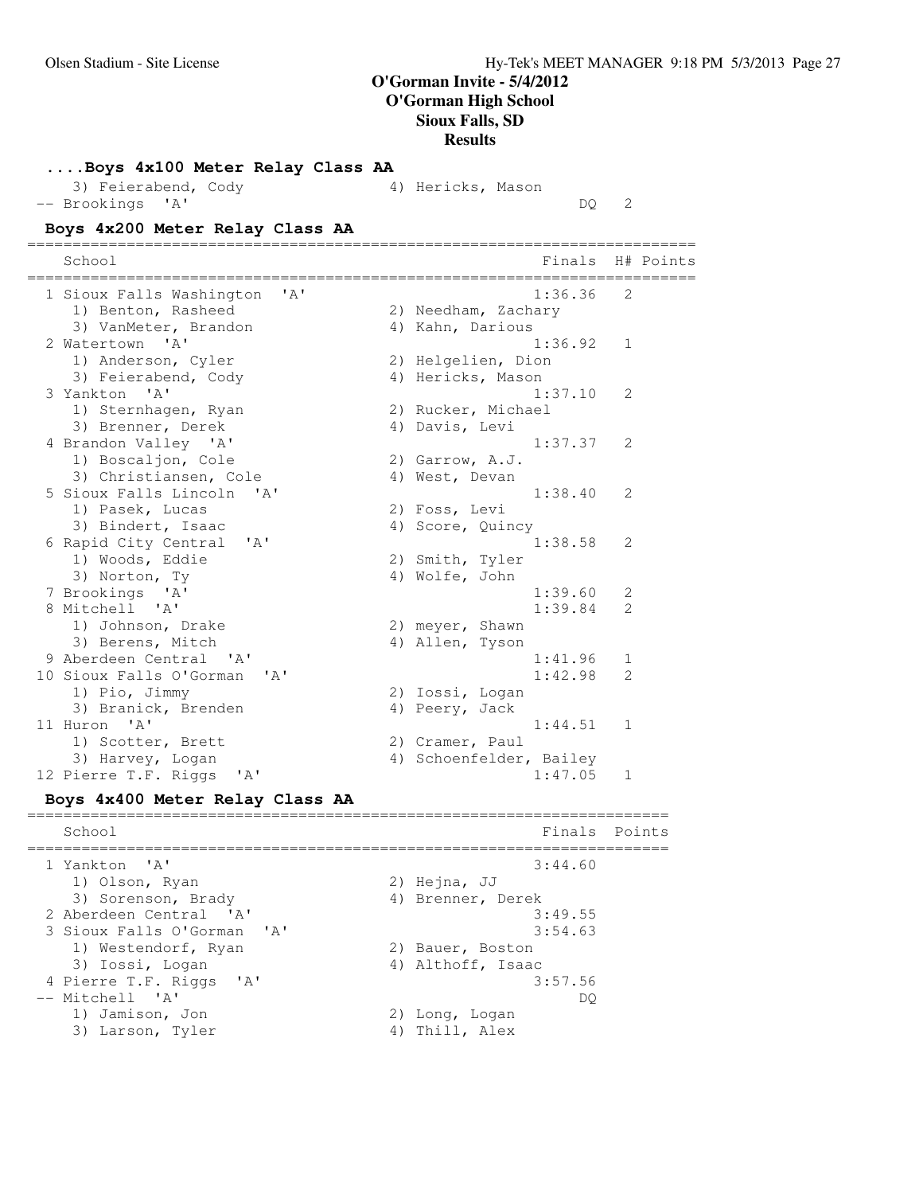# O'Gorman Invite - 5/4/2012
## O'Gorman High School
## Sioux Falls, SD
## Results

### ....Boys 4x100 Meter Relay Class AA

| | School | | Finals | H# | Points |
|---|---|---|---|---|---|
| | 3) Feierabend, Cody | 4) Hericks, Mason | | | |
| -- | Brookings 'A' | | DQ | 2 | |

### Boys 4x200 Meter Relay Class AA

| | School | | Finals | H# | Points |
|---|---|---|---|---|---|
| 1 | Sioux Falls Washington 'A' | | 1:36.36 | 2 | |
| | 1) Benton, Rasheed | 2) Needham, Zachary | | | |
| | 3) VanMeter, Brandon | 4) Kahn, Darious | | | |
| 2 | Watertown 'A' | | 1:36.92 | 1 | |
| | 1) Anderson, Cyler | 2) Helgelien, Dion | | | |
| | 3) Feierabend, Cody | 4) Hericks, Mason | | | |
| 3 | Yankton 'A' | | 1:37.10 | 2 | |
| | 1) Sternhagen, Ryan | 2) Rucker, Michael | | | |
| | 3) Brenner, Derek | 4) Davis, Levi | | | |
| 4 | Brandon Valley 'A' | | 1:37.37 | 2 | |
| | 1) Boscaljon, Cole | 2) Garrow, A.J. | | | |
| | 3) Christiansen, Cole | 4) West, Devan | | | |
| 5 | Sioux Falls Lincoln 'A' | | 1:38.40 | 2 | |
| | 1) Pasek, Lucas | 2) Foss, Levi | | | |
| | 3) Bindert, Isaac | 4) Score, Quincy | | | |
| 6 | Rapid City Central 'A' | | 1:38.58 | 2 | |
| | 1) Woods, Eddie | 2) Smith, Tyler | | | |
| | 3) Norton, Ty | 4) Wolfe, John | | | |
| 7 | Brookings 'A' | | 1:39.60 | 2 | |
| 8 | Mitchell 'A' | | 1:39.84 | 2 | |
| | 1) Johnson, Drake | 2) meyer, Shawn | | | |
| | 3) Berens, Mitch | 4) Allen, Tyson | | | |
| 9 | Aberdeen Central 'A' | | 1:41.96 | 1 | |
| 10 | Sioux Falls O'Gorman 'A' | | 1:42.98 | 2 | |
| | 1) Pio, Jimmy | 2) Iossi, Logan | | | |
| | 3) Branick, Brenden | 4) Peery, Jack | | | |
| 11 | Huron 'A' | | 1:44.51 | 1 | |
| | 1) Scotter, Brett | 2) Cramer, Paul | | | |
| | 3) Harvey, Logan | 4) Schoenfelder, Bailey | | | |
| 12 | Pierre T.F. Riggs 'A' | | 1:47.05 | 1 | |

### Boys 4x400 Meter Relay Class AA

| | School | | Finals | Points |
|---|---|---|---|---|
| 1 | Yankton 'A' | | 3:44.60 | |
| | 1) Olson, Ryan | 2) Hejna, JJ | | |
| | 3) Sorenson, Brady | 4) Brenner, Derek | | |
| 2 | Aberdeen Central 'A' | | 3:49.55 | |
| 3 | Sioux Falls O'Gorman 'A' | | 3:54.63 | |
| | 1) Westendorf, Ryan | 2) Bauer, Boston | | |
| | 3) Iossi, Logan | 4) Althoff, Isaac | | |
| 4 | Pierre T.F. Riggs 'A' | | 3:57.56 | |
| -- | Mitchell 'A' | | DQ | |
| | 1) Jamison, Jon | 2) Long, Logan | | |
| | 3) Larson, Tyler | 4) Thill, Alex | | |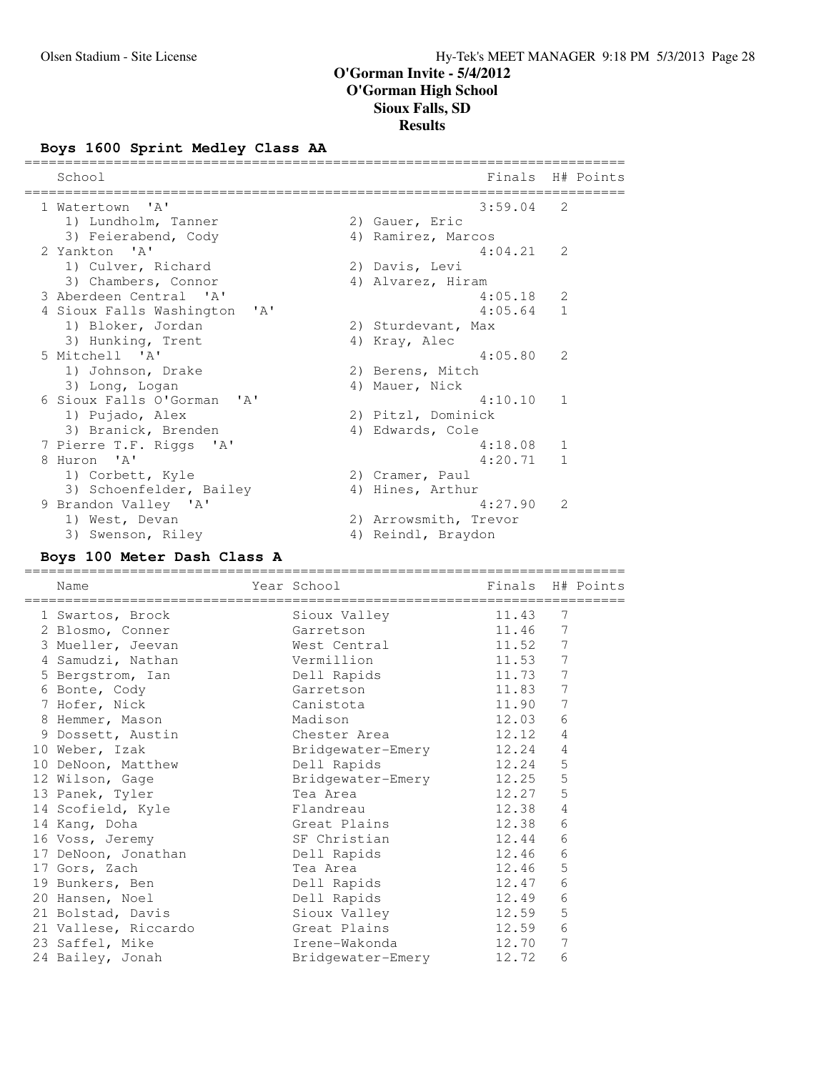# O'Gorman Invite - 5/4/2012
## O'Gorman High School
## Sioux Falls, SD
## Results

### Boys 1600 Sprint Medley Class AA

| | School | Finals | H# | Points |
|---|---|---|---|---|
| 1 | Watertown 'A' | 3:59.04 | 2 | |
| | 1) Lundholm, Tanner; 2) Gauer, Eric; 3) Feierabend, Cody; 4) Ramirez, Marcos | | | |
| 2 | Yankton 'A' | 4:04.21 | 2 | |
| | 1) Culver, Richard; 2) Davis, Levi; 3) Chambers, Connor; 4) Alvarez, Hiram | | | |
| 3 | Aberdeen Central 'A' | 4:05.18 | 2 | |
| 4 | Sioux Falls Washington 'A' | 4:05.64 | 1 | |
| | 1) Bloker, Jordan; 2) Sturdevant, Max; 3) Hunking, Trent; 4) Kray, Alec | | | |
| 5 | Mitchell 'A' | 4:05.80 | 2 | |
| | 1) Johnson, Drake; 2) Berens, Mitch; 3) Long, Logan; 4) Mauer, Nick | | | |
| 6 | Sioux Falls O'Gorman 'A' | 4:10.10 | 1 | |
| | 1) Pujado, Alex; 2) Pitzl, Dominick; 3) Branick, Brenden; 4) Edwards, Cole | | | |
| 7 | Pierre T.F. Riggs 'A' | 4:18.08 | 1 | |
| 8 | Huron 'A' | 4:20.71 | 1 | |
| | 1) Corbett, Kyle; 2) Cramer, Paul; 3) Schoenfelder, Bailey; 4) Hines, Arthur | | | |
| 9 | Brandon Valley 'A' | 4:27.90 | 2 | |
| | 1) West, Devan; 2) Arrowsmith, Trevor; 3) Swenson, Riley; 4) Reindl, Braydon | | | |

### Boys 100 Meter Dash Class A

| | Name | Year | School | Finals | H# | Points |
|---|---|---|---|---|---|---|
| 1 | Swartos, Brock | | Sioux Valley | 11.43 | 7 | |
| 2 | Blosmo, Conner | | Garretson | 11.46 | 7 | |
| 3 | Mueller, Jeevan | | West Central | 11.52 | 7 | |
| 4 | Samudzi, Nathan | | Vermillion | 11.53 | 7 | |
| 5 | Bergstrom, Ian | | Dell Rapids | 11.73 | 7 | |
| 6 | Bonte, Cody | | Garretson | 11.83 | 7 | |
| 7 | Hofer, Nick | | Canistota | 11.90 | 7 | |
| 8 | Hemmer, Mason | | Madison | 12.03 | 6 | |
| 9 | Dossett, Austin | | Chester Area | 12.12 | 4 | |
| 10 | Weber, Izak | | Bridgewater-Emery | 12.24 | 4 | |
| 10 | DeNoon, Matthew | | Dell Rapids | 12.24 | 5 | |
| 12 | Wilson, Gage | | Bridgewater-Emery | 12.25 | 5 | |
| 13 | Panek, Tyler | | Tea Area | 12.27 | 5 | |
| 14 | Scofield, Kyle | | Flandreau | 12.38 | 4 | |
| 14 | Kang, Doha | | Great Plains | 12.38 | 6 | |
| 16 | Voss, Jeremy | | SF Christian | 12.44 | 6 | |
| 17 | DeNoon, Jonathan | | Dell Rapids | 12.46 | 6 | |
| 17 | Gors, Zach | | Tea Area | 12.46 | 5 | |
| 19 | Bunkers, Ben | | Dell Rapids | 12.47 | 6 | |
| 20 | Hansen, Noel | | Dell Rapids | 12.49 | 6 | |
| 21 | Bolstad, Davis | | Sioux Valley | 12.59 | 5 | |
| 21 | Vallese, Riccardo | | Great Plains | 12.59 | 6 | |
| 23 | Saffel, Mike | | Irene-Wakonda | 12.70 | 7 | |
| 24 | Bailey, Jonah | | Bridgewater-Emery | 12.72 | 6 | |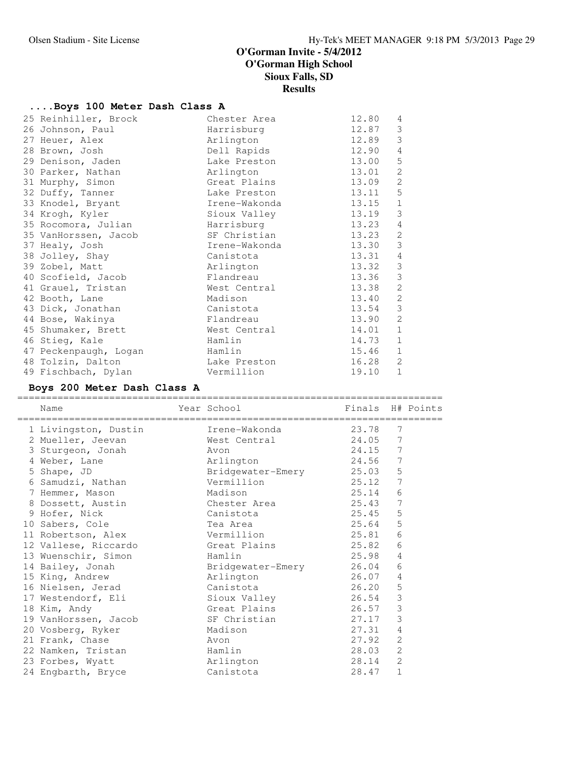# O'Gorman Invite - 5/4/2012
## O'Gorman High School
## Sioux Falls, SD
## Results

### ....Boys 100 Meter Dash Class A

| Place | Name | Year | School | Finals | H# | Points |
|---|---|---|---|---|---|---|
| 25 | Reinhiller, Brock | | Chester Area | 12.80 | 4 | |
| 26 | Johnson, Paul | | Harrisburg | 12.87 | 3 | |
| 27 | Heuer, Alex | | Arlington | 12.89 | 3 | |
| 28 | Brown, Josh | | Dell Rapids | 12.90 | 4 | |
| 29 | Denison, Jaden | | Lake Preston | 13.00 | 5 | |
| 30 | Parker, Nathan | | Arlington | 13.01 | 2 | |
| 31 | Murphy, Simon | | Great Plains | 13.09 | 2 | |
| 32 | Duffy, Tanner | | Lake Preston | 13.11 | 5 | |
| 33 | Knodel, Bryant | | Irene-Wakonda | 13.15 | 1 | |
| 34 | Krogh, Kyler | | Sioux Valley | 13.19 | 3 | |
| 35 | Rocomora, Julian | | Harrisburg | 13.23 | 4 | |
| 35 | VanHorssen, Jacob | | SF Christian | 13.23 | 2 | |
| 37 | Healy, Josh | | Irene-Wakonda | 13.30 | 3 | |
| 38 | Jolley, Shay | | Canistota | 13.31 | 4 | |
| 39 | Zobel, Matt | | Arlington | 13.32 | 3 | |
| 40 | Scofield, Jacob | | Flandreau | 13.36 | 3 | |
| 41 | Grauel, Tristan | | West Central | 13.38 | 2 | |
| 42 | Booth, Lane | | Madison | 13.40 | 2 | |
| 43 | Dick, Jonathan | | Canistota | 13.54 | 3 | |
| 44 | Bose, Wakinya | | Flandreau | 13.90 | 2 | |
| 45 | Shumaker, Brett | | West Central | 14.01 | 1 | |
| 46 | Stieg, Kale | | Hamlin | 14.73 | 1 | |
| 47 | Peckenpaugh, Logan | | Hamlin | 15.46 | 1 | |
| 48 | Tolzin, Dalton | | Lake Preston | 16.28 | 2 | |
| 49 | Fischbach, Dylan | | Vermillion | 19.10 | 1 | |

### Boys 200 Meter Dash Class A

| Place | Name | Year | School | Finals | H# | Points |
|---|---|---|---|---|---|---|
| 1 | Livingston, Dustin | | Irene-Wakonda | 23.78 | 7 | |
| 2 | Mueller, Jeevan | | West Central | 24.05 | 7 | |
| 3 | Sturgeon, Jonah | | Avon | 24.15 | 7 | |
| 4 | Weber, Lane | | Arlington | 24.56 | 7 | |
| 5 | Shape, JD | | Bridgewater-Emery | 25.03 | 5 | |
| 6 | Samudzi, Nathan | | Vermillion | 25.12 | 7 | |
| 7 | Hemmer, Mason | | Madison | 25.14 | 6 | |
| 8 | Dossett, Austin | | Chester Area | 25.43 | 7 | |
| 9 | Hofer, Nick | | Canistota | 25.45 | 5 | |
| 10 | Sabers, Cole | | Tea Area | 25.64 | 5 | |
| 11 | Robertson, Alex | | Vermillion | 25.81 | 6 | |
| 12 | Vallese, Riccardo | | Great Plains | 25.82 | 6 | |
| 13 | Wuenschir, Simon | | Hamlin | 25.98 | 4 | |
| 14 | Bailey, Jonah | | Bridgewater-Emery | 26.04 | 6 | |
| 15 | King, Andrew | | Arlington | 26.07 | 4 | |
| 16 | Nielsen, Jerad | | Canistota | 26.20 | 5 | |
| 17 | Westendorf, Eli | | Sioux Valley | 26.54 | 3 | |
| 18 | Kim, Andy | | Great Plains | 26.57 | 3 | |
| 19 | VanHorssen, Jacob | | SF Christian | 27.17 | 3 | |
| 20 | Vosberg, Ryker | | Madison | 27.31 | 4 | |
| 21 | Frank, Chase | | Avon | 27.92 | 2 | |
| 22 | Namken, Tristan | | Hamlin | 28.03 | 2 | |
| 23 | Forbes, Wyatt | | Arlington | 28.14 | 2 | |
| 24 | Engbarth, Bryce | | Canistota | 28.47 | 1 | |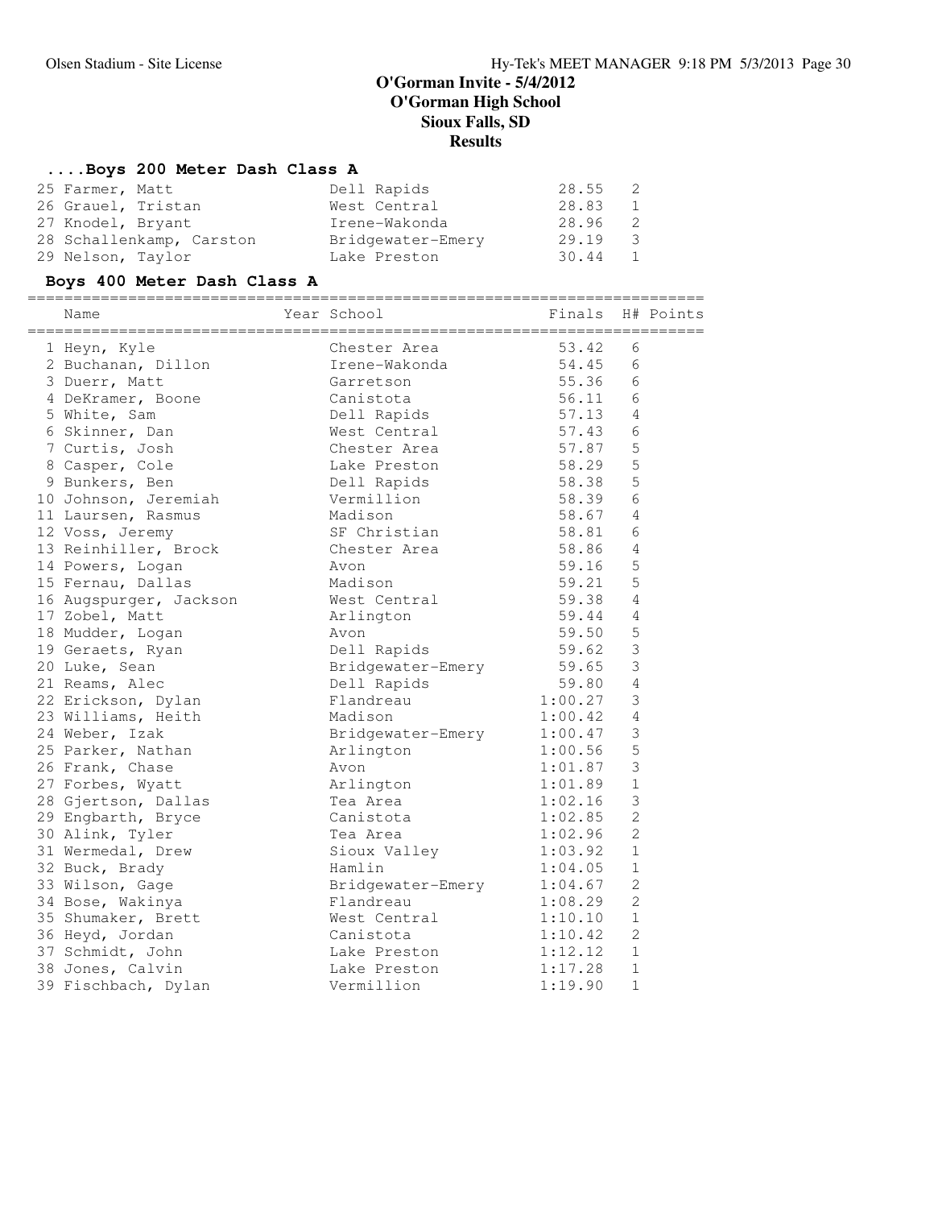# O'Gorman Invite - 5/4/2012
## O'Gorman High School
## Sioux Falls, SD
## Results

### ....Boys 200 Meter Dash Class A

| Name | School | Finals | H# |
|---|---|---|---|
| 25 Farmer, Matt | Dell Rapids | 28.55 | 2 |
| 26 Grauel, Tristan | West Central | 28.83 | 1 |
| 27 Knodel, Bryant | Irene-Wakonda | 28.96 | 2 |
| 28 Schallenkamp, Carston | Bridgewater-Emery | 29.19 | 3 |
| 29 Nelson, Taylor | Lake Preston | 30.44 | 1 |

### Boys 400 Meter Dash Class A

| Name | Year | School | Finals | H# | Points |
|---|---|---|---|---|---|
| 1 Heyn, Kyle | | Chester Area | 53.42 | 6 | |
| 2 Buchanan, Dillon | | Irene-Wakonda | 54.45 | 6 | |
| 3 Duerr, Matt | | Garretson | 55.36 | 6 | |
| 4 DeKramer, Boone | | Canistota | 56.11 | 6 | |
| 5 White, Sam | | Dell Rapids | 57.13 | 4 | |
| 6 Skinner, Dan | | West Central | 57.43 | 6 | |
| 7 Curtis, Josh | | Chester Area | 57.87 | 5 | |
| 8 Casper, Cole | | Lake Preston | 58.29 | 5 | |
| 9 Bunkers, Ben | | Dell Rapids | 58.38 | 5 | |
| 10 Johnson, Jeremiah | | Vermillion | 58.39 | 6 | |
| 11 Laursen, Rasmus | | Madison | 58.67 | 4 | |
| 12 Voss, Jeremy | | SF Christian | 58.81 | 6 | |
| 13 Reinhiller, Brock | | Chester Area | 58.86 | 4 | |
| 14 Powers, Logan | | Avon | 59.16 | 5 | |
| 15 Fernau, Dallas | | Madison | 59.21 | 5 | |
| 16 Augspurger, Jackson | | West Central | 59.38 | 4 | |
| 17 Zobel, Matt | | Arlington | 59.44 | 4 | |
| 18 Mudder, Logan | | Avon | 59.50 | 5 | |
| 19 Geraets, Ryan | | Dell Rapids | 59.62 | 3 | |
| 20 Luke, Sean | | Bridgewater-Emery | 59.65 | 3 | |
| 21 Reams, Alec | | Dell Rapids | 59.80 | 4 | |
| 22 Erickson, Dylan | | Flandreau | 1:00.27 | 3 | |
| 23 Williams, Heith | | Madison | 1:00.42 | 4 | |
| 24 Weber, Izak | | Bridgewater-Emery | 1:00.47 | 3 | |
| 25 Parker, Nathan | | Arlington | 1:00.56 | 5 | |
| 26 Frank, Chase | | Avon | 1:01.87 | 3 | |
| 27 Forbes, Wyatt | | Arlington | 1:01.89 | 1 | |
| 28 Gjertson, Dallas | | Tea Area | 1:02.16 | 3 | |
| 29 Engbarth, Bryce | | Canistota | 1:02.85 | 2 | |
| 30 Alink, Tyler | | Tea Area | 1:02.96 | 2 | |
| 31 Wermedal, Drew | | Sioux Valley | 1:03.92 | 1 | |
| 32 Buck, Brady | | Hamlin | 1:04.05 | 1 | |
| 33 Wilson, Gage | | Bridgewater-Emery | 1:04.67 | 2 | |
| 34 Bose, Wakinya | | Flandreau | 1:08.29 | 2 | |
| 35 Shumaker, Brett | | West Central | 1:10.10 | 1 | |
| 36 Heyd, Jordan | | Canistota | 1:10.42 | 2 | |
| 37 Schmidt, John | | Lake Preston | 1:12.12 | 1 | |
| 38 Jones, Calvin | | Lake Preston | 1:17.28 | 1 | |
| 39 Fischbach, Dylan | | Vermillion | 1:19.90 | 1 | |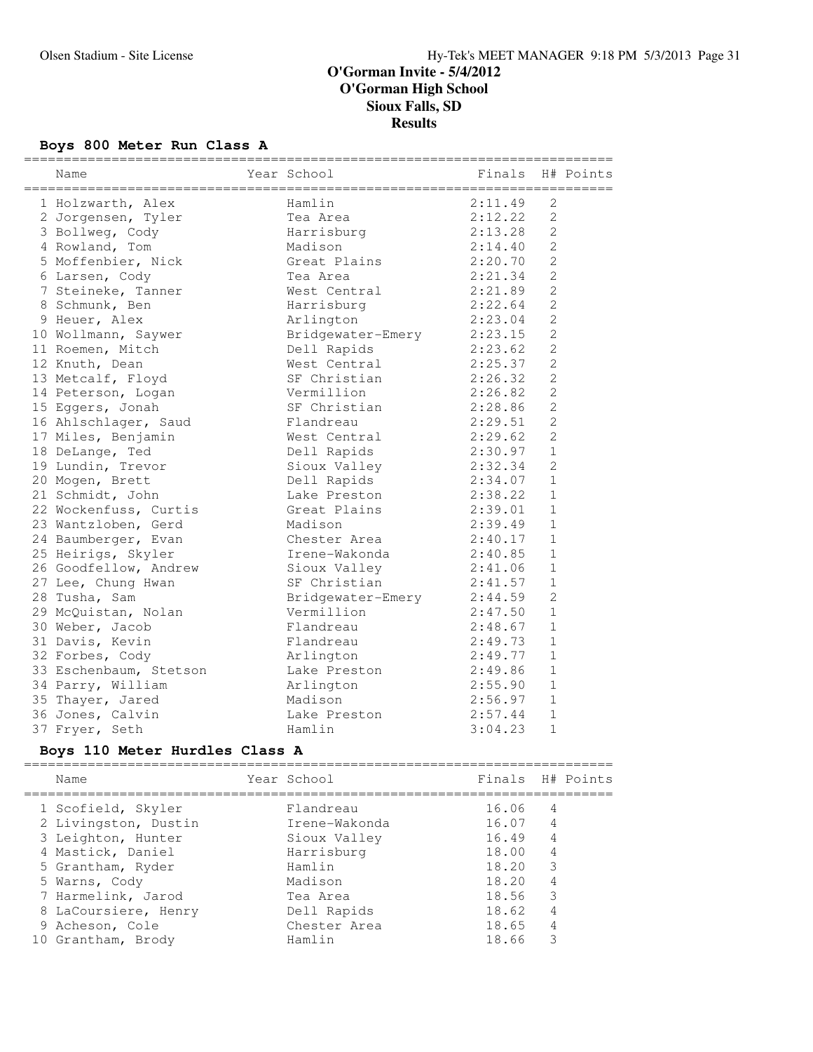# O'Gorman Invite - 5/4/2012
# O'Gorman High School
# Sioux Falls, SD
# Results

## Boys 800 Meter Run Class A

| Name | Year School | Finals | H# | Points |
|---|---|---|---|---|
| 1 Holzwarth, Alex | Hamlin | 2:11.49 | 2 | |
| 2 Jorgensen, Tyler | Tea Area | 2:12.22 | 2 | |
| 3 Bollweg, Cody | Harrisburg | 2:13.28 | 2 | |
| 4 Rowland, Tom | Madison | 2:14.40 | 2 | |
| 5 Moffenbier, Nick | Great Plains | 2:20.70 | 2 | |
| 6 Larsen, Cody | Tea Area | 2:21.34 | 2 | |
| 7 Steineke, Tanner | West Central | 2:21.89 | 2 | |
| 8 Schmunk, Ben | Harrisburg | 2:22.64 | 2 | |
| 9 Heuer, Alex | Arlington | 2:23.04 | 2 | |
| 10 Wollmann, Saywer | Bridgewater-Emery | 2:23.15 | 2 | |
| 11 Roemen, Mitch | Dell Rapids | 2:23.62 | 2 | |
| 12 Knuth, Dean | West Central | 2:25.37 | 2 | |
| 13 Metcalf, Floyd | SF Christian | 2:26.32 | 2 | |
| 14 Peterson, Logan | Vermillion | 2:26.82 | 2 | |
| 15 Eggers, Jonah | SF Christian | 2:28.86 | 2 | |
| 16 Ahlschlager, Saud | Flandreau | 2:29.51 | 2 | |
| 17 Miles, Benjamin | West Central | 2:29.62 | 2 | |
| 18 DeLange, Ted | Dell Rapids | 2:30.97 | 1 | |
| 19 Lundin, Trevor | Sioux Valley | 2:32.34 | 2 | |
| 20 Mogen, Brett | Dell Rapids | 2:34.07 | 1 | |
| 21 Schmidt, John | Lake Preston | 2:38.22 | 1 | |
| 22 Wockenfuss, Curtis | Great Plains | 2:39.01 | 1 | |
| 23 Wantzloben, Gerd | Madison | 2:39.49 | 1 | |
| 24 Baumberger, Evan | Chester Area | 2:40.17 | 1 | |
| 25 Heirigs, Skyler | Irene-Wakonda | 2:40.85 | 1 | |
| 26 Goodfellow, Andrew | Sioux Valley | 2:41.06 | 1 | |
| 27 Lee, Chung Hwan | SF Christian | 2:41.57 | 1 | |
| 28 Tusha, Sam | Bridgewater-Emery | 2:44.59 | 2 | |
| 29 McQuistan, Nolan | Vermillion | 2:47.50 | 1 | |
| 30 Weber, Jacob | Flandreau | 2:48.67 | 1 | |
| 31 Davis, Kevin | Flandreau | 2:49.73 | 1 | |
| 32 Forbes, Cody | Arlington | 2:49.77 | 1 | |
| 33 Eschenbaum, Stetson | Lake Preston | 2:49.86 | 1 | |
| 34 Parry, William | Arlington | 2:55.90 | 1 | |
| 35 Thayer, Jared | Madison | 2:56.97 | 1 | |
| 36 Jones, Calvin | Lake Preston | 2:57.44 | 1 | |
| 37 Fryer, Seth | Hamlin | 3:04.23 | 1 | |

## Boys 110 Meter Hurdles Class A

| Name | Year School | Finals | H# | Points |
|---|---|---|---|---|
| 1 Scofield, Skyler | Flandreau | 16.06 | 4 | |
| 2 Livingston, Dustin | Irene-Wakonda | 16.07 | 4 | |
| 3 Leighton, Hunter | Sioux Valley | 16.49 | 4 | |
| 4 Mastick, Daniel | Harrisburg | 18.00 | 4 | |
| 5 Grantham, Ryder | Hamlin | 18.20 | 3 | |
| 5 Warns, Cody | Madison | 18.20 | 4 | |
| 7 Harmelink, Jarod | Tea Area | 18.56 | 3 | |
| 8 LaCoursiere, Henry | Dell Rapids | 18.62 | 4 | |
| 9 Acheson, Cole | Chester Area | 18.65 | 4 | |
| 10 Grantham, Brody | Hamlin | 18.66 | 3 | |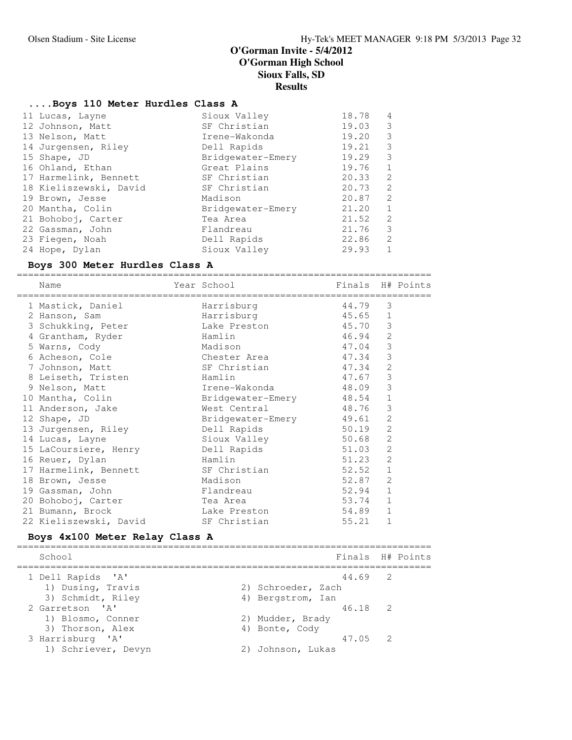# O'Gorman Invite - 5/4/2012
## O'Gorman High School
## Sioux Falls, SD
## Results

### ....Boys 110 Meter Hurdles Class A

| Place | Name | Year | School | Finals | H# | Points |
|---|---|---|---|---|---|---|
| 11 | Lucas, Layne | | Sioux Valley | 18.78 | 4 | |
| 12 | Johnson, Matt | | SF Christian | 19.03 | 3 | |
| 13 | Nelson, Matt | | Irene-Wakonda | 19.20 | 3 | |
| 14 | Jurgensen, Riley | | Dell Rapids | 19.21 | 3 | |
| 15 | Shape, JD | | Bridgewater-Emery | 19.29 | 3 | |
| 16 | Ohland, Ethan | | Great Plains | 19.76 | 1 | |
| 17 | Harmelink, Bennett | | SF Christian | 20.33 | 2 | |
| 18 | Kieliszewski, David | | SF Christian | 20.73 | 2 | |
| 19 | Brown, Jesse | | Madison | 20.87 | 2 | |
| 20 | Mantha, Colin | | Bridgewater-Emery | 21.20 | 1 | |
| 21 | Bohoboj, Carter | | Tea Area | 21.52 | 2 | |
| 22 | Gassman, John | | Flandreau | 21.76 | 3 | |
| 23 | Fiegen, Noah | | Dell Rapids | 22.86 | 2 | |
| 24 | Hope, Dylan | | Sioux Valley | 29.93 | 1 | |

### Boys 300 Meter Hurdles Class A

| Place | Name | Year | School | Finals | H# | Points |
|---|---|---|---|---|---|---|
| 1 | Mastick, Daniel | | Harrisburg | 44.79 | 3 | |
| 2 | Hanson, Sam | | Harrisburg | 45.65 | 1 | |
| 3 | Schukking, Peter | | Lake Preston | 45.70 | 3 | |
| 4 | Grantham, Ryder | | Hamlin | 46.94 | 2 | |
| 5 | Warns, Cody | | Madison | 47.04 | 3 | |
| 6 | Acheson, Cole | | Chester Area | 47.34 | 3 | |
| 7 | Johnson, Matt | | SF Christian | 47.34 | 2 | |
| 8 | Leiseth, Tristen | | Hamlin | 47.67 | 3 | |
| 9 | Nelson, Matt | | Irene-Wakonda | 48.09 | 3 | |
| 10 | Mantha, Colin | | Bridgewater-Emery | 48.54 | 1 | |
| 11 | Anderson, Jake | | West Central | 48.76 | 3 | |
| 12 | Shape, JD | | Bridgewater-Emery | 49.61 | 2 | |
| 13 | Jurgensen, Riley | | Dell Rapids | 50.19 | 2 | |
| 14 | Lucas, Layne | | Sioux Valley | 50.68 | 2 | |
| 15 | LaCoursiere, Henry | | Dell Rapids | 51.03 | 2 | |
| 16 | Reuer, Dylan | | Hamlin | 51.23 | 2 | |
| 17 | Harmelink, Bennett | | SF Christian | 52.52 | 1 | |
| 18 | Brown, Jesse | | Madison | 52.87 | 2 | |
| 19 | Gassman, John | | Flandreau | 52.94 | 1 | |
| 20 | Bohoboj, Carter | | Tea Area | 53.74 | 1 | |
| 21 | Bumann, Brock | | Lake Preston | 54.89 | 1 | |
| 22 | Kieliszewski, David | | SF Christian | 55.21 | 1 | |

### Boys 4x100 Meter Relay Class A

| Place | School | Finals | H# | Points |
|---|---|---|---|---|
| 1 | Dell Rapids 'A' | 44.69 | 2 | |
| | 1) Dusing, Travis; 2) Schroeder, Zach; 3) Schmidt, Riley; 4) Bergstrom, Ian | | | |
| 2 | Garretson 'A' | 46.18 | 2 | |
| | 1) Blosmo, Conner; 2) Mudder, Brady; 3) Thorson, Alex; 4) Bonte, Cody | | | |
| 3 | Harrisburg 'A' | 47.05 | 2 | |
| | 1) Schriever, Devyn; 2) Johnson, Lukas | | | |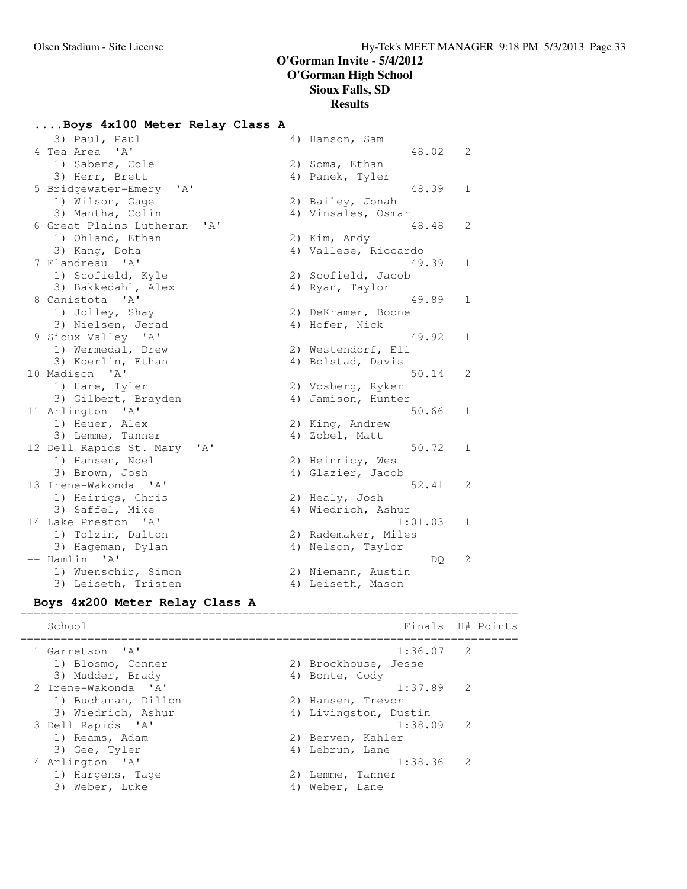## O'Gorman Invite - 5/4/2012
## O'Gorman High School
## Sioux Falls, SD
## Results

### ....Boys 4x100 Meter Relay Class A

```
   3) Paul, Paul                      4) Hanson, Sam
 4 Tea Area  'A'                                      48.02   2
   1) Sabers, Cole                    2) Soma, Ethan
   3) Herr, Brett                     4) Panek, Tyler
 5 Bridgewater-Emery  'A'                             48.39   1
   1) Wilson, Gage                    2) Bailey, Jonah
   3) Mantha, Colin                   4) Vinsales, Osmar
 6 Great Plains Lutheran  'A'                         48.48   2
   1) Ohland, Ethan                   2) Kim, Andy
   3) Kang, Doha                      4) Vallese, Riccardo
 7 Flandreau  'A'                                     49.39   1
   1) Scofield, Kyle                  2) Scofield, Jacob
   3) Bakkedahl, Alex                 4) Ryan, Taylor
 8 Canistota  'A'                                     49.89   1
   1) Jolley, Shay                    2) DeKramer, Boone
   3) Nielsen, Jerad                  4) Hofer, Nick
 9 Sioux Valley  'A'                                  49.92   1
   1) Wermedal, Drew                  2) Westendorf, Eli
   3) Koerlin, Ethan                  4) Bolstad, Davis
10 Madison  'A'                                       50.14   2
   1) Hare, Tyler                     2) Vosberg, Ryker
   3) Gilbert, Brayden                4) Jamison, Hunter
11 Arlington  'A'                                     50.66   1
   1) Heuer, Alex                     2) King, Andrew
   3) Lemme, Tanner                   4) Zobel, Matt
12 Dell Rapids St. Mary  'A'                          50.72   1
   1) Hansen, Noel                    2) Heinricy, Wes
   3) Brown, Josh                     4) Glazier, Jacob
13 Irene-Wakonda  'A'                                 52.41   2
   1) Heirigs, Chris                  2) Healy, Josh
   3) Saffel, Mike                    4) Wiedrich, Ashur
14 Lake Preston  'A'                                1:01.03   1
   1) Tolzin, Dalton                  2) Rademaker, Miles
   3) Hageman, Dylan                  4) Nelson, Taylor
-- Hamlin  'A'                                           DQ   2
   1) Wuenschir, Simon                2) Niemann, Austin
   3) Leiseth, Tristen                4) Leiseth, Mason
```

### Boys 4x200 Meter Relay Class A

```
==========================================================================
    School                                            Finals  H# Points
==========================================================================
  1 Garretson  'A'                                   1:36.07   2
     1) Blosmo, Conner                  2) Brockhouse, Jesse
     3) Mudder, Brady                   4) Bonte, Cody
  2 Irene-Wakonda  'A'                               1:37.89   2
     1) Buchanan, Dillon                2) Hansen, Trevor
     3) Wiedrich, Ashur                 4) Livingston, Dustin
  3 Dell Rapids  'A'                                 1:38.09   2
     1) Reams, Adam                     2) Berven, Kahler
     3) Gee, Tyler                      4) Lebrun, Lane
  4 Arlington  'A'                                   1:38.36   2
     1) Hargens, Tage                   2) Lemme, Tanner
     3) Weber, Luke                     4) Weber, Lane
```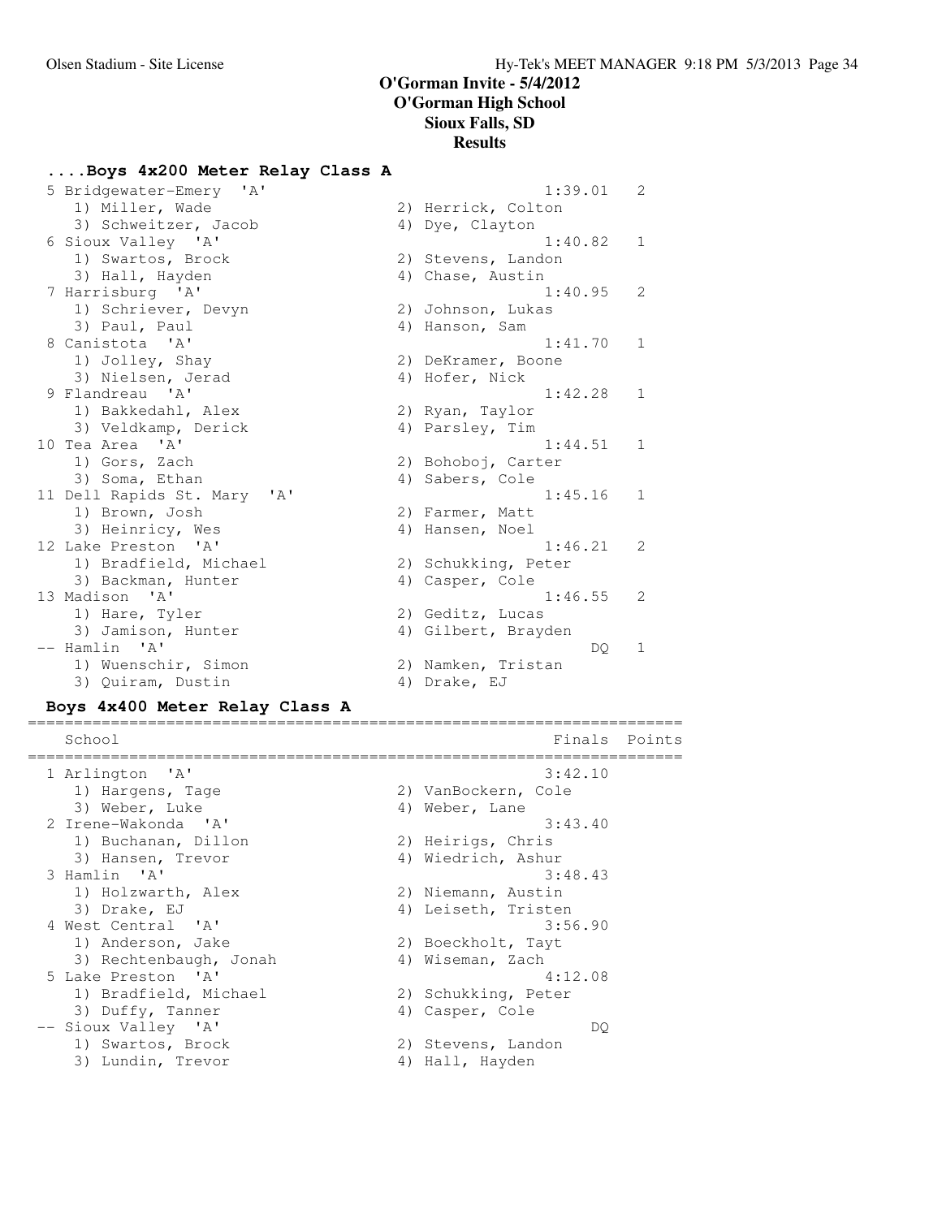# O'Gorman Invite - 5/4/2012
## O'Gorman High School
## Sioux Falls, SD
## Results

### ....Boys 4x200 Meter Relay Class A

| Place | School | Finals | Points |
|---|---|---|---|
| 5 | Bridgewater-Emery 'A' | 1:39.01 | 2 |
| | 1) Miller, Wade; 2) Herrick, Colton; 3) Schweitzer, Jacob; 4) Dye, Clayton | | |
| 6 | Sioux Valley 'A' | 1:40.82 | 1 |
| | 1) Swartos, Brock; 2) Stevens, Landon; 3) Hall, Hayden; 4) Chase, Austin | | |
| 7 | Harrisburg 'A' | 1:40.95 | 2 |
| | 1) Schriever, Devyn; 2) Johnson, Lukas; 3) Paul, Paul; 4) Hanson, Sam | | |
| 8 | Canistota 'A' | 1:41.70 | 1 |
| | 1) Jolley, Shay; 2) DeKramer, Boone; 3) Nielsen, Jerad; 4) Hofer, Nick | | |
| 9 | Flandreau 'A' | 1:42.28 | 1 |
| | 1) Bakkedahl, Alex; 2) Ryan, Taylor; 3) Veldkamp, Derick; 4) Parsley, Tim | | |
| 10 | Tea Area 'A' | 1:44.51 | 1 |
| | 1) Gors, Zach; 2) Bohoboj, Carter; 3) Soma, Ethan; 4) Sabers, Cole | | |
| 11 | Dell Rapids St. Mary 'A' | 1:45.16 | 1 |
| | 1) Brown, Josh; 2) Farmer, Matt; 3) Heinricy, Wes; 4) Hansen, Noel | | |
| 12 | Lake Preston 'A' | 1:46.21 | 2 |
| | 1) Bradfield, Michael; 2) Schukking, Peter; 3) Backman, Hunter; 4) Casper, Cole | | |
| 13 | Madison 'A' | 1:46.55 | 2 |
| | 1) Hare, Tyler; 2) Geditz, Lucas; 3) Jamison, Hunter; 4) Gilbert, Brayden | | |
| -- | Hamlin 'A' | DQ | 1 |
| | 1) Wuenschir, Simon; 2) Namken, Tristan; 3) Quiram, Dustin; 4) Drake, EJ | | |

### Boys 4x400 Meter Relay Class A

| Place | School | Finals | Points |
|---|---|---|---|
| 1 | Arlington 'A' | 3:42.10 | |
| | 1) Hargens, Tage; 2) VanBockern, Cole; 3) Weber, Luke; 4) Weber, Lane | | |
| 2 | Irene-Wakonda 'A' | 3:43.40 | |
| | 1) Buchanan, Dillon; 2) Heirigs, Chris; 3) Hansen, Trevor; 4) Wiedrich, Ashur | | |
| 3 | Hamlin 'A' | 3:48.43 | |
| | 1) Holzwarth, Alex; 2) Niemann, Austin; 3) Drake, EJ; 4) Leiseth, Tristen | | |
| 4 | West Central 'A' | 3:56.90 | |
| | 1) Anderson, Jake; 2) Boeckholt, Tayt; 3) Rechtenbaugh, Jonah; 4) Wiseman, Zach | | |
| 5 | Lake Preston 'A' | 4:12.08 | |
| | 1) Bradfield, Michael; 2) Schukking, Peter; 3) Duffy, Tanner; 4) Casper, Cole | | |
| -- | Sioux Valley 'A' | DQ | |
| | 1) Swartos, Brock; 2) Stevens, Landon; 3) Lundin, Trevor; 4) Hall, Hayden | | |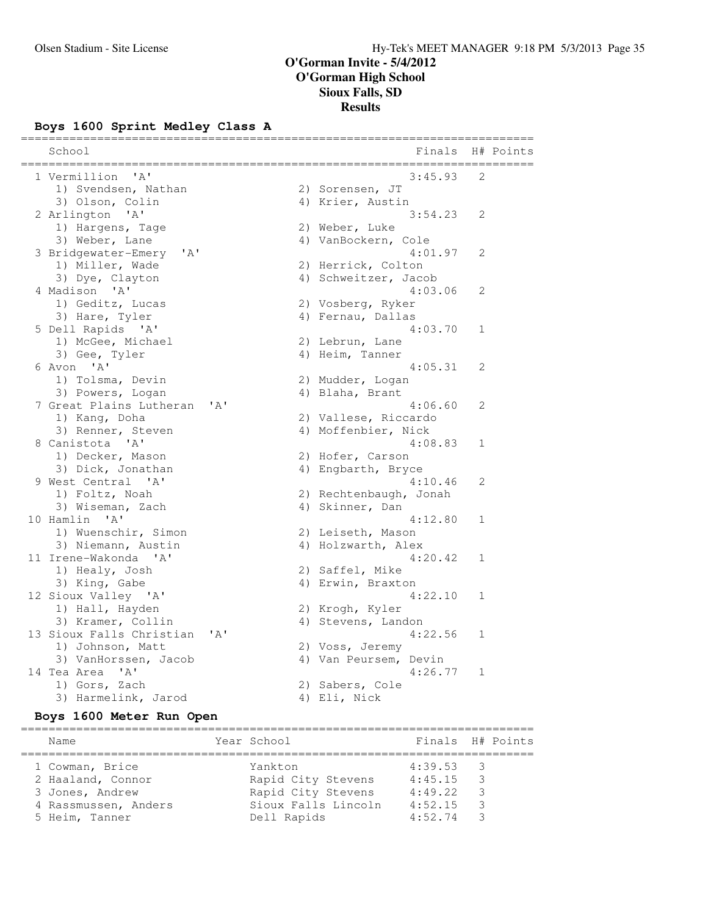# O'Gorman Invite - 5/4/2012
## O'Gorman High School
## Sioux Falls, SD
## Results

### Boys 1600 Sprint Medley Class A

| Place | School | Finals | H# | Points |
|---|---|---|---|---|
| 1 | Vermillion 'A' | 3:45.93 | 2 | |
| | 1) Svendsen, Nathan 2) Sorensen, JT 3) Olson, Colin 4) Krier, Austin | | | |
| 2 | Arlington 'A' | 3:54.23 | 2 | |
| | 1) Hargens, Tage 2) Weber, Luke 3) Weber, Lane 4) VanBockern, Cole | | | |
| 3 | Bridgewater-Emery 'A' | 4:01.97 | 2 | |
| | 1) Miller, Wade 2) Herrick, Colton 3) Dye, Clayton 4) Schweitzer, Jacob | | | |
| 4 | Madison 'A' | 4:03.06 | 2 | |
| | 1) Geditz, Lucas 2) Vosberg, Ryker 3) Hare, Tyler 4) Fernau, Dallas | | | |
| 5 | Dell Rapids 'A' | 4:03.70 | 1 | |
| | 1) McGee, Michael 2) Lebrun, Lane 3) Gee, Tyler 4) Heim, Tanner | | | |
| 6 | Avon 'A' | 4:05.31 | 2 | |
| | 1) Tolsma, Devin 2) Mudder, Logan 3) Powers, Logan 4) Blaha, Brant | | | |
| 7 | Great Plains Lutheran 'A' | 4:06.60 | 2 | |
| | 1) Kang, Doha 2) Vallese, Riccardo 3) Renner, Steven 4) Moffenbier, Nick | | | |
| 8 | Canistota 'A' | 4:08.83 | 1 | |
| | 1) Decker, Mason 2) Hofer, Carson 3) Dick, Jonathan 4) Engbarth, Bryce | | | |
| 9 | West Central 'A' | 4:10.46 | 2 | |
| | 1) Foltz, Noah 2) Rechtenbaugh, Jonah 3) Wiseman, Zach 4) Skinner, Dan | | | |
| 10 | Hamlin 'A' | 4:12.80 | 1 | |
| | 1) Wuenschir, Simon 2) Leiseth, Mason 3) Niemann, Austin 4) Holzwarth, Alex | | | |
| 11 | Irene-Wakonda 'A' | 4:20.42 | 1 | |
| | 1) Healy, Josh 2) Saffel, Mike 3) King, Gabe 4) Erwin, Braxton | | | |
| 12 | Sioux Valley 'A' | 4:22.10 | 1 | |
| | 1) Hall, Hayden 2) Krogh, Kyler 3) Kramer, Collin 4) Stevens, Landon | | | |
| 13 | Sioux Falls Christian 'A' | 4:22.56 | 1 | |
| | 1) Johnson, Matt 2) Voss, Jeremy 3) VanHorssen, Jacob 4) Van Peursem, Devin | | | |
| 14 | Tea Area 'A' | 4:26.77 | 1 | |
| | 1) Gors, Zach 2) Sabers, Cole 3) Harmelink, Jarod 4) Eli, Nick | | | |

### Boys 1600 Meter Run Open

| Place | Name | Year | School | Finals | H# | Points |
|---|---|---|---|---|---|---|
| 1 | Cowman, Brice | | Yankton | 4:39.53 | 3 | |
| 2 | Haaland, Connor | | Rapid City Stevens | 4:45.15 | 3 | |
| 3 | Jones, Andrew | | Rapid City Stevens | 4:49.22 | 3 | |
| 4 | Rassmussen, Anders | | Sioux Falls Lincoln | 4:52.15 | 3 | |
| 5 | Heim, Tanner | | Dell Rapids | 4:52.74 | 3 | |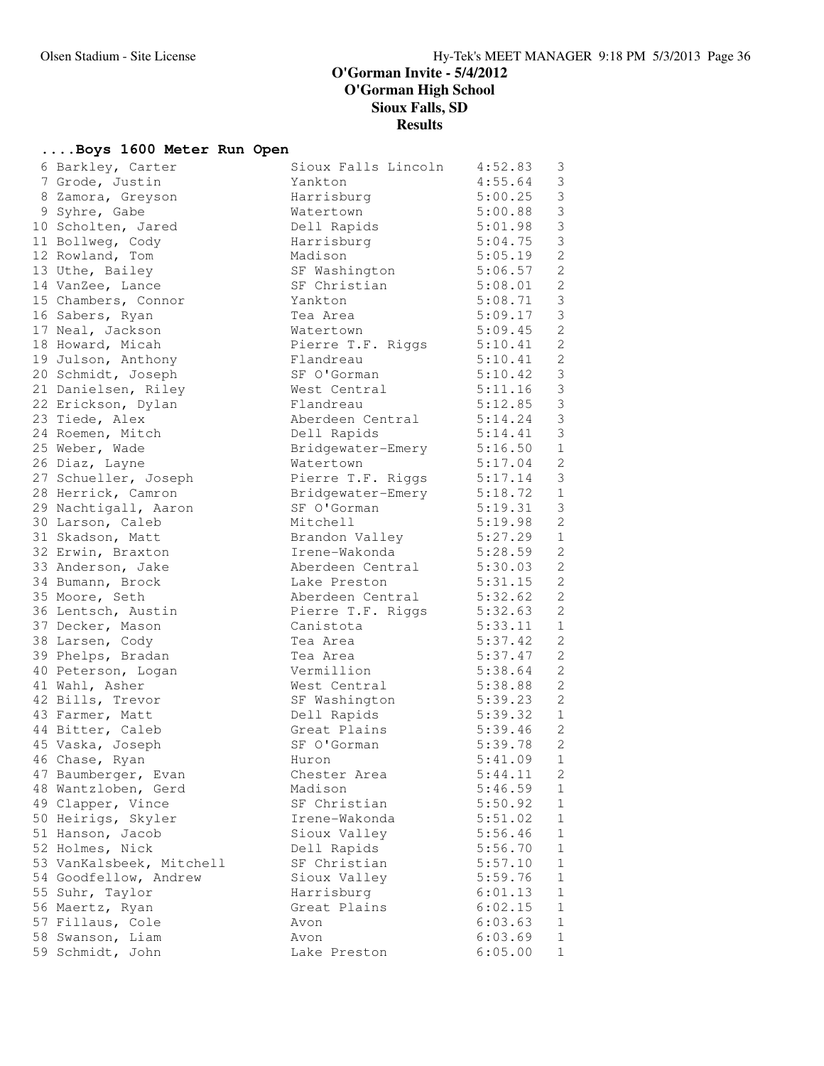# O'Gorman Invite - 5/4/2012
## O'Gorman High School
## Sioux Falls, SD
## Results

### ....Boys 1600 Meter Run Open

| Place | Name | School | Time | Heat |
|---|---|---|---|---|
| 6 | Barkley, Carter | Sioux Falls Lincoln | 4:52.83 | 3 |
| 7 | Grode, Justin | Yankton | 4:55.64 | 3 |
| 8 | Zamora, Greyson | Harrisburg | 5:00.25 | 3 |
| 9 | Syhre, Gabe | Watertown | 5:00.88 | 3 |
| 10 | Scholten, Jared | Dell Rapids | 5:01.98 | 3 |
| 11 | Bollweg, Cody | Harrisburg | 5:04.75 | 3 |
| 12 | Rowland, Tom | Madison | 5:05.19 | 2 |
| 13 | Uthe, Bailey | SF Washington | 5:06.57 | 2 |
| 14 | VanZee, Lance | SF Christian | 5:08.01 | 2 |
| 15 | Chambers, Connor | Yankton | 5:08.71 | 3 |
| 16 | Sabers, Ryan | Tea Area | 5:09.17 | 3 |
| 17 | Neal, Jackson | Watertown | 5:09.45 | 2 |
| 18 | Howard, Micah | Pierre T.F. Riggs | 5:10.41 | 2 |
| 19 | Julson, Anthony | Flandreau | 5:10.41 | 2 |
| 20 | Schmidt, Joseph | SF O'Gorman | 5:10.42 | 3 |
| 21 | Danielsen, Riley | West Central | 5:11.16 | 3 |
| 22 | Erickson, Dylan | Flandreau | 5:12.85 | 3 |
| 23 | Tiede, Alex | Aberdeen Central | 5:14.24 | 3 |
| 24 | Roemen, Mitch | Dell Rapids | 5:14.41 | 3 |
| 25 | Weber, Wade | Bridgewater-Emery | 5:16.50 | 1 |
| 26 | Diaz, Layne | Watertown | 5:17.04 | 2 |
| 27 | Schueller, Joseph | Pierre T.F. Riggs | 5:17.14 | 3 |
| 28 | Herrick, Camron | Bridgewater-Emery | 5:18.72 | 1 |
| 29 | Nachtigall, Aaron | SF O'Gorman | 5:19.31 | 3 |
| 30 | Larson, Caleb | Mitchell | 5:19.98 | 2 |
| 31 | Skadson, Matt | Brandon Valley | 5:27.29 | 1 |
| 32 | Erwin, Braxton | Irene-Wakonda | 5:28.59 | 2 |
| 33 | Anderson, Jake | Aberdeen Central | 5:30.03 | 2 |
| 34 | Bumann, Brock | Lake Preston | 5:31.15 | 2 |
| 35 | Moore, Seth | Aberdeen Central | 5:32.62 | 2 |
| 36 | Lentsch, Austin | Pierre T.F. Riggs | 5:32.63 | 2 |
| 37 | Decker, Mason | Canistota | 5:33.11 | 1 |
| 38 | Larsen, Cody | Tea Area | 5:37.42 | 2 |
| 39 | Phelps, Bradan | Tea Area | 5:37.47 | 2 |
| 40 | Peterson, Logan | Vermillion | 5:38.64 | 2 |
| 41 | Wahl, Asher | West Central | 5:38.88 | 2 |
| 42 | Bills, Trevor | SF Washington | 5:39.23 | 2 |
| 43 | Farmer, Matt | Dell Rapids | 5:39.32 | 1 |
| 44 | Bitter, Caleb | Great Plains | 5:39.46 | 2 |
| 45 | Vaska, Joseph | SF O'Gorman | 5:39.78 | 2 |
| 46 | Chase, Ryan | Huron | 5:41.09 | 1 |
| 47 | Baumberger, Evan | Chester Area | 5:44.11 | 2 |
| 48 | Wantzloben, Gerd | Madison | 5:46.59 | 1 |
| 49 | Clapper, Vince | SF Christian | 5:50.92 | 1 |
| 50 | Heirigs, Skyler | Irene-Wakonda | 5:51.02 | 1 |
| 51 | Hanson, Jacob | Sioux Valley | 5:56.46 | 1 |
| 52 | Holmes, Nick | Dell Rapids | 5:56.70 | 1 |
| 53 | VanKalsbeek, Mitchell | SF Christian | 5:57.10 | 1 |
| 54 | Goodfellow, Andrew | Sioux Valley | 5:59.76 | 1 |
| 55 | Suhr, Taylor | Harrisburg | 6:01.13 | 1 |
| 56 | Maertz, Ryan | Great Plains | 6:02.15 | 1 |
| 57 | Fillaus, Cole | Avon | 6:03.63 | 1 |
| 58 | Swanson, Liam | Avon | 6:03.69 | 1 |
| 59 | Schmidt, John | Lake Preston | 6:05.00 | 1 |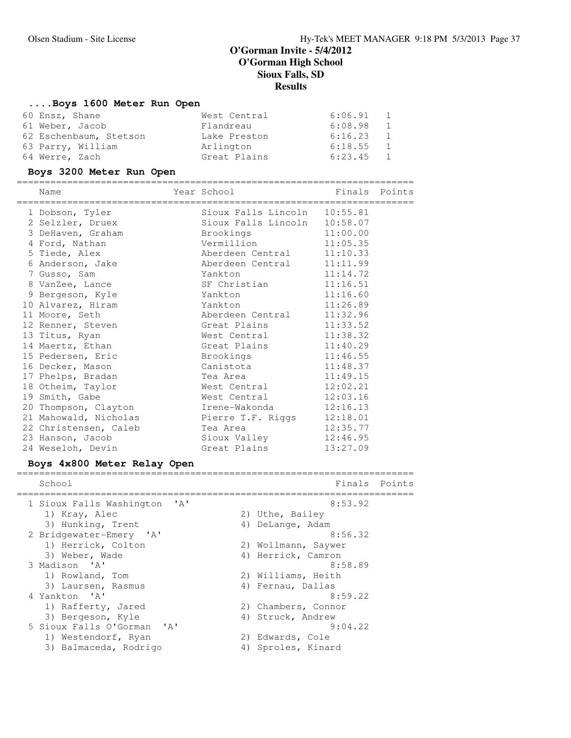# O'Gorman Invite - 5/4/2012
## O'Gorman High School
## Sioux Falls, SD
## Results

### ....Boys 1600 Meter Run Open

| Place | Name | School | Finals | Heat |
|---|---|---|---|---|
| 60 | Ensz, Shane | West Central | 6:06.91 | 1 |
| 61 | Weber, Jacob | Flandreau | 6:08.98 | 1 |
| 62 | Eschenbaum, Stetson | Lake Preston | 6:16.23 | 1 |
| 63 | Parry, William | Arlington | 6:18.55 | 1 |
| 64 | Werre, Zach | Great Plains | 6:23.45 | 1 |

### Boys 3200 Meter Run Open

| Place | Name | Year | School | Finals | Points |
|---|---|---|---|---|---|
| 1 | Dobson, Tyler | | Sioux Falls Lincoln | 10:55.81 | |
| 2 | Selzler, Druex | | Sioux Falls Lincoln | 10:58.07 | |
| 3 | DeHaven, Graham | | Brookings | 11:00.00 | |
| 4 | Ford, Nathan | | Vermillion | 11:05.35 | |
| 5 | Tiede, Alex | | Aberdeen Central | 11:10.33 | |
| 6 | Anderson, Jake | | Aberdeen Central | 11:11.99 | |
| 7 | Gusso, Sam | | Yankton | 11:14.72 | |
| 8 | VanZee, Lance | | SF Christian | 11:16.51 | |
| 9 | Bergeson, Kyle | | Yankton | 11:16.60 | |
| 10 | Alvarez, Hiram | | Yankton | 11:26.89 | |
| 11 | Moore, Seth | | Aberdeen Central | 11:32.96 | |
| 12 | Renner, Steven | | Great Plains | 11:33.52 | |
| 13 | Titus, Ryan | | West Central | 11:38.32 | |
| 14 | Maertz, Ethan | | Great Plains | 11:40.29 | |
| 15 | Pedersen, Eric | | Brookings | 11:46.55 | |
| 16 | Decker, Mason | | Canistota | 11:48.37 | |
| 17 | Phelps, Bradan | | Tea Area | 11:49.15 | |
| 18 | Otheim, Taylor | | West Central | 12:02.21 | |
| 19 | Smith, Gabe | | West Central | 12:03.16 | |
| 20 | Thompson, Clayton | | Irene-Wakonda | 12:16.13 | |
| 21 | Mahowald, Nicholas | | Pierre T.F. Riggs | 12:18.01 | |
| 22 | Christensen, Caleb | | Tea Area | 12:35.77 | |
| 23 | Hanson, Jacob | | Sioux Valley | 12:46.95 | |
| 24 | Weseloh, Devin | | Great Plains | 13:27.09 | |

### Boys 4x800 Meter Relay Open

| Place | School | Finals | Points |
|---|---|---|---|
| 1 | Sioux Falls Washington 'A' | 8:53.92 | |
| | 1) Kray, Alec; 2) Uthe, Bailey; 3) Hunking, Trent; 4) DeLange, Adam | | |
| 2 | Bridgewater-Emery 'A' | 8:56.32 | |
| | 1) Herrick, Colton; 2) Wollmann, Saywer; 3) Weber, Wade; 4) Herrick, Camron | | |
| 3 | Madison 'A' | 8:58.89 | |
| | 1) Rowland, Tom; 2) Williams, Heith; 3) Laursen, Rasmus; 4) Fernau, Dallas | | |
| 4 | Yankton 'A' | 8:59.22 | |
| | 1) Rafferty, Jared; 2) Chambers, Connor; 3) Bergeson, Kyle; 4) Struck, Andrew | | |
| 5 | Sioux Falls O'Gorman 'A' | 9:04.22 | |
| | 1) Westendorf, Ryan; 2) Edwards, Cole; 3) Balmaceda, Rodrigo; 4) Sproles, Kinard | | |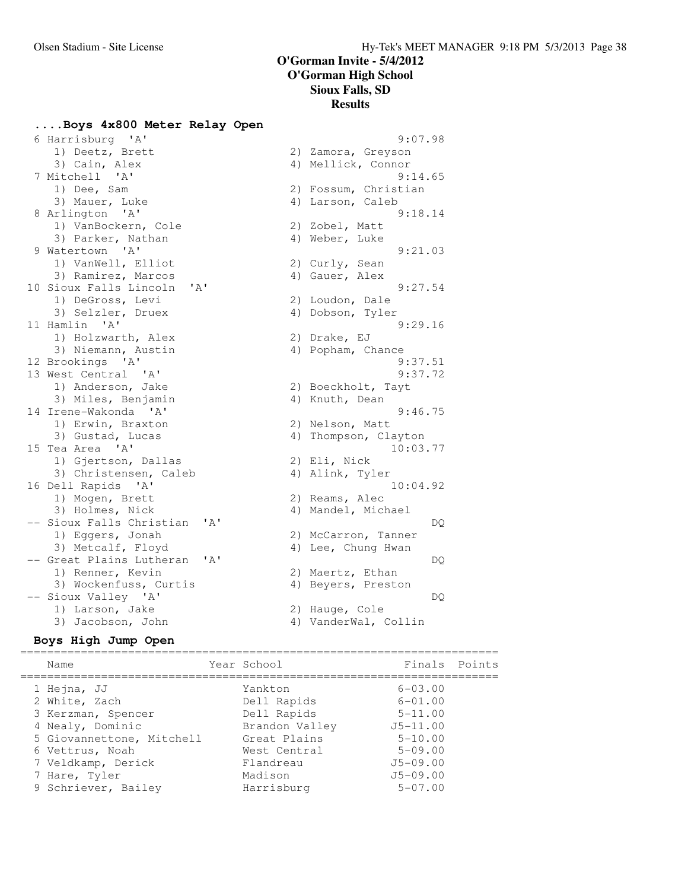## O'Gorman Invite - 5/4/2012
## O'Gorman High School
## Sioux Falls, SD
## Results

### ....Boys 4x800 Meter Relay Open

| Place | Team | Time |
|---|---|---|
| 6 | Harrisburg 'A' | 9:07.98 |
| | 1) Deetz, Brett; 2) Zamora, Greyson; 3) Cain, Alex; 4) Mellick, Connor | |
| 7 | Mitchell 'A' | 9:14.65 |
| | 1) Dee, Sam; 2) Fossum, Christian; 3) Mauer, Luke; 4) Larson, Caleb | |
| 8 | Arlington 'A' | 9:18.14 |
| | 1) VanBockern, Cole; 2) Zobel, Matt; 3) Parker, Nathan; 4) Weber, Luke | |
| 9 | Watertown 'A' | 9:21.03 |
| | 1) VanWell, Elliot; 2) Curly, Sean; 3) Ramirez, Marcos; 4) Gauer, Alex | |
| 10 | Sioux Falls Lincoln 'A' | 9:27.54 |
| | 1) DeGross, Levi; 2) Loudon, Dale; 3) Selzler, Druex; 4) Dobson, Tyler | |
| 11 | Hamlin 'A' | 9:29.16 |
| | 1) Holzwarth, Alex; 2) Drake, EJ; 3) Niemann, Austin; 4) Popham, Chance | |
| 12 | Brookings 'A' | 9:37.51 |
| 13 | West Central 'A' | 9:37.72 |
| | 1) Anderson, Jake; 2) Boeckholt, Tayt; 3) Miles, Benjamin; 4) Knuth, Dean | |
| 14 | Irene-Wakonda 'A' | 9:46.75 |
| | 1) Erwin, Braxton; 2) Nelson, Matt; 3) Gustad, Lucas; 4) Thompson, Clayton | |
| 15 | Tea Area 'A' | 10:03.77 |
| | 1) Gjertson, Dallas; 2) Eli, Nick; 3) Christensen, Caleb; 4) Alink, Tyler | |
| 16 | Dell Rapids 'A' | 10:04.92 |
| | 1) Mogen, Brett; 2) Reams, Alec; 3) Holmes, Nick; 4) Mandel, Michael | |
| -- | Sioux Falls Christian 'A' | DQ |
| | 1) Eggers, Jonah; 2) McCarron, Tanner; 3) Metcalf, Floyd; 4) Lee, Chung Hwan | |
| -- | Great Plains Lutheran 'A' | DQ |
| | 1) Renner, Kevin; 2) Maertz, Ethan; 3) Wockenfuss, Curtis; 4) Beyers, Preston | |
| -- | Sioux Valley 'A' | DQ |
| | 1) Larson, Jake; 2) Hauge, Cole; 3) Jacobson, John; 4) VanderWal, Collin | |

### Boys High Jump Open

| Place | Name | Year | School | Finals | Points |
|---|---|---|---|---|---|
| 1 | Hejna, JJ | | Yankton | 6-03.00 | |
| 2 | White, Zach | | Dell Rapids | 6-01.00 | |
| 3 | Kerzman, Spencer | | Dell Rapids | 5-11.00 | |
| 4 | Nealy, Dominic | | Brandon Valley | J5-11.00 | |
| 5 | Giovannettone, Mitchell | | Great Plains | 5-10.00 | |
| 6 | Vettrus, Noah | | West Central | 5-09.00 | |
| 7 | Veldkamp, Derick | | Flandreau | J5-09.00 | |
| 7 | Hare, Tyler | | Madison | J5-09.00 | |
| 9 | Schriever, Bailey | | Harrisburg | 5-07.00 | |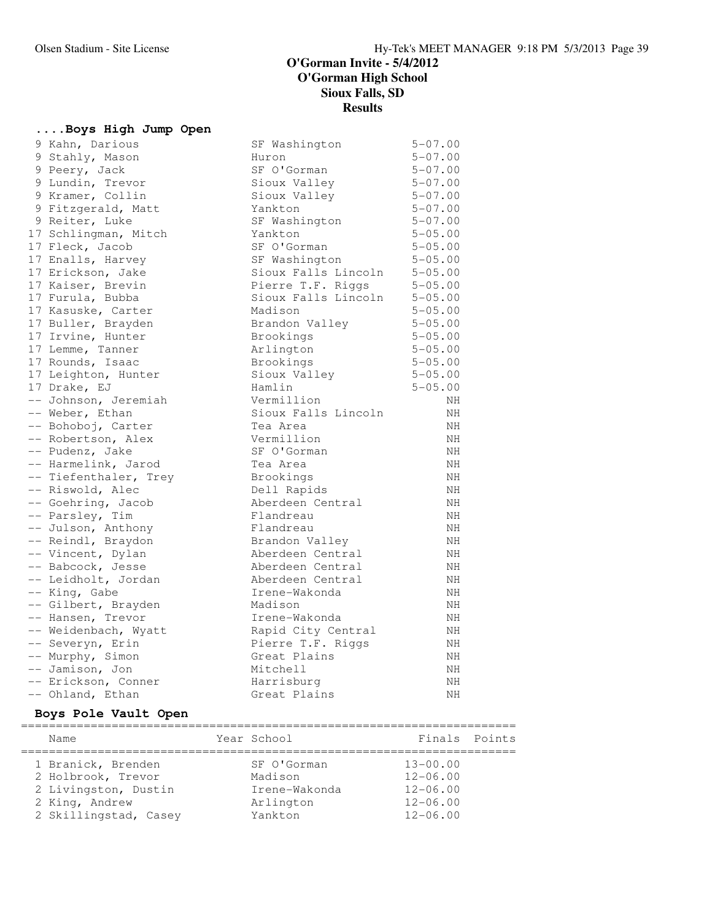# O'Gorman Invite - 5/4/2012
## O'Gorman High School
## Sioux Falls, SD
## Results

### ....Boys High Jump Open

| Place | Name | School | Finals |
|---|---|---|---|
| 9 | Kahn, Darious | SF Washington | 5-07.00 |
| 9 | Stahly, Mason | Huron | 5-07.00 |
| 9 | Peery, Jack | SF O'Gorman | 5-07.00 |
| 9 | Lundin, Trevor | Sioux Valley | 5-07.00 |
| 9 | Kramer, Collin | Sioux Valley | 5-07.00 |
| 9 | Fitzgerald, Matt | Yankton | 5-07.00 |
| 9 | Reiter, Luke | SF Washington | 5-07.00 |
| 17 | Schlingman, Mitch | Yankton | 5-05.00 |
| 17 | Fleck, Jacob | SF O'Gorman | 5-05.00 |
| 17 | Enalls, Harvey | SF Washington | 5-05.00 |
| 17 | Erickson, Jake | Sioux Falls Lincoln | 5-05.00 |
| 17 | Kaiser, Brevin | Pierre T.F. Riggs | 5-05.00 |
| 17 | Furula, Bubba | Sioux Falls Lincoln | 5-05.00 |
| 17 | Kasuske, Carter | Madison | 5-05.00 |
| 17 | Buller, Brayden | Brandon Valley | 5-05.00 |
| 17 | Irvine, Hunter | Brookings | 5-05.00 |
| 17 | Lemme, Tanner | Arlington | 5-05.00 |
| 17 | Rounds, Isaac | Brookings | 5-05.00 |
| 17 | Leighton, Hunter | Sioux Valley | 5-05.00 |
| 17 | Drake, EJ | Hamlin | 5-05.00 |
| -- | Johnson, Jeremiah | Vermillion | NH |
| -- | Weber, Ethan | Sioux Falls Lincoln | NH |
| -- | Bohoboj, Carter | Tea Area | NH |
| -- | Robertson, Alex | Vermillion | NH |
| -- | Pudenz, Jake | SF O'Gorman | NH |
| -- | Harmelink, Jarod | Tea Area | NH |
| -- | Tiefenthaler, Trey | Brookings | NH |
| -- | Riswold, Alec | Dell Rapids | NH |
| -- | Goehring, Jacob | Aberdeen Central | NH |
| -- | Parsley, Tim | Flandreau | NH |
| -- | Julson, Anthony | Flandreau | NH |
| -- | Reindl, Braydon | Brandon Valley | NH |
| -- | Vincent, Dylan | Aberdeen Central | NH |
| -- | Babcock, Jesse | Aberdeen Central | NH |
| -- | Leidholt, Jordan | Aberdeen Central | NH |
| -- | King, Gabe | Irene-Wakonda | NH |
| -- | Gilbert, Brayden | Madison | NH |
| -- | Hansen, Trevor | Irene-Wakonda | NH |
| -- | Weidenbach, Wyatt | Rapid City Central | NH |
| -- | Severyn, Erin | Pierre T.F. Riggs | NH |
| -- | Murphy, Simon | Great Plains | NH |
| -- | Jamison, Jon | Mitchell | NH |
| -- | Erickson, Conner | Harrisburg | NH |
| -- | Ohland, Ethan | Great Plains | NH |

### Boys Pole Vault Open

| Place | Name | Year | School | Finals | Points |
|---|---|---|---|---|---|
| 1 | Branick, Brenden | | SF O'Gorman | 13-00.00 | |
| 2 | Holbrook, Trevor | | Madison | 12-06.00 | |
| 2 | Livingston, Dustin | | Irene-Wakonda | 12-06.00 | |
| 2 | King, Andrew | | Arlington | 12-06.00 | |
| 2 | Skillingstad, Casey | | Yankton | 12-06.00 | |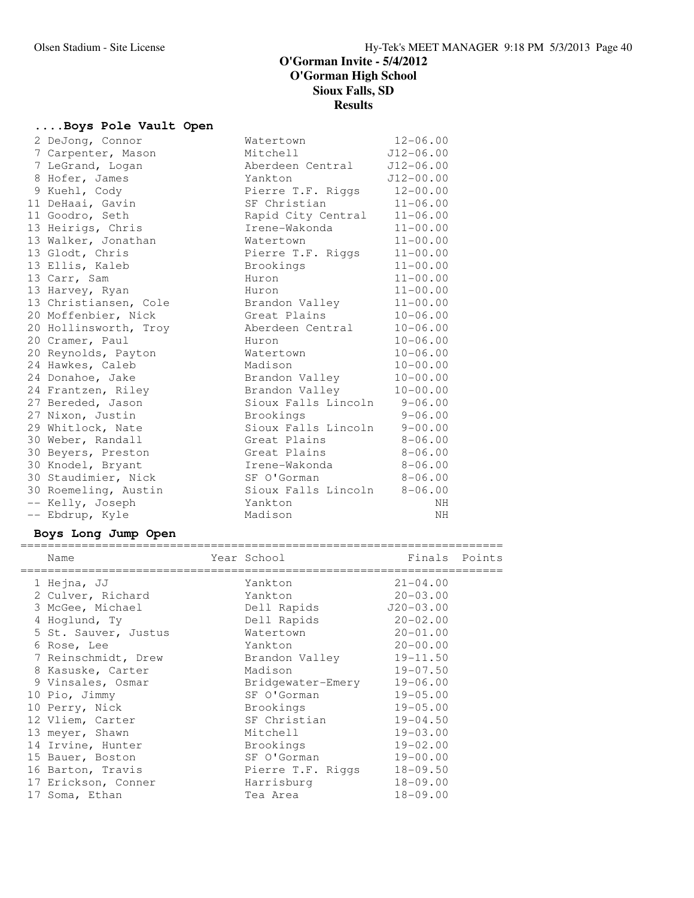# O'Gorman Invite - 5/4/2012
## O'Gorman High School
## Sioux Falls, SD
## Results

### ....Boys Pole Vault Open

| Place | Name | School | Finals |
|---|---|---|---|
| 2 | DeJong, Connor | Watertown | 12-06.00 |
| 7 | Carpenter, Mason | Mitchell | J12-06.00 |
| 7 | LeGrand, Logan | Aberdeen Central | J12-06.00 |
| 8 | Hofer, James | Yankton | J12-00.00 |
| 9 | Kuehl, Cody | Pierre T.F. Riggs | 12-00.00 |
| 11 | DeHaai, Gavin | SF Christian | 11-06.00 |
| 11 | Goodro, Seth | Rapid City Central | 11-06.00 |
| 13 | Heirigs, Chris | Irene-Wakonda | 11-00.00 |
| 13 | Walker, Jonathan | Watertown | 11-00.00 |
| 13 | Glodt, Chris | Pierre T.F. Riggs | 11-00.00 |
| 13 | Ellis, Kaleb | Brookings | 11-00.00 |
| 13 | Carr, Sam | Huron | 11-00.00 |
| 13 | Harvey, Ryan | Huron | 11-00.00 |
| 13 | Christiansen, Cole | Brandon Valley | 11-00.00 |
| 20 | Moffenbier, Nick | Great Plains | 10-06.00 |
| 20 | Hollinsworth, Troy | Aberdeen Central | 10-06.00 |
| 20 | Cramer, Paul | Huron | 10-06.00 |
| 20 | Reynolds, Payton | Watertown | 10-06.00 |
| 24 | Hawkes, Caleb | Madison | 10-00.00 |
| 24 | Donahoe, Jake | Brandon Valley | 10-00.00 |
| 24 | Frantzen, Riley | Brandon Valley | 10-00.00 |
| 27 | Bereded, Jason | Sioux Falls Lincoln | 9-06.00 |
| 27 | Nixon, Justin | Brookings | 9-06.00 |
| 29 | Whitlock, Nate | Sioux Falls Lincoln | 9-00.00 |
| 30 | Weber, Randall | Great Plains | 8-06.00 |
| 30 | Beyers, Preston | Great Plains | 8-06.00 |
| 30 | Knodel, Bryant | Irene-Wakonda | 8-06.00 |
| 30 | Staudimier, Nick | SF O'Gorman | 8-06.00 |
| 30 | Roemeling, Austin | Sioux Falls Lincoln | 8-06.00 |
| -- | Kelly, Joseph | Yankton | NH |
| -- | Ebdrup, Kyle | Madison | NH |

### Boys Long Jump Open

| Place | Name | Year | School | Finals | Points |
|---|---|---|---|---|---|
| 1 | Hejna, JJ | | Yankton | 21-04.00 | |
| 2 | Culver, Richard | | Yankton | 20-03.00 | |
| 3 | McGee, Michael | | Dell Rapids | J20-03.00 | |
| 4 | Hoglund, Ty | | Dell Rapids | 20-02.00 | |
| 5 | St. Sauver, Justus | | Watertown | 20-01.00 | |
| 6 | Rose, Lee | | Yankton | 20-00.00 | |
| 7 | Reinschmidt, Drew | | Brandon Valley | 19-11.50 | |
| 8 | Kasuske, Carter | | Madison | 19-07.50 | |
| 9 | Vinsales, Osmar | | Bridgewater-Emery | 19-06.00 | |
| 10 | Pio, Jimmy | | SF O'Gorman | 19-05.00 | |
| 10 | Perry, Nick | | Brookings | 19-05.00 | |
| 12 | Vliem, Carter | | SF Christian | 19-04.50 | |
| 13 | meyer, Shawn | | Mitchell | 19-03.00 | |
| 14 | Irvine, Hunter | | Brookings | 19-02.00 | |
| 15 | Bauer, Boston | | SF O'Gorman | 19-00.00 | |
| 16 | Barton, Travis | | Pierre T.F. Riggs | 18-09.50 | |
| 17 | Erickson, Conner | | Harrisburg | 18-09.00 | |
| 17 | Soma, Ethan | | Tea Area | 18-09.00 | |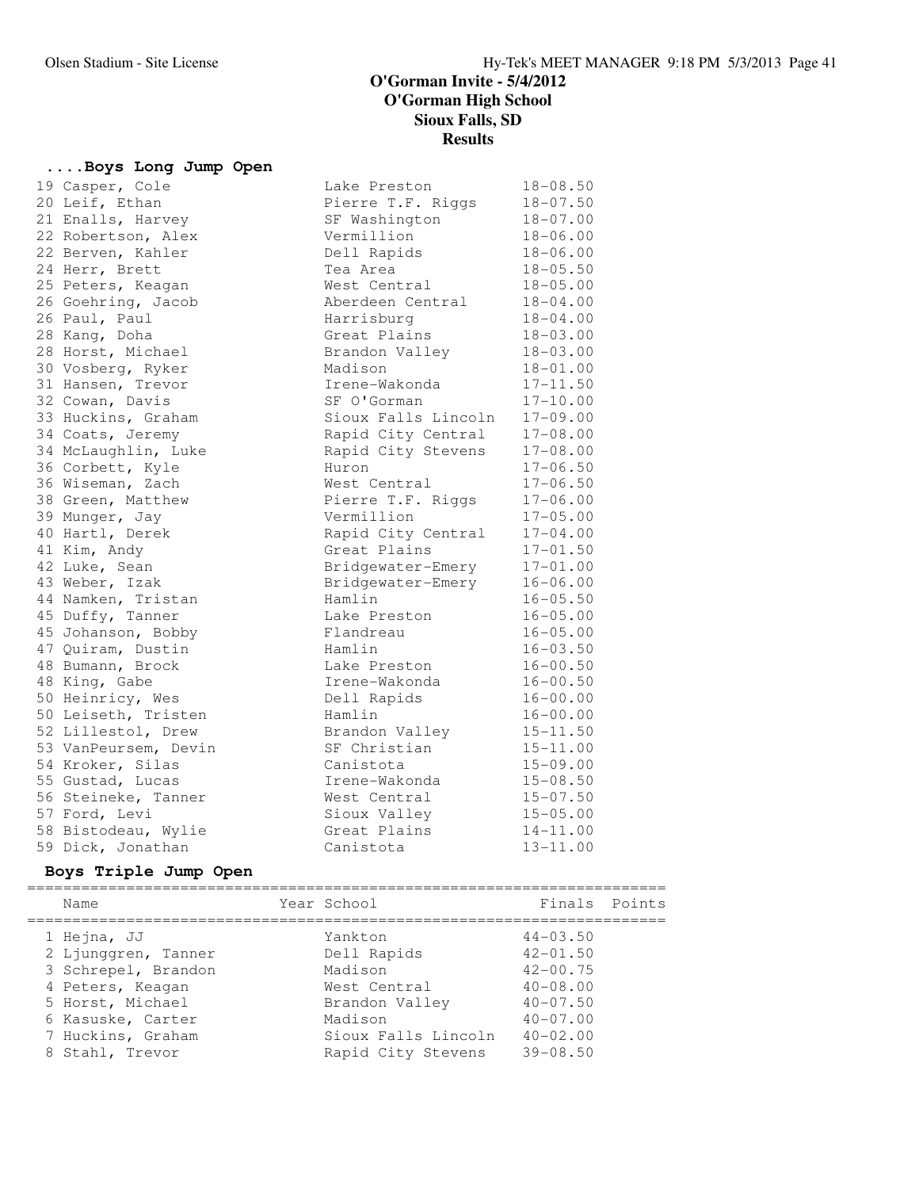# O'Gorman Invite - 5/4/2012
## O'Gorman High School
## Sioux Falls, SD
## Results

### ....Boys Long Jump Open

| Place | Name | School | Finals |
|---|---|---|---|
| 19 | Casper, Cole | Lake Preston | 18-08.50 |
| 20 | Leif, Ethan | Pierre T.F. Riggs | 18-07.50 |
| 21 | Enalls, Harvey | SF Washington | 18-07.00 |
| 22 | Robertson, Alex | Vermillion | 18-06.00 |
| 22 | Berven, Kahler | Dell Rapids | 18-06.00 |
| 24 | Herr, Brett | Tea Area | 18-05.50 |
| 25 | Peters, Keagan | West Central | 18-05.00 |
| 26 | Goehring, Jacob | Aberdeen Central | 18-04.00 |
| 26 | Paul, Paul | Harrisburg | 18-04.00 |
| 28 | Kang, Doha | Great Plains | 18-03.00 |
| 28 | Horst, Michael | Brandon Valley | 18-03.00 |
| 30 | Vosberg, Ryker | Madison | 18-01.00 |
| 31 | Hansen, Trevor | Irene-Wakonda | 17-11.50 |
| 32 | Cowan, Davis | SF O'Gorman | 17-10.00 |
| 33 | Huckins, Graham | Sioux Falls Lincoln | 17-09.00 |
| 34 | Coats, Jeremy | Rapid City Central | 17-08.00 |
| 34 | McLaughlin, Luke | Rapid City Stevens | 17-08.00 |
| 36 | Corbett, Kyle | Huron | 17-06.50 |
| 36 | Wiseman, Zach | West Central | 17-06.50 |
| 38 | Green, Matthew | Pierre T.F. Riggs | 17-06.00 |
| 39 | Munger, Jay | Vermillion | 17-05.00 |
| 40 | Hartl, Derek | Rapid City Central | 17-04.00 |
| 41 | Kim, Andy | Great Plains | 17-01.50 |
| 42 | Luke, Sean | Bridgewater-Emery | 17-01.00 |
| 43 | Weber, Izak | Bridgewater-Emery | 16-06.00 |
| 44 | Namken, Tristan | Hamlin | 16-05.50 |
| 45 | Duffy, Tanner | Lake Preston | 16-05.00 |
| 45 | Johanson, Bobby | Flandreau | 16-05.00 |
| 47 | Quiram, Dustin | Hamlin | 16-03.50 |
| 48 | Bumann, Brock | Lake Preston | 16-00.50 |
| 48 | King, Gabe | Irene-Wakonda | 16-00.50 |
| 50 | Heinricy, Wes | Dell Rapids | 16-00.00 |
| 50 | Leiseth, Tristen | Hamlin | 16-00.00 |
| 52 | Lillestol, Drew | Brandon Valley | 15-11.50 |
| 53 | VanPeursem, Devin | SF Christian | 15-11.00 |
| 54 | Kroker, Silas | Canistota | 15-09.00 |
| 55 | Gustad, Lucas | Irene-Wakonda | 15-08.50 |
| 56 | Steineke, Tanner | West Central | 15-07.50 |
| 57 | Ford, Levi | Sioux Valley | 15-05.00 |
| 58 | Bistodeau, Wylie | Great Plains | 14-11.00 |
| 59 | Dick, Jonathan | Canistota | 13-11.00 |

### Boys Triple Jump Open

| Place | Name | Year | School | Finals | Points |
|---|---|---|---|---|---|
| 1 | Hejna, JJ | | Yankton | 44-03.50 | |
| 2 | Ljunggren, Tanner | | Dell Rapids | 42-01.50 | |
| 3 | Schrepel, Brandon | | Madison | 42-00.75 | |
| 4 | Peters, Keagan | | West Central | 40-08.00 | |
| 5 | Horst, Michael | | Brandon Valley | 40-07.50 | |
| 6 | Kasuske, Carter | | Madison | 40-07.00 | |
| 7 | Huckins, Graham | | Sioux Falls Lincoln | 40-02.00 | |
| 8 | Stahl, Trevor | | Rapid City Stevens | 39-08.50 | |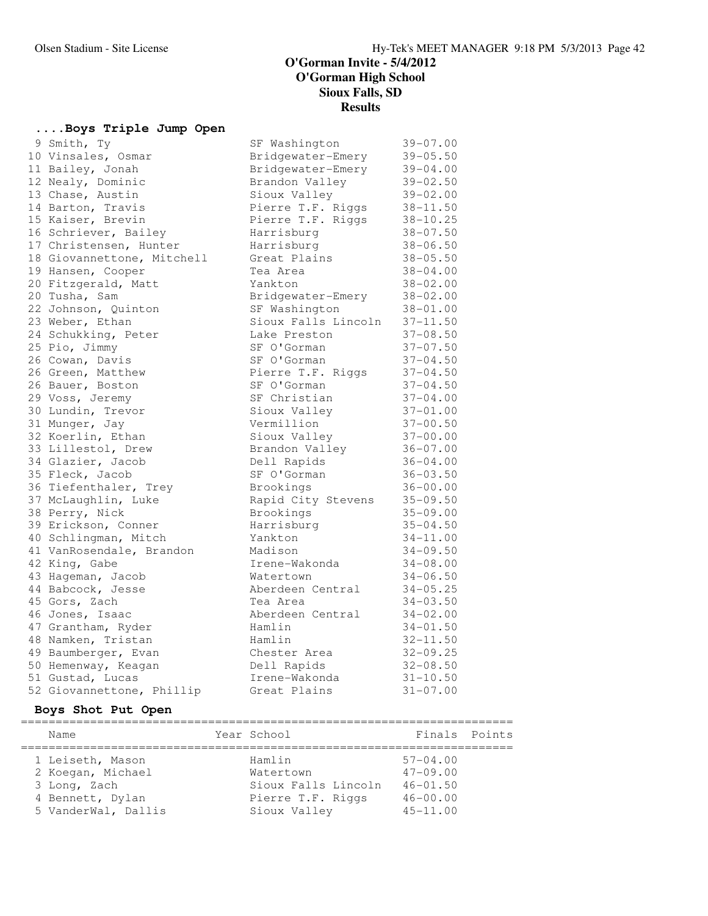# O'Gorman Invite - 5/4/2012
## O'Gorman High School
## Sioux Falls, SD
## Results

### ....Boys Triple Jump Open

| Place | Name | School | Finals |
|---|---|---|---|
| 9 | Smith, Ty | SF Washington | 39-07.00 |
| 10 | Vinsales, Osmar | Bridgewater-Emery | 39-05.50 |
| 11 | Bailey, Jonah | Bridgewater-Emery | 39-04.00 |
| 12 | Nealy, Dominic | Brandon Valley | 39-02.50 |
| 13 | Chase, Austin | Sioux Valley | 39-02.00 |
| 14 | Barton, Travis | Pierre T.F. Riggs | 38-11.50 |
| 15 | Kaiser, Brevin | Pierre T.F. Riggs | 38-10.25 |
| 16 | Schriever, Bailey | Harrisburg | 38-07.50 |
| 17 | Christensen, Hunter | Harrisburg | 38-06.50 |
| 18 | Giovannettone, Mitchell | Great Plains | 38-05.50 |
| 19 | Hansen, Cooper | Tea Area | 38-04.00 |
| 20 | Fitzgerald, Matt | Yankton | 38-02.00 |
| 20 | Tusha, Sam | Bridgewater-Emery | 38-02.00 |
| 22 | Johnson, Quinton | SF Washington | 38-01.00 |
| 23 | Weber, Ethan | Sioux Falls Lincoln | 37-11.50 |
| 24 | Schukking, Peter | Lake Preston | 37-08.50 |
| 25 | Pio, Jimmy | SF O'Gorman | 37-07.50 |
| 26 | Cowan, Davis | SF O'Gorman | 37-04.50 |
| 26 | Green, Matthew | Pierre T.F. Riggs | 37-04.50 |
| 26 | Bauer, Boston | SF O'Gorman | 37-04.50 |
| 29 | Voss, Jeremy | SF Christian | 37-04.00 |
| 30 | Lundin, Trevor | Sioux Valley | 37-01.00 |
| 31 | Munger, Jay | Vermillion | 37-00.50 |
| 32 | Koerlin, Ethan | Sioux Valley | 37-00.00 |
| 33 | Lillestol, Drew | Brandon Valley | 36-07.00 |
| 34 | Glazier, Jacob | Dell Rapids | 36-04.00 |
| 35 | Fleck, Jacob | SF O'Gorman | 36-03.50 |
| 36 | Tiefenthaler, Trey | Brookings | 36-00.00 |
| 37 | McLaughlin, Luke | Rapid City Stevens | 35-09.50 |
| 38 | Perry, Nick | Brookings | 35-09.00 |
| 39 | Erickson, Conner | Harrisburg | 35-04.50 |
| 40 | Schlingman, Mitch | Yankton | 34-11.00 |
| 41 | VanRosendale, Brandon | Madison | 34-09.50 |
| 42 | King, Gabe | Irene-Wakonda | 34-08.00 |
| 43 | Hageman, Jacob | Watertown | 34-06.50 |
| 44 | Babcock, Jesse | Aberdeen Central | 34-05.25 |
| 45 | Gors, Zach | Tea Area | 34-03.50 |
| 46 | Jones, Isaac | Aberdeen Central | 34-02.00 |
| 47 | Grantham, Ryder | Hamlin | 34-01.50 |
| 48 | Namken, Tristan | Hamlin | 32-11.50 |
| 49 | Baumberger, Evan | Chester Area | 32-09.25 |
| 50 | Hemenway, Keagan | Dell Rapids | 32-08.50 |
| 51 | Gustad, Lucas | Irene-Wakonda | 31-10.50 |
| 52 | Giovannettone, Phillip | Great Plains | 31-07.00 |

### Boys Shot Put Open

| Place | Name | Year | School | Finals | Points |
|---|---|---|---|---|---|
| 1 | Leiseth, Mason | | Hamlin | 57-04.00 | |
| 2 | Koegan, Michael | | Watertown | 47-09.00 | |
| 3 | Long, Zach | | Sioux Falls Lincoln | 46-01.50 | |
| 4 | Bennett, Dylan | | Pierre T.F. Riggs | 46-00.00 | |
| 5 | VanderWal, Dallis | | Sioux Valley | 45-11.00 | |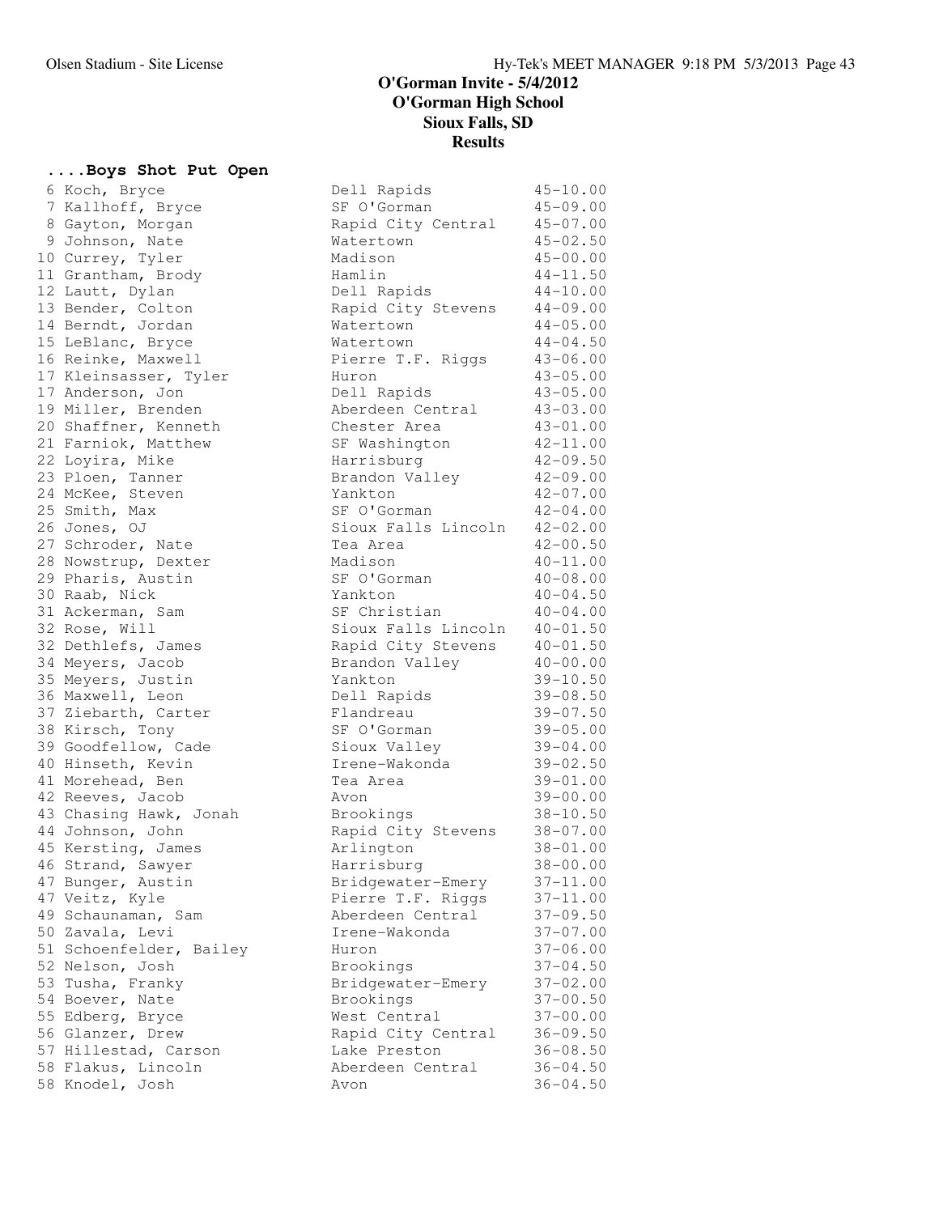# O'Gorman Invite - 5/4/2012
## O'Gorman High School
## Sioux Falls, SD
## Results

### ....Boys Shot Put Open

| Place | Name | School | Mark |
|---|---|---|---|
| 6 | Koch, Bryce | Dell Rapids | 45-10.00 |
| 7 | Kallhoff, Bryce | SF O'Gorman | 45-09.00 |
| 8 | Gayton, Morgan | Rapid City Central | 45-07.00 |
| 9 | Johnson, Nate | Watertown | 45-02.50 |
| 10 | Currey, Tyler | Madison | 45-00.00 |
| 11 | Grantham, Brody | Hamlin | 44-11.50 |
| 12 | Lautt, Dylan | Dell Rapids | 44-10.00 |
| 13 | Bender, Colton | Rapid City Stevens | 44-09.00 |
| 14 | Berndt, Jordan | Watertown | 44-05.00 |
| 15 | LeBlanc, Bryce | Watertown | 44-04.50 |
| 16 | Reinke, Maxwell | Pierre T.F. Riggs | 43-06.00 |
| 17 | Kleinsasser, Tyler | Huron | 43-05.00 |
| 17 | Anderson, Jon | Dell Rapids | 43-05.00 |
| 19 | Miller, Brenden | Aberdeen Central | 43-03.00 |
| 20 | Shaffner, Kenneth | Chester Area | 43-01.00 |
| 21 | Farniok, Matthew | SF Washington | 42-11.00 |
| 22 | Loyira, Mike | Harrisburg | 42-09.50 |
| 23 | Ploen, Tanner | Brandon Valley | 42-09.00 |
| 24 | McKee, Steven | Yankton | 42-07.00 |
| 25 | Smith, Max | SF O'Gorman | 42-04.00 |
| 26 | Jones, OJ | Sioux Falls Lincoln | 42-02.00 |
| 27 | Schroder, Nate | Tea Area | 42-00.50 |
| 28 | Nowstrup, Dexter | Madison | 40-11.00 |
| 29 | Pharis, Austin | SF O'Gorman | 40-08.00 |
| 30 | Raab, Nick | Yankton | 40-04.50 |
| 31 | Ackerman, Sam | SF Christian | 40-04.00 |
| 32 | Rose, Will | Sioux Falls Lincoln | 40-01.50 |
| 32 | Dethlefs, James | Rapid City Stevens | 40-01.50 |
| 34 | Meyers, Jacob | Brandon Valley | 40-00.00 |
| 35 | Meyers, Justin | Yankton | 39-10.50 |
| 36 | Maxwell, Leon | Dell Rapids | 39-08.50 |
| 37 | Ziebarth, Carter | Flandreau | 39-07.50 |
| 38 | Kirsch, Tony | SF O'Gorman | 39-05.00 |
| 39 | Goodfellow, Cade | Sioux Valley | 39-04.00 |
| 40 | Hinseth, Kevin | Irene-Wakonda | 39-02.50 |
| 41 | Morehead, Ben | Tea Area | 39-01.00 |
| 42 | Reeves, Jacob | Avon | 39-00.00 |
| 43 | Chasing Hawk, Jonah | Brookings | 38-10.50 |
| 44 | Johnson, John | Rapid City Stevens | 38-07.00 |
| 45 | Kersting, James | Arlington | 38-01.00 |
| 46 | Strand, Sawyer | Harrisburg | 38-00.00 |
| 47 | Bunger, Austin | Bridgewater-Emery | 37-11.00 |
| 47 | Veitz, Kyle | Pierre T.F. Riggs | 37-11.00 |
| 49 | Schaunaman, Sam | Aberdeen Central | 37-09.50 |
| 50 | Zavala, Levi | Irene-Wakonda | 37-07.00 |
| 51 | Schoenfelder, Bailey | Huron | 37-06.00 |
| 52 | Nelson, Josh | Brookings | 37-04.50 |
| 53 | Tusha, Franky | Bridgewater-Emery | 37-02.00 |
| 54 | Boever, Nate | Brookings | 37-00.50 |
| 55 | Edberg, Bryce | West Central | 37-00.00 |
| 56 | Glanzer, Drew | Rapid City Central | 36-09.50 |
| 57 | Hillestad, Carson | Lake Preston | 36-08.50 |
| 58 | Flakus, Lincoln | Aberdeen Central | 36-04.50 |
| 58 | Knodel, Josh | Avon | 36-04.50 |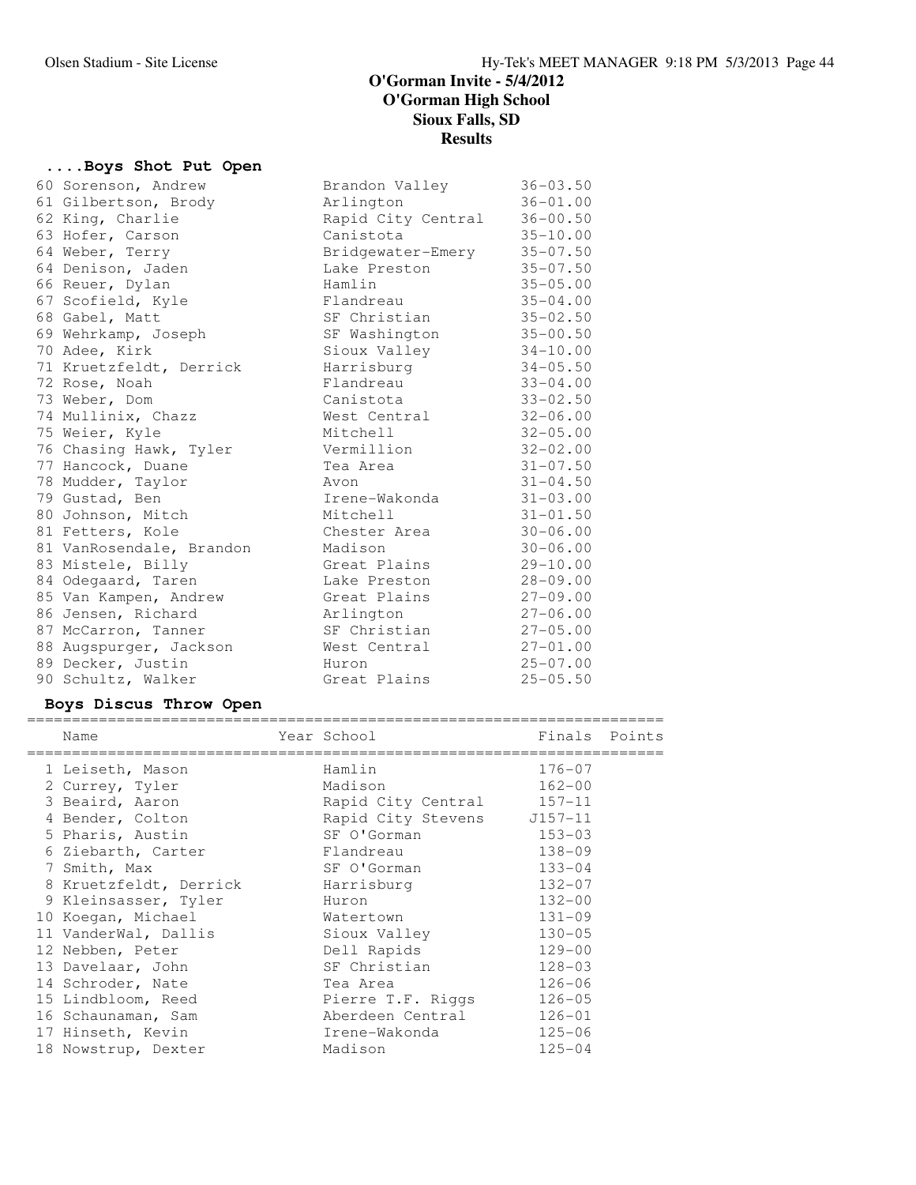# O'Gorman Invite - 5/4/2012
## O'Gorman High School
## Sioux Falls, SD
## Results

### ....Boys Shot Put Open

| Place | Name | School | Finals |
|---|---|---|---|
| 60 | Sorenson, Andrew | Brandon Valley | 36-03.50 |
| 61 | Gilbertson, Brody | Arlington | 36-01.00 |
| 62 | King, Charlie | Rapid City Central | 36-00.50 |
| 63 | Hofer, Carson | Canistota | 35-10.00 |
| 64 | Weber, Terry | Bridgewater-Emery | 35-07.50 |
| 64 | Denison, Jaden | Lake Preston | 35-07.50 |
| 66 | Reuer, Dylan | Hamlin | 35-05.00 |
| 67 | Scofield, Kyle | Flandreau | 35-04.00 |
| 68 | Gabel, Matt | SF Christian | 35-02.50 |
| 69 | Wehrkamp, Joseph | SF Washington | 35-00.50 |
| 70 | Adee, Kirk | Sioux Valley | 34-10.00 |
| 71 | Kruetzfeldt, Derrick | Harrisburg | 34-05.50 |
| 72 | Rose, Noah | Flandreau | 33-04.00 |
| 73 | Weber, Dom | Canistota | 33-02.50 |
| 74 | Mullinix, Chazz | West Central | 32-06.00 |
| 75 | Weier, Kyle | Mitchell | 32-05.00 |
| 76 | Chasing Hawk, Tyler | Vermillion | 32-02.00 |
| 77 | Hancock, Duane | Tea Area | 31-07.50 |
| 78 | Mudder, Taylor | Avon | 31-04.50 |
| 79 | Gustad, Ben | Irene-Wakonda | 31-03.00 |
| 80 | Johnson, Mitch | Mitchell | 31-01.50 |
| 81 | Fetters, Kole | Chester Area | 30-06.00 |
| 81 | VanRosendale, Brandon | Madison | 30-06.00 |
| 83 | Mistele, Billy | Great Plains | 29-10.00 |
| 84 | Odegaard, Taren | Lake Preston | 28-09.00 |
| 85 | Van Kampen, Andrew | Great Plains | 27-09.00 |
| 86 | Jensen, Richard | Arlington | 27-06.00 |
| 87 | McCarron, Tanner | SF Christian | 27-05.00 |
| 88 | Augspurger, Jackson | West Central | 27-01.00 |
| 89 | Decker, Justin | Huron | 25-07.00 |
| 90 | Schultz, Walker | Great Plains | 25-05.50 |

### Boys Discus Throw Open

| Place | Name | Year School | Finals | Points |
|---|---|---|---|---|
| 1 | Leiseth, Mason | Hamlin | 176-07 | |
| 2 | Currey, Tyler | Madison | 162-00 | |
| 3 | Beaird, Aaron | Rapid City Central | 157-11 | |
| 4 | Bender, Colton | Rapid City Stevens | J157-11 | |
| 5 | Pharis, Austin | SF O'Gorman | 153-03 | |
| 6 | Ziebarth, Carter | Flandreau | 138-09 | |
| 7 | Smith, Max | SF O'Gorman | 133-04 | |
| 8 | Kruetzfeldt, Derrick | Harrisburg | 132-07 | |
| 9 | Kleinsasser, Tyler | Huron | 132-00 | |
| 10 | Koegan, Michael | Watertown | 131-09 | |
| 11 | VanderWal, Dallis | Sioux Valley | 130-05 | |
| 12 | Nebben, Peter | Dell Rapids | 129-00 | |
| 13 | Davelaar, John | SF Christian | 128-03 | |
| 14 | Schroder, Nate | Tea Area | 126-06 | |
| 15 | Lindbloom, Reed | Pierre T.F. Riggs | 126-05 | |
| 16 | Schaunaman, Sam | Aberdeen Central | 126-01 | |
| 17 | Hinseth, Kevin | Irene-Wakonda | 125-06 | |
| 18 | Nowstrup, Dexter | Madison | 125-04 | |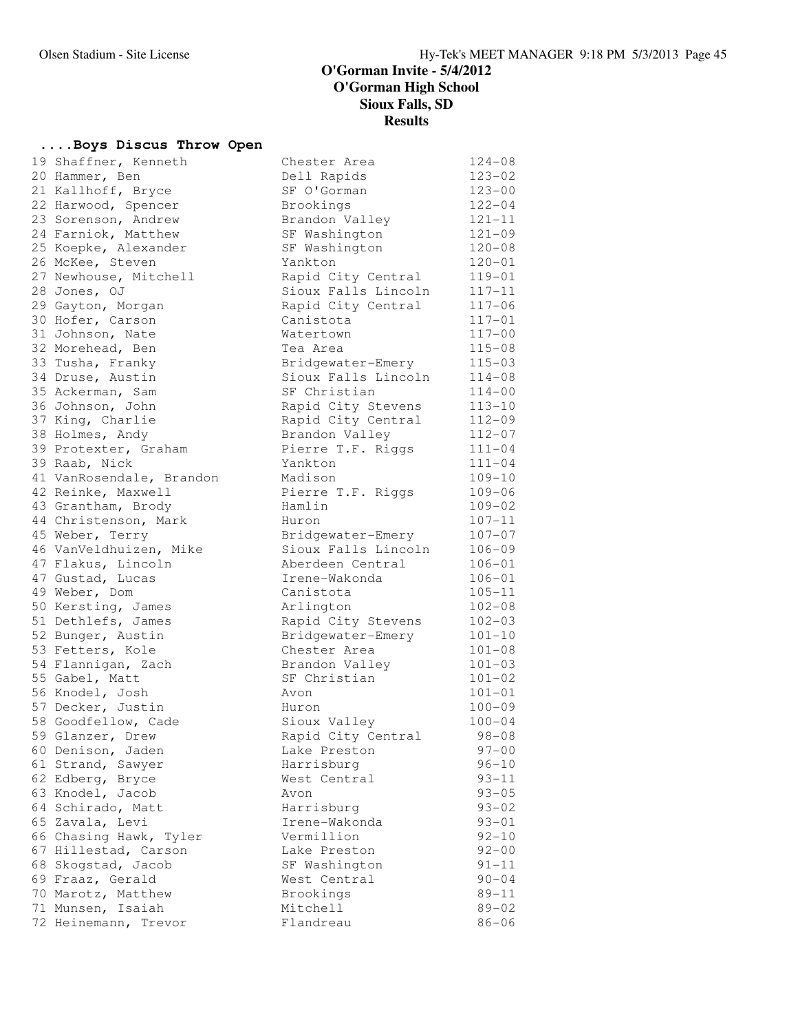# O'Gorman Invite - 5/4/2012
## O'Gorman High School
## Sioux Falls, SD
## Results

### ....Boys Discus Throw Open

| Place | Name | School | Mark |
|---|---|---|---|
| 19 | Shaffner, Kenneth | Chester Area | 124-08 |
| 20 | Hammer, Ben | Dell Rapids | 123-02 |
| 21 | Kallhoff, Bryce | SF O'Gorman | 123-00 |
| 22 | Harwood, Spencer | Brookings | 122-04 |
| 23 | Sorenson, Andrew | Brandon Valley | 121-11 |
| 24 | Farniok, Matthew | SF Washington | 121-09 |
| 25 | Koepke, Alexander | SF Washington | 120-08 |
| 26 | McKee, Steven | Yankton | 120-01 |
| 27 | Newhouse, Mitchell | Rapid City Central | 119-01 |
| 28 | Jones, OJ | Sioux Falls Lincoln | 117-11 |
| 29 | Gayton, Morgan | Rapid City Central | 117-06 |
| 30 | Hofer, Carson | Canistota | 117-01 |
| 31 | Johnson, Nate | Watertown | 117-00 |
| 32 | Morehead, Ben | Tea Area | 115-08 |
| 33 | Tusha, Franky | Bridgewater-Emery | 115-03 |
| 34 | Druse, Austin | Sioux Falls Lincoln | 114-08 |
| 35 | Ackerman, Sam | SF Christian | 114-00 |
| 36 | Johnson, John | Rapid City Stevens | 113-10 |
| 37 | King, Charlie | Rapid City Central | 112-09 |
| 38 | Holmes, Andy | Brandon Valley | 112-07 |
| 39 | Protexter, Graham | Pierre T.F. Riggs | 111-04 |
| 39 | Raab, Nick | Yankton | 111-04 |
| 41 | VanRosendale, Brandon | Madison | 109-10 |
| 42 | Reinke, Maxwell | Pierre T.F. Riggs | 109-06 |
| 43 | Grantham, Brody | Hamlin | 109-02 |
| 44 | Christenson, Mark | Huron | 107-11 |
| 45 | Weber, Terry | Bridgewater-Emery | 107-07 |
| 46 | VanVeldhuizen, Mike | Sioux Falls Lincoln | 106-09 |
| 47 | Flakus, Lincoln | Aberdeen Central | 106-01 |
| 47 | Gustad, Lucas | Irene-Wakonda | 106-01 |
| 49 | Weber, Dom | Canistota | 105-11 |
| 50 | Kersting, James | Arlington | 102-08 |
| 51 | Dethlefs, James | Rapid City Stevens | 102-03 |
| 52 | Bunger, Austin | Bridgewater-Emery | 101-10 |
| 53 | Fetters, Kole | Chester Area | 101-08 |
| 54 | Flannigan, Zach | Brandon Valley | 101-03 |
| 55 | Gabel, Matt | SF Christian | 101-02 |
| 56 | Knodel, Josh | Avon | 101-01 |
| 57 | Decker, Justin | Huron | 100-09 |
| 58 | Goodfellow, Cade | Sioux Valley | 100-04 |
| 59 | Glanzer, Drew | Rapid City Central | 98-08 |
| 60 | Denison, Jaden | Lake Preston | 97-00 |
| 61 | Strand, Sawyer | Harrisburg | 96-10 |
| 62 | Edberg, Bryce | West Central | 93-11 |
| 63 | Knodel, Jacob | Avon | 93-05 |
| 64 | Schirado, Matt | Harrisburg | 93-02 |
| 65 | Zavala, Levi | Irene-Wakonda | 93-01 |
| 66 | Chasing Hawk, Tyler | Vermillion | 92-10 |
| 67 | Hillestad, Carson | Lake Preston | 92-00 |
| 68 | Skogstad, Jacob | SF Washington | 91-11 |
| 69 | Fraaz, Gerald | West Central | 90-04 |
| 70 | Marotz, Matthew | Brookings | 89-11 |
| 71 | Munsen, Isaiah | Mitchell | 89-02 |
| 72 | Heinemann, Trevor | Flandreau | 86-06 |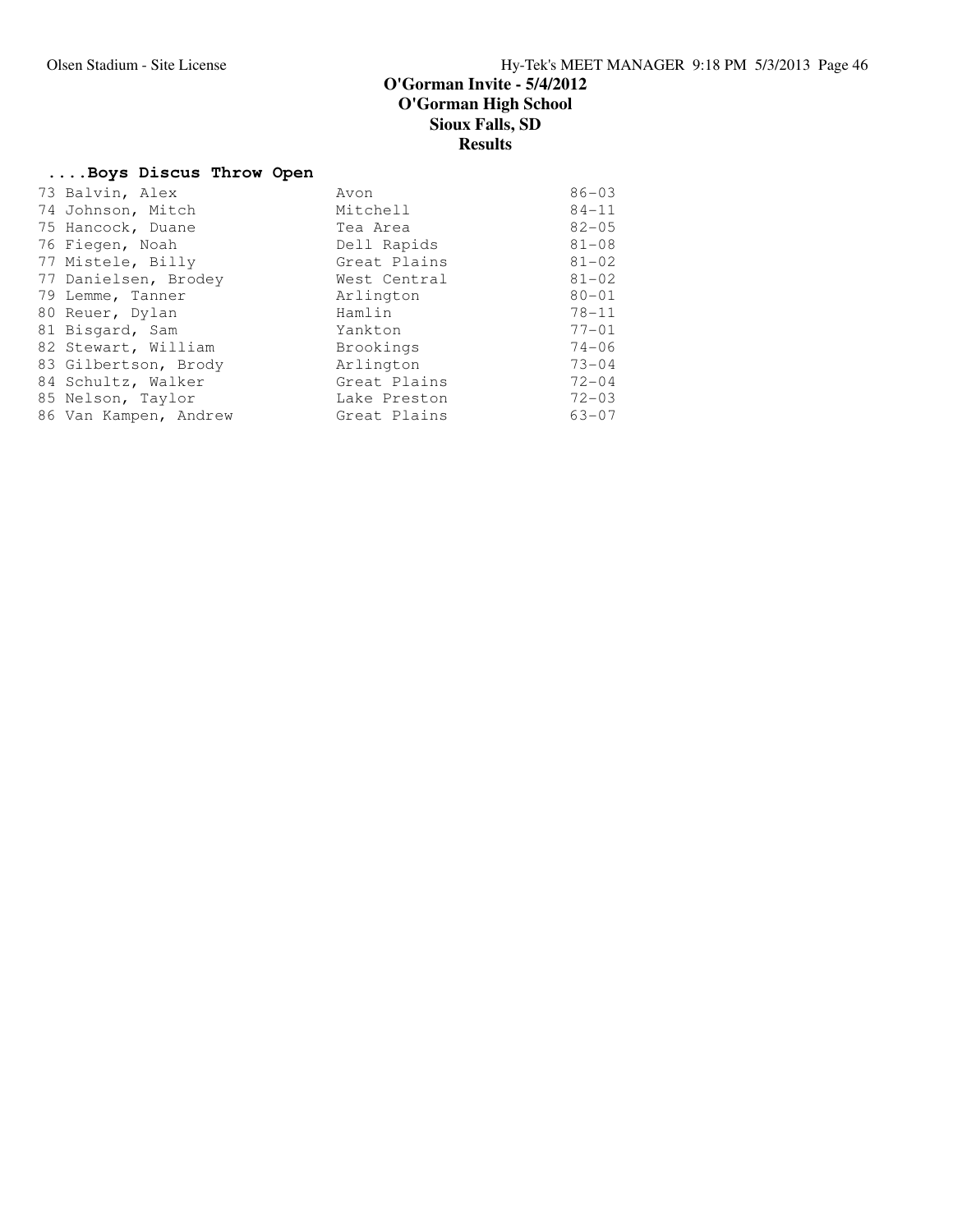# O'Gorman Invite - 5/4/2012
## O'Gorman High School
## Sioux Falls, SD
## Results

### ....Boys Discus Throw Open

| Place | Name | School | Mark |
|---|---|---|---|
| 73 | Balvin, Alex | Avon | 86-03 |
| 74 | Johnson, Mitch | Mitchell | 84-11 |
| 75 | Hancock, Duane | Tea Area | 82-05 |
| 76 | Fiegen, Noah | Dell Rapids | 81-08 |
| 77 | Mistele, Billy | Great Plains | 81-02 |
| 77 | Danielsen, Brodey | West Central | 81-02 |
| 79 | Lemme, Tanner | Arlington | 80-01 |
| 80 | Reuer, Dylan | Hamlin | 78-11 |
| 81 | Bisgard, Sam | Yankton | 77-01 |
| 82 | Stewart, William | Brookings | 74-06 |
| 83 | Gilbertson, Brody | Arlington | 73-04 |
| 84 | Schultz, Walker | Great Plains | 72-04 |
| 85 | Nelson, Taylor | Lake Preston | 72-03 |
| 86 | Van Kampen, Andrew | Great Plains | 63-07 |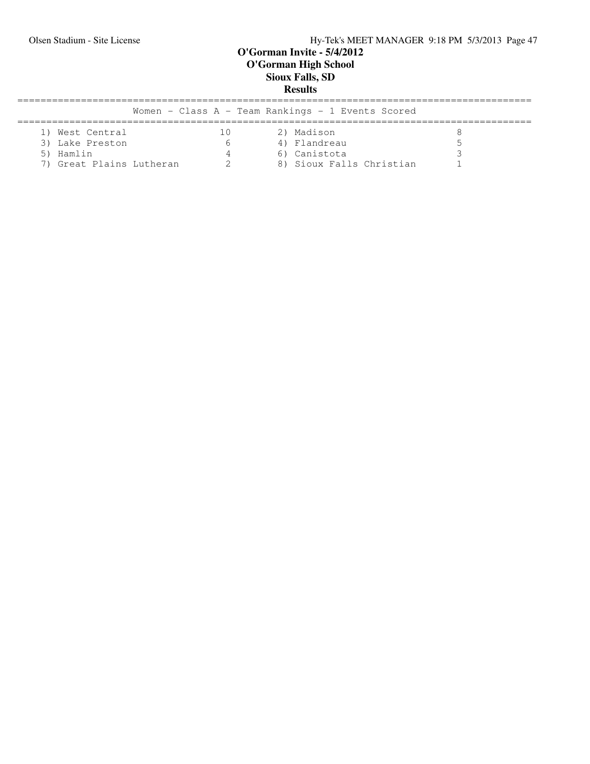# O'Gorman Invite - 5/4/2012

## O'Gorman High School

## Sioux Falls, SD

## Results

### Women - Class A - Team Rankings - 1 Events Scored

| | | | |
|---|---|---|---|
| 1) West Central | 10 | 2) Madison | 8 |
| 3) Lake Preston | 6 | 4) Flandreau | 5 |
| 5) Hamlin | 4 | 6) Canistota | 3 |
| 7) Great Plains Lutheran | 2 | 8) Sioux Falls Christian | 1 |